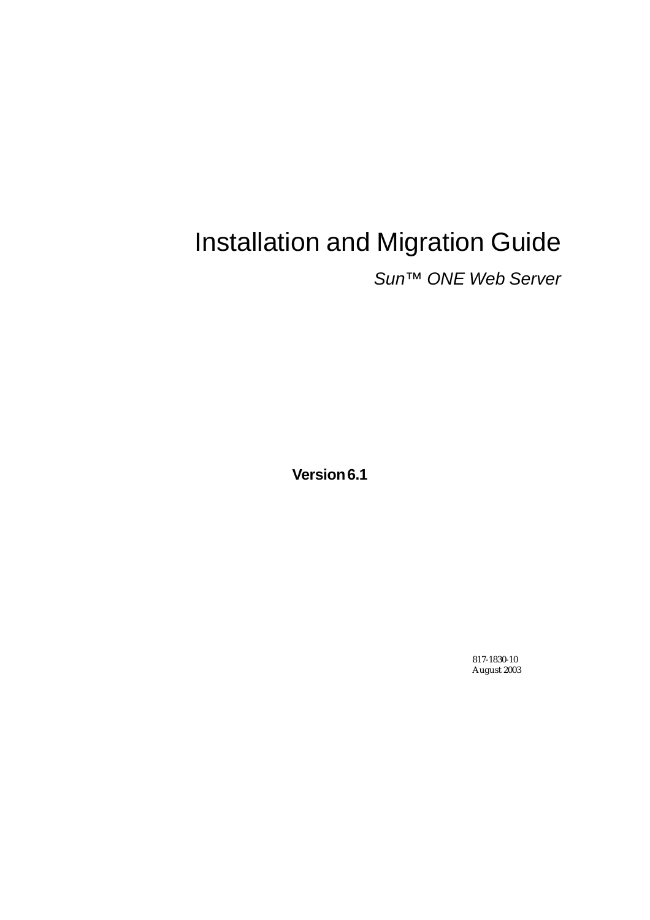# Installation and Migration Guide

*Sun™ ONE Web Server*

**Version 6.1**

817-1830-10
August 2003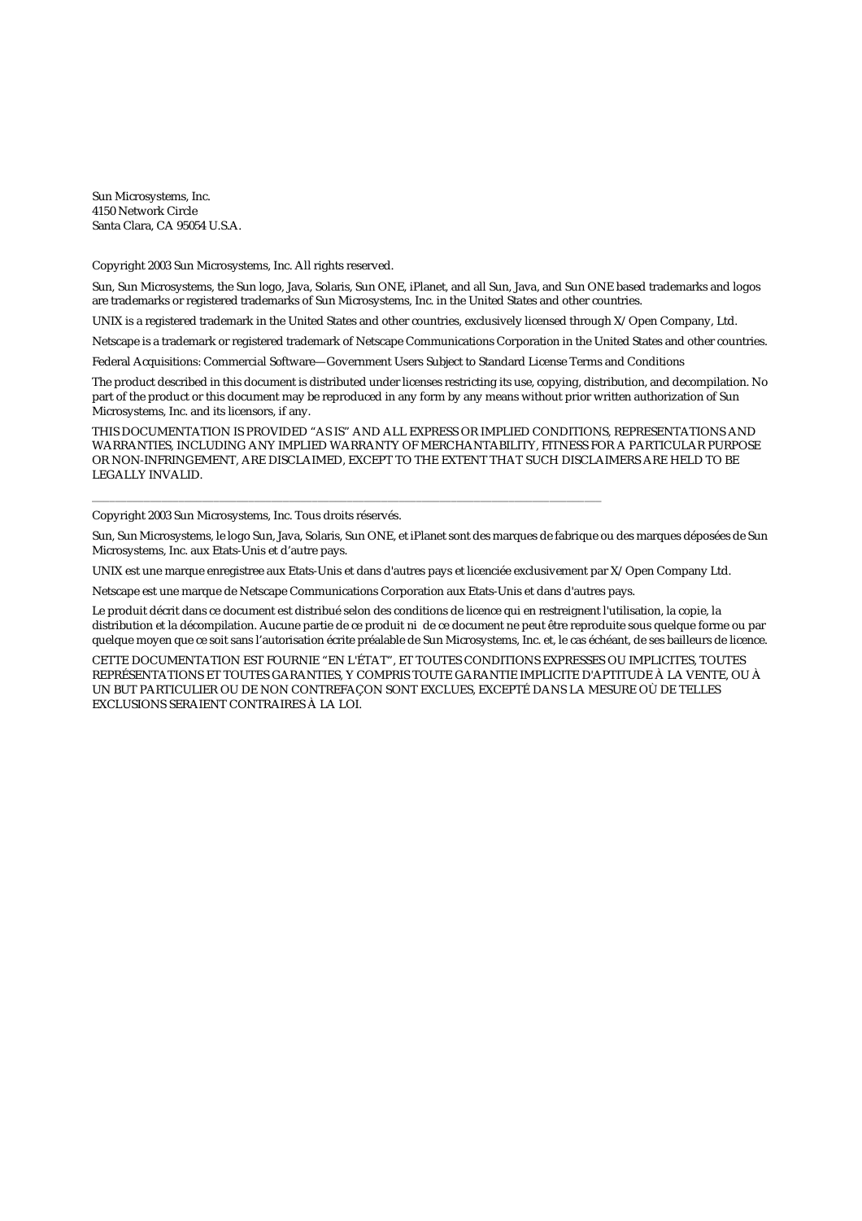Sun Microsystems, Inc.
4150 Network Circle
Santa Clara, CA 95054 U.S.A.

Copyright 2003 Sun Microsystems, Inc. All rights reserved.

Sun, Sun Microsystems, the Sun logo, Java, Solaris, Sun ONE, iPlanet, and all Sun, Java, and Sun ONE based trademarks and logos are trademarks or registered trademarks of Sun Microsystems, Inc. in the United States and other countries.

UNIX is a registered trademark in the United States and other countries, exclusively licensed through X/Open Company, Ltd.

Netscape is a trademark or registered trademark of Netscape Communications Corporation in the United States and other countries.

Federal Acquisitions: Commercial Software—Government Users Subject to Standard License Terms and Conditions

The product described in this document is distributed under licenses restricting its use, copying, distribution, and decompilation. No part of the product or this document may be reproduced in any form by any means without prior written authorization of Sun Microsystems, Inc. and its licensors, if any.

THIS DOCUMENTATION IS PROVIDED "AS IS" AND ALL EXPRESS OR IMPLIED CONDITIONS, REPRESENTATIONS AND WARRANTIES, INCLUDING ANY IMPLIED WARRANTY OF MERCHANTABILITY, FITNESS FOR A PARTICULAR PURPOSE OR NON-INFRINGEMENT, ARE DISCLAIMED, EXCEPT TO THE EXTENT THAT SUCH DISCLAIMERS ARE HELD TO BE LEGALLY INVALID.

---

Copyright 2003 Sun Microsystems, Inc. Tous droits réservés.

Sun, Sun Microsystems, le logo Sun, Java, Solaris, Sun ONE, et iPlanet sont des marques de fabrique ou des marques déposées de Sun Microsystems, Inc. aux Etats-Unis et d'autre pays.

UNIX est une marque enregistree aux Etats-Unis et dans d'autres pays et licenciée exclusivement par X/Open Company Ltd.

Netscape est une marque de Netscape Communications Corporation aux Etats-Unis et dans d'autres pays.

Le produit décrit dans ce document est distribué selon des conditions de licence qui en restreignent l'utilisation, la copie, la distribution et la décompilation. Aucune partie de ce produit ni de ce document ne peut être reproduite sous quelque forme ou par quelque moyen que ce soit sans l'autorisation écrite préalable de Sun Microsystems, Inc. et, le cas échéant, de ses bailleurs de licence.

CETTE DOCUMENTATION EST FOURNIE "EN L'ÉTAT", ET TOUTES CONDITIONS EXPRESSES OU IMPLICITES, TOUTES REPRÉSENTATIONS ET TOUTES GARANTIES, Y COMPRIS TOUTE GARANTIE IMPLICITE D'APTITUDE À LA VENTE, OU À UN BUT PARTICULIER OU DE NON CONTREFAÇON SONT EXCLUES, EXCEPTÉ DANS LA MESURE OÙ DE TELLES EXCLUSIONS SERAIENT CONTRAIRES À LA LOI.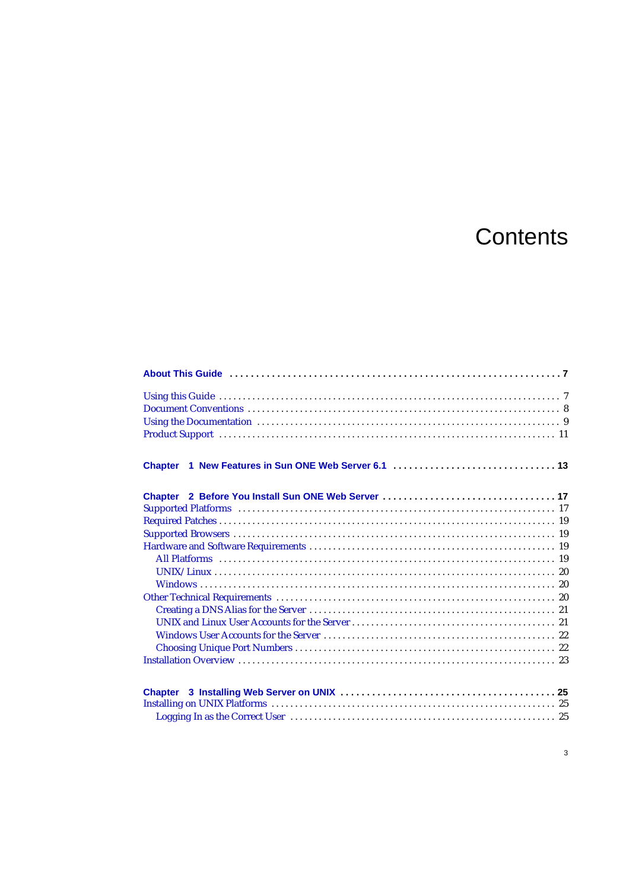# Contents

**About This Guide . . . . . . . . . . . . . . . . . . . . . . . . . . . . . . . . . . . . . . . . . . . . . . . . . . . . . . . . . . . . . 7**

Using this Guide . . . . . . . . . . . . . . . . . . . . . . . . . . . . . . . . . . . . . . . . . . . . . . . . . . . . . . . . . . . . . . . . . 7
Document Conventions . . . . . . . . . . . . . . . . . . . . . . . . . . . . . . . . . . . . . . . . . . . . . . . . . . . . . . . . . . . . . 8
Using the Documentation . . . . . . . . . . . . . . . . . . . . . . . . . . . . . . . . . . . . . . . . . . . . . . . . . . . . . . . . . . . . 9
Product Support . . . . . . . . . . . . . . . . . . . . . . . . . . . . . . . . . . . . . . . . . . . . . . . . . . . . . . . . . . . . . . . . . . 11

**Chapter 1 New Features in Sun ONE Web Server 6.1 . . . . . . . . . . . . . . . . . . . . . . . . . . . . . . 13**

**Chapter 2 Before You Install Sun ONE Web Server . . . . . . . . . . . . . . . . . . . . . . . . . . . . . . . . . 17**
Supported Platforms . . . . . . . . . . . . . . . . . . . . . . . . . . . . . . . . . . . . . . . . . . . . . . . . . . . . . . . . . . . . . . . 17
Required Patches . . . . . . . . . . . . . . . . . . . . . . . . . . . . . . . . . . . . . . . . . . . . . . . . . . . . . . . . . . . . . . . . . 19
Supported Browsers . . . . . . . . . . . . . . . . . . . . . . . . . . . . . . . . . . . . . . . . . . . . . . . . . . . . . . . . . . . . . . . 19
Hardware and Software Requirements . . . . . . . . . . . . . . . . . . . . . . . . . . . . . . . . . . . . . . . . . . . . . . . . . 19
All Platforms . . . . . . . . . . . . . . . . . . . . . . . . . . . . . . . . . . . . . . . . . . . . . . . . . . . . . . . . . . . . . . . . . . 19
UNIX/Linux . . . . . . . . . . . . . . . . . . . . . . . . . . . . . . . . . . . . . . . . . . . . . . . . . . . . . . . . . . . . . . . . . . . 20
Windows . . . . . . . . . . . . . . . . . . . . . . . . . . . . . . . . . . . . . . . . . . . . . . . . . . . . . . . . . . . . . . . . . . . . . 20
Other Technical Requirements . . . . . . . . . . . . . . . . . . . . . . . . . . . . . . . . . . . . . . . . . . . . . . . . . . . . . . . 20
Creating a DNS Alias for the Server . . . . . . . . . . . . . . . . . . . . . . . . . . . . . . . . . . . . . . . . . . . . . . . . . 21
UNIX and Linux User Accounts for the Server . . . . . . . . . . . . . . . . . . . . . . . . . . . . . . . . . . . . . . . . . . 21
Windows User Accounts for the Server . . . . . . . . . . . . . . . . . . . . . . . . . . . . . . . . . . . . . . . . . . . . . . . 22
Choosing Unique Port Numbers . . . . . . . . . . . . . . . . . . . . . . . . . . . . . . . . . . . . . . . . . . . . . . . . . . . . 22
Installation Overview . . . . . . . . . . . . . . . . . . . . . . . . . . . . . . . . . . . . . . . . . . . . . . . . . . . . . . . . . . . . . . . 23

**Chapter 3 Installing Web Server on UNIX . . . . . . . . . . . . . . . . . . . . . . . . . . . . . . . . . . . . . . . . . 25**
Installing on UNIX Platforms . . . . . . . . . . . . . . . . . . . . . . . . . . . . . . . . . . . . . . . . . . . . . . . . . . . . . . . . . 25
Logging In as the Correct User . . . . . . . . . . . . . . . . . . . . . . . . . . . . . . . . . . . . . . . . . . . . . . . . . . . . . 25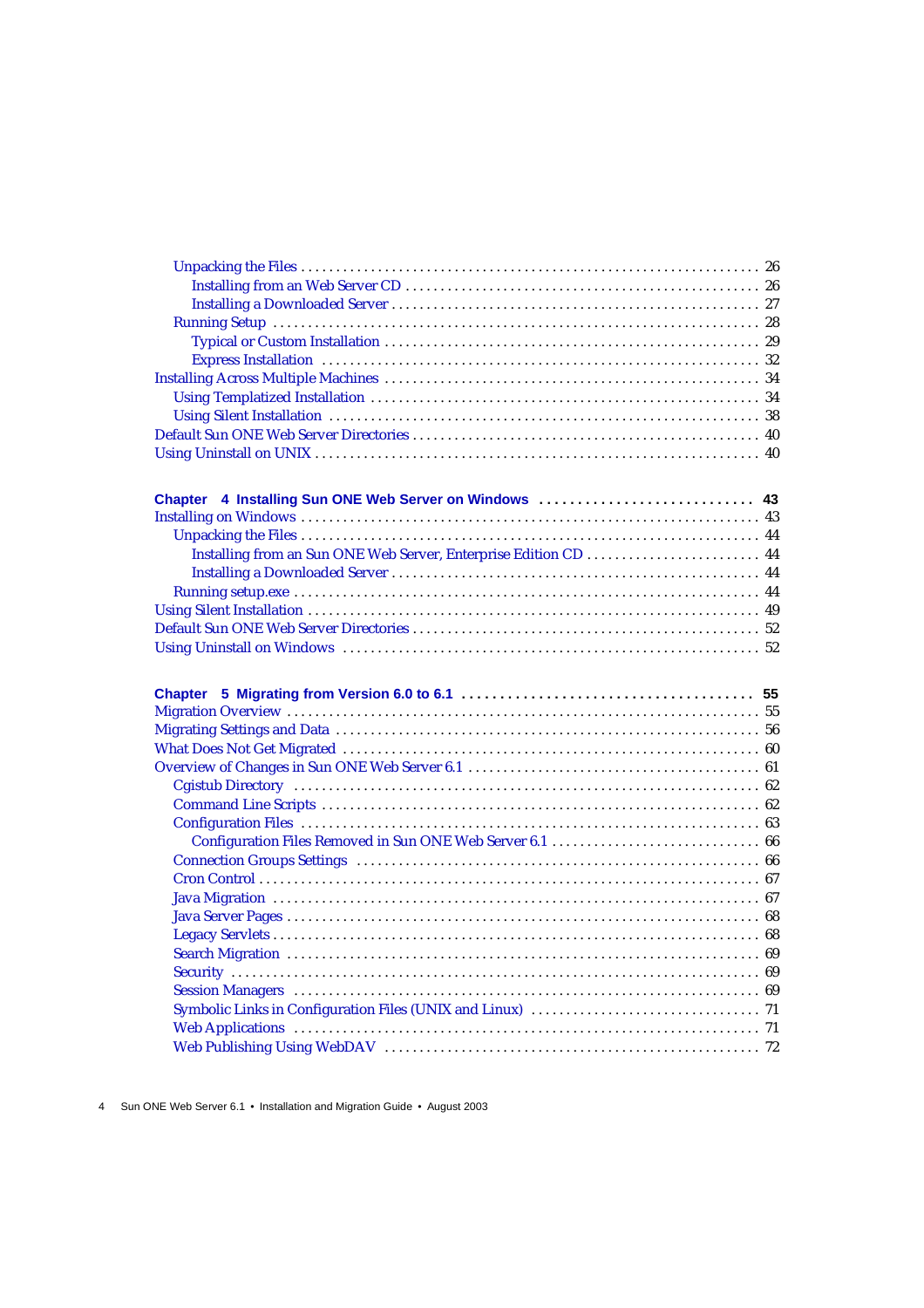- Unpacking the Files . . . . . . . . . . . . . . . . . . . . . . . . . . . . . . . . . . . . . . . . . . . . . . . . . . . . . . . . . . . . . . . . 26
  - Installing from an Web Server CD . . . . . . . . . . . . . . . . . . . . . . . . . . . . . . . . . . . . . . . . . . . . . . . . 26
  - Installing a Downloaded Server . . . . . . . . . . . . . . . . . . . . . . . . . . . . . . . . . . . . . . . . . . . . . . . . . . . . 27
- Running Setup . . . . . . . . . . . . . . . . . . . . . . . . . . . . . . . . . . . . . . . . . . . . . . . . . . . . . . . . . . . . . . . . . . . 28
  - Typical or Custom Installation . . . . . . . . . . . . . . . . . . . . . . . . . . . . . . . . . . . . . . . . . . . . . . . . . . . . 29
  - Express Installation . . . . . . . . . . . . . . . . . . . . . . . . . . . . . . . . . . . . . . . . . . . . . . . . . . . . . . . . . . . 32

Installing Across Multiple Machines . . . . . . . . . . . . . . . . . . . . . . . . . . . . . . . . . . . . . . . . . . . . . . . . . . . . 34

- Using Templatized Installation . . . . . . . . . . . . . . . . . . . . . . . . . . . . . . . . . . . . . . . . . . . . . . . . . . . . . . 34
- Using Silent Installation . . . . . . . . . . . . . . . . . . . . . . . . . . . . . . . . . . . . . . . . . . . . . . . . . . . . . . . . . . . 38

Default Sun ONE Web Server Directories . . . . . . . . . . . . . . . . . . . . . . . . . . . . . . . . . . . . . . . . . . . . . . . . 40

Using Uninstall on UNIX . . . . . . . . . . . . . . . . . . . . . . . . . . . . . . . . . . . . . . . . . . . . . . . . . . . . . . . . . . . . . . 40

**Chapter 4 Installing Sun ONE Web Server on Windows . . . . . . . . . . . . . . . . . . . . . . . . . . . . 43**

Installing on Windows . . . . . . . . . . . . . . . . . . . . . . . . . . . . . . . . . . . . . . . . . . . . . . . . . . . . . . . . . . . . . . . . . 43

- Unpacking the Files . . . . . . . . . . . . . . . . . . . . . . . . . . . . . . . . . . . . . . . . . . . . . . . . . . . . . . . . . . . . . . . . 44
  - Installing from an Sun ONE Web Server, Enterprise Edition CD . . . . . . . . . . . . . . . . . . . . . . . . . 44
  - Installing a Downloaded Server . . . . . . . . . . . . . . . . . . . . . . . . . . . . . . . . . . . . . . . . . . . . . . . . . . . . 44
- Running setup.exe . . . . . . . . . . . . . . . . . . . . . . . . . . . . . . . . . . . . . . . . . . . . . . . . . . . . . . . . . . . . . . . . . 44

Using Silent Installation . . . . . . . . . . . . . . . . . . . . . . . . . . . . . . . . . . . . . . . . . . . . . . . . . . . . . . . . . . . . . . . 49

Default Sun ONE Web Server Directories . . . . . . . . . . . . . . . . . . . . . . . . . . . . . . . . . . . . . . . . . . . . . . . . 52

Using Uninstall on Windows . . . . . . . . . . . . . . . . . . . . . . . . . . . . . . . . . . . . . . . . . . . . . . . . . . . . . . . . . . . 52

**Chapter 5 Migrating from Version 6.0 to 6.1 . . . . . . . . . . . . . . . . . . . . . . . . . . . . . . . . . . . . . 55**

Migration Overview . . . . . . . . . . . . . . . . . . . . . . . . . . . . . . . . . . . . . . . . . . . . . . . . . . . . . . . . . . . . . . . . . . . 55

Migrating Settings and Data . . . . . . . . . . . . . . . . . . . . . . . . . . . . . . . . . . . . . . . . . . . . . . . . . . . . . . . . . . . . 56

What Does Not Get Migrated . . . . . . . . . . . . . . . . . . . . . . . . . . . . . . . . . . . . . . . . . . . . . . . . . . . . . . . . . . . 60

Overview of Changes in Sun ONE Web Server 6.1 . . . . . . . . . . . . . . . . . . . . . . . . . . . . . . . . . . . . . . . . . 61

- Cgistub Directory . . . . . . . . . . . . . . . . . . . . . . . . . . . . . . . . . . . . . . . . . . . . . . . . . . . . . . . . . . . . . . . . . . 62
- Command Line Scripts . . . . . . . . . . . . . . . . . . . . . . . . . . . . . . . . . . . . . . . . . . . . . . . . . . . . . . . . . . . . . . 62
- Configuration Files . . . . . . . . . . . . . . . . . . . . . . . . . . . . . . . . . . . . . . . . . . . . . . . . . . . . . . . . . . . . . . . . . 63
  - Configuration Files Removed in Sun ONE Web Server 6.1 . . . . . . . . . . . . . . . . . . . . . . . . . . . . . 66
- Connection Groups Settings . . . . . . . . . . . . . . . . . . . . . . . . . . . . . . . . . . . . . . . . . . . . . . . . . . . . . . . . . 66
- Cron Control . . . . . . . . . . . . . . . . . . . . . . . . . . . . . . . . . . . . . . . . . . . . . . . . . . . . . . . . . . . . . . . . . . . . . . 67
- Java Migration . . . . . . . . . . . . . . . . . . . . . . . . . . . . . . . . . . . . . . . . . . . . . . . . . . . . . . . . . . . . . . . . . . . . . 67
- Java Server Pages . . . . . . . . . . . . . . . . . . . . . . . . . . . . . . . . . . . . . . . . . . . . . . . . . . . . . . . . . . . . . . . . . . 68
- Legacy Servlets . . . . . . . . . . . . . . . . . . . . . . . . . . . . . . . . . . . . . . . . . . . . . . . . . . . . . . . . . . . . . . . . . . . . 68
- Search Migration . . . . . . . . . . . . . . . . . . . . . . . . . . . . . . . . . . . . . . . . . . . . . . . . . . . . . . . . . . . . . . . . . . . 69
- Security . . . . . . . . . . . . . . . . . . . . . . . . . . . . . . . . . . . . . . . . . . . . . . . . . . . . . . . . . . . . . . . . . . . . . . . . . . . 69
- Session Managers . . . . . . . . . . . . . . . . . . . . . . . . . . . . . . . . . . . . . . . . . . . . . . . . . . . . . . . . . . . . . . . . . . 69
- Symbolic Links in Configuration Files (UNIX and Linux) . . . . . . . . . . . . . . . . . . . . . . . . . . . . . . . . 71
- Web Applications . . . . . . . . . . . . . . . . . . . . . . . . . . . . . . . . . . . . . . . . . . . . . . . . . . . . . . . . . . . . . . . . . . 71
- Web Publishing Using WebDAV . . . . . . . . . . . . . . . . . . . . . . . . . . . . . . . . . . . . . . . . . . . . . . . . . . . . . . 72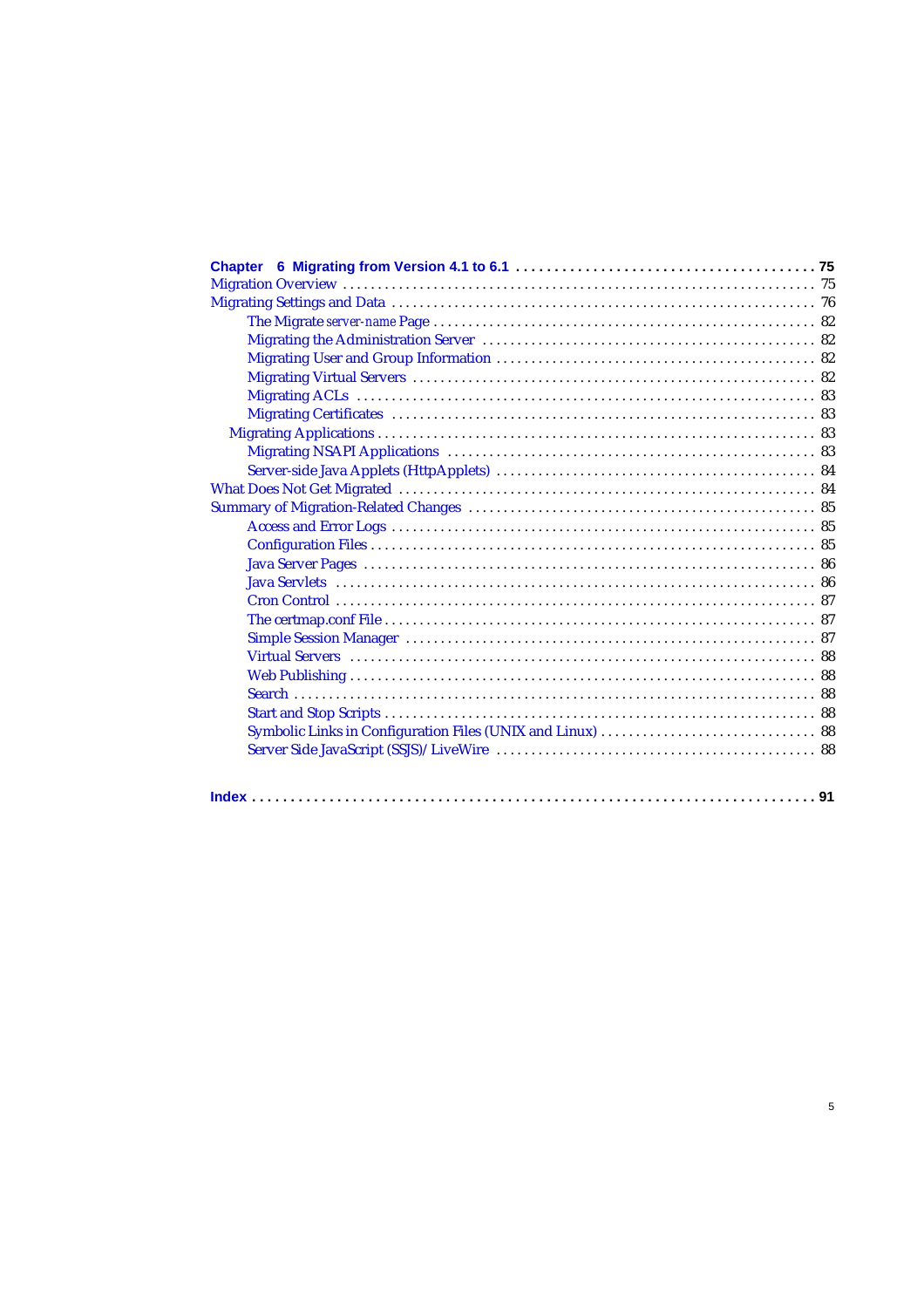**Chapter 6 Migrating from Version 4.1 to 6.1 . . . . . . . . . . . . . . . . . . . . . . . . . . . . . . . . . . . . . . 75**

Migration Overview . . . . . . . . . . . . . . . . . . . . . . . . . . . . . . . . . . . . . . . . . . . . . . . . . . . . . . . . . . . . 75

Migrating Settings and Data . . . . . . . . . . . . . . . . . . . . . . . . . . . . . . . . . . . . . . . . . . . . . . . . . . . . . . . 76

- The Migrate *server-name* Page . . . . . . . . . . . . . . . . . . . . . . . . . . . . . . . . . . . . . . . . . . . . . . . . . . 82
- Migrating the Administration Server . . . . . . . . . . . . . . . . . . . . . . . . . . . . . . . . . . . . . . . . . . . . . . 82
- Migrating User and Group Information . . . . . . . . . . . . . . . . . . . . . . . . . . . . . . . . . . . . . . . . . . . . 82
- Migrating Virtual Servers . . . . . . . . . . . . . . . . . . . . . . . . . . . . . . . . . . . . . . . . . . . . . . . . . . . . . . . 82
- Migrating ACLs . . . . . . . . . . . . . . . . . . . . . . . . . . . . . . . . . . . . . . . . . . . . . . . . . . . . . . . . . . . . . . 83
- Migrating Certificates . . . . . . . . . . . . . . . . . . . . . . . . . . . . . . . . . . . . . . . . . . . . . . . . . . . . . . . . . . 83

Migrating Applications . . . . . . . . . . . . . . . . . . . . . . . . . . . . . . . . . . . . . . . . . . . . . . . . . . . . . . . . . . . . 83

- Migrating NSAPI Applications . . . . . . . . . . . . . . . . . . . . . . . . . . . . . . . . . . . . . . . . . . . . . . . . . . . 83
- Server-side Java Applets (HttpApplets) . . . . . . . . . . . . . . . . . . . . . . . . . . . . . . . . . . . . . . . . . . . 84

What Does Not Get Migrated . . . . . . . . . . . . . . . . . . . . . . . . . . . . . . . . . . . . . . . . . . . . . . . . . . . . . . . 84

Summary of Migration-Related Changes . . . . . . . . . . . . . . . . . . . . . . . . . . . . . . . . . . . . . . . . . . . . . . 85

- Access and Error Logs . . . . . . . . . . . . . . . . . . . . . . . . . . . . . . . . . . . . . . . . . . . . . . . . . . . . . . . . . . 85
- Configuration Files . . . . . . . . . . . . . . . . . . . . . . . . . . . . . . . . . . . . . . . . . . . . . . . . . . . . . . . . . . . . 85
- Java Server Pages . . . . . . . . . . . . . . . . . . . . . . . . . . . . . . . . . . . . . . . . . . . . . . . . . . . . . . . . . . . . . 86
- Java Servlets . . . . . . . . . . . . . . . . . . . . . . . . . . . . . . . . . . . . . . . . . . . . . . . . . . . . . . . . . . . . . . . . . 86
- Cron Control . . . . . . . . . . . . . . . . . . . . . . . . . . . . . . . . . . . . . . . . . . . . . . . . . . . . . . . . . . . . . . . . . 87
- The certmap.conf File . . . . . . . . . . . . . . . . . . . . . . . . . . . . . . . . . . . . . . . . . . . . . . . . . . . . . . . . . . 87
- Simple Session Manager . . . . . . . . . . . . . . . . . . . . . . . . . . . . . . . . . . . . . . . . . . . . . . . . . . . . . . . . 87
- Virtual Servers . . . . . . . . . . . . . . . . . . . . . . . . . . . . . . . . . . . . . . . . . . . . . . . . . . . . . . . . . . . . . . . 88
- Web Publishing . . . . . . . . . . . . . . . . . . . . . . . . . . . . . . . . . . . . . . . . . . . . . . . . . . . . . . . . . . . . . . . 88
- Search . . . . . . . . . . . . . . . . . . . . . . . . . . . . . . . . . . . . . . . . . . . . . . . . . . . . . . . . . . . . . . . . . . . . . . 88
- Start and Stop Scripts . . . . . . . . . . . . . . . . . . . . . . . . . . . . . . . . . . . . . . . . . . . . . . . . . . . . . . . . . . 88
- Symbolic Links in Configuration Files (UNIX and Linux) . . . . . . . . . . . . . . . . . . . . . . . . . . . . . . 88
- Server Side JavaScript (SSJS)/LiveWire . . . . . . . . . . . . . . . . . . . . . . . . . . . . . . . . . . . . . . . . . . . 88

**Index . . . . . . . . . . . . . . . . . . . . . . . . . . . . . . . . . . . . . . . . . . . . . . . . . . . . . . . . . . . . . . . . . . . . . 91**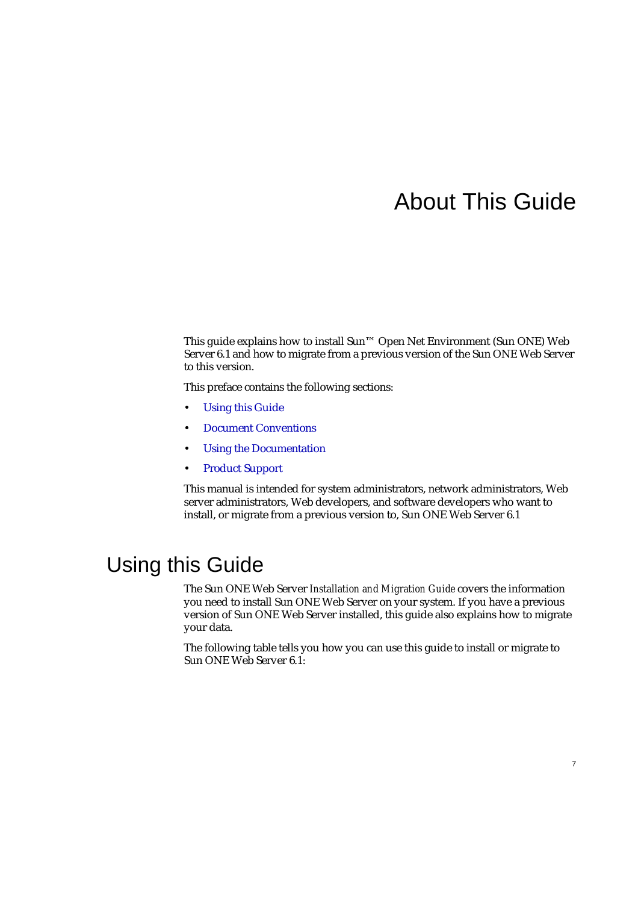# About This Guide

This guide explains how to install Sun™ Open Net Environment (Sun ONE) Web Server 6.1 and how to migrate from a previous version of the Sun ONE Web Server to this version.

This preface contains the following sections:

- Using this Guide
- Document Conventions
- Using the Documentation
- Product Support

This manual is intended for system administrators, network administrators, Web server administrators, Web developers, and software developers who want to install, or migrate from a previous version to, Sun ONE Web Server 6.1

## Using this Guide

The Sun ONE Web Server *Installation and Migration Guide* covers the information you need to install Sun ONE Web Server on your system. If you have a previous version of Sun ONE Web Server installed, this guide also explains how to migrate your data.

The following table tells you how you can use this guide to install or migrate to Sun ONE Web Server 6.1: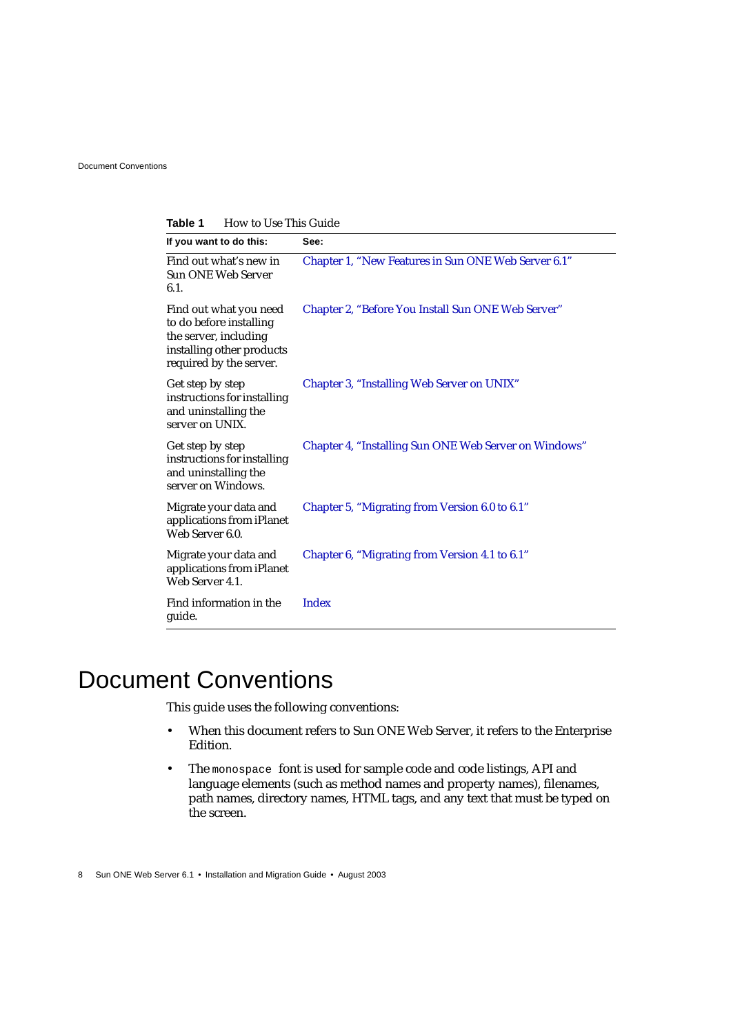**Table 1** How to Use This Guide

| If you want to do this: | See: |
|---|---|
| Find out what's new in Sun ONE Web Server 6.1. | Chapter 1, "New Features in Sun ONE Web Server 6.1" |
| Find out what you need to do before installing the server, including installing other products required by the server. | Chapter 2, "Before You Install Sun ONE Web Server" |
| Get step by step instructions for installing and uninstalling the server on UNIX. | Chapter 3, "Installing Web Server on UNIX" |
| Get step by step instructions for installing and uninstalling the server on Windows. | Chapter 4, "Installing Sun ONE Web Server on Windows" |
| Migrate your data and applications from iPlanet Web Server 6.0. | Chapter 5, "Migrating from Version 6.0 to 6.1" |
| Migrate your data and applications from iPlanet Web Server 4.1. | Chapter 6, "Migrating from Version 4.1 to 6.1" |
| Find information in the guide. | Index |

# Document Conventions

This guide uses the following conventions:

- When this document refers to Sun ONE Web Server, it refers to the Enterprise Edition.
- The `monospace` font is used for sample code and code listings, API and language elements (such as method names and property names), filenames, path names, directory names, HTML tags, and any text that must be typed on the screen.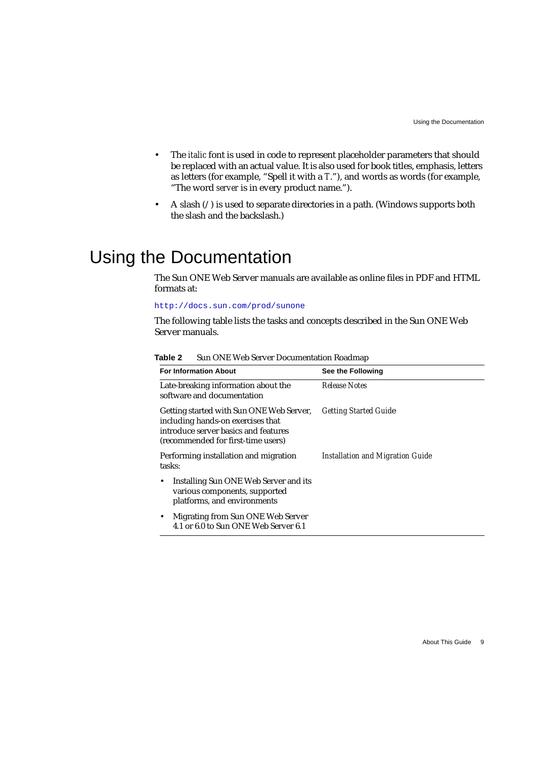- The *italic* font is used in code to represent placeholder parameters that should be replaced with an actual value. It is also used for book titles, emphasis, letters as letters (for example, "Spell it with a *T*."), and words as words (for example, "The word *server* is in every product name.").
- A slash (`/`) is used to separate directories in a path. (Windows supports both the slash and the backslash.)

# Using the Documentation

The Sun ONE Web Server manuals are available as online files in PDF and HTML formats at:

http://docs.sun.com/prod/sunone

The following table lists the tasks and concepts described in the Sun ONE Web Server manuals.

**Table 2** Sun ONE Web Server Documentation Roadmap

| For Information About | See the Following |
|---|---|
| Late-breaking information about the software and documentation | *Release Notes* |
| Getting started with Sun ONE Web Server, including hands-on exercises that introduce server basics and features (recommended for first-time users) | *Getting Started Guide* |
| Performing installation and migration tasks:<br>• Installing Sun ONE Web Server and its various components, supported platforms, and environments<br>• Migrating from Sun ONE Web Server 4.1 or 6.0 to Sun ONE Web Server 6.1 | *Installation and Migration Guide* |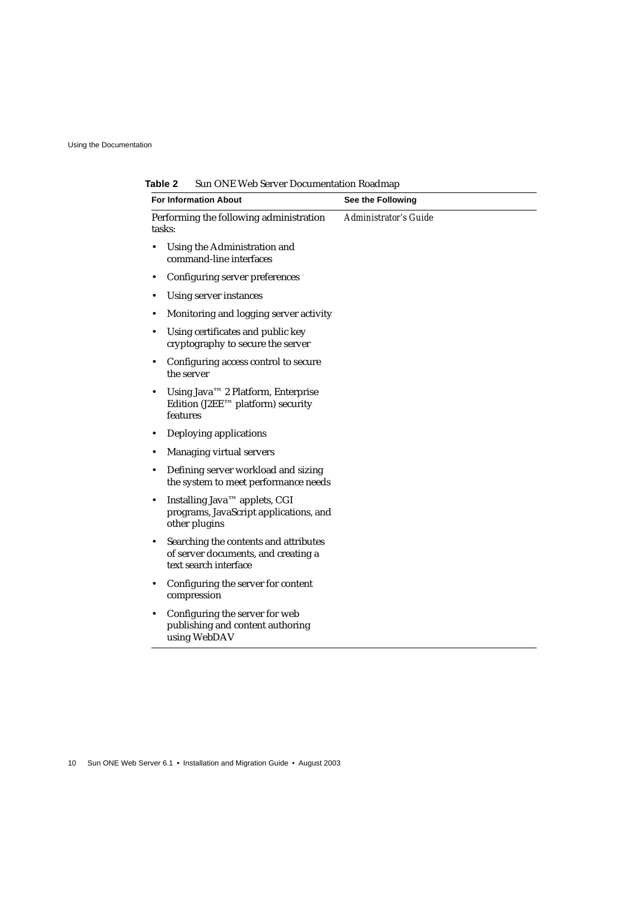**Table 2** Sun ONE Web Server Documentation Roadmap

| For Information About | See the Following |
|---|---|
| Performing the following administration tasks:<br>• Using the Administration and command-line interfaces<br>• Configuring server preferences<br>• Using server instances<br>• Monitoring and logging server activity<br>• Using certificates and public key cryptography to secure the server<br>• Configuring access control to secure the server<br>• Using Java™ 2 Platform, Enterprise Edition (J2EE™ platform) security features<br>• Deploying applications<br>• Managing virtual servers<br>• Defining server workload and sizing the system to meet performance needs<br>• Installing Java™ applets, CGI programs, JavaScript applications, and other plugins<br>• Searching the contents and attributes of server documents, and creating a text search interface<br>• Configuring the server for content compression<br>• Configuring the server for web publishing and content authoring using WebDAV | *Administrator's Guide* |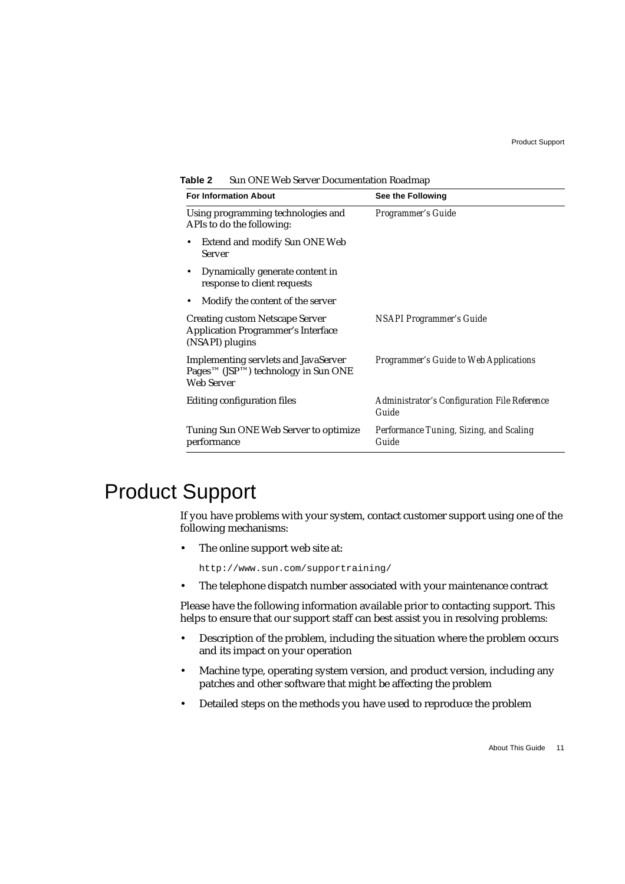**Table 2** Sun ONE Web Server Documentation Roadmap

| For Information About | See the Following |
|---|---|
| Using programming technologies and APIs to do the following:<br>• Extend and modify Sun ONE Web Server<br>• Dynamically generate content in response to client requests<br>• Modify the content of the server | *Programmer's Guide* |
| Creating custom Netscape Server Application Programmer's Interface (NSAPI) plugins | *NSAPI Programmer's Guide* |
| Implementing servlets and JavaServer Pages™ (JSP™) technology in Sun ONE Web Server | *Programmer's Guide to Web Applications* |
| Editing configuration files | *Administrator's Configuration File Reference Guide* |
| Tuning Sun ONE Web Server to optimize performance | *Performance Tuning, Sizing, and Scaling Guide* |

# Product Support

If you have problems with your system, contact customer support using one of the following mechanisms:

- The online support web site at:

  `http://www.sun.com/supportraining/`

- The telephone dispatch number associated with your maintenance contract

Please have the following information available prior to contacting support. This helps to ensure that our support staff can best assist you in resolving problems:

- Description of the problem, including the situation where the problem occurs and its impact on your operation
- Machine type, operating system version, and product version, including any patches and other software that might be affecting the problem
- Detailed steps on the methods you have used to reproduce the problem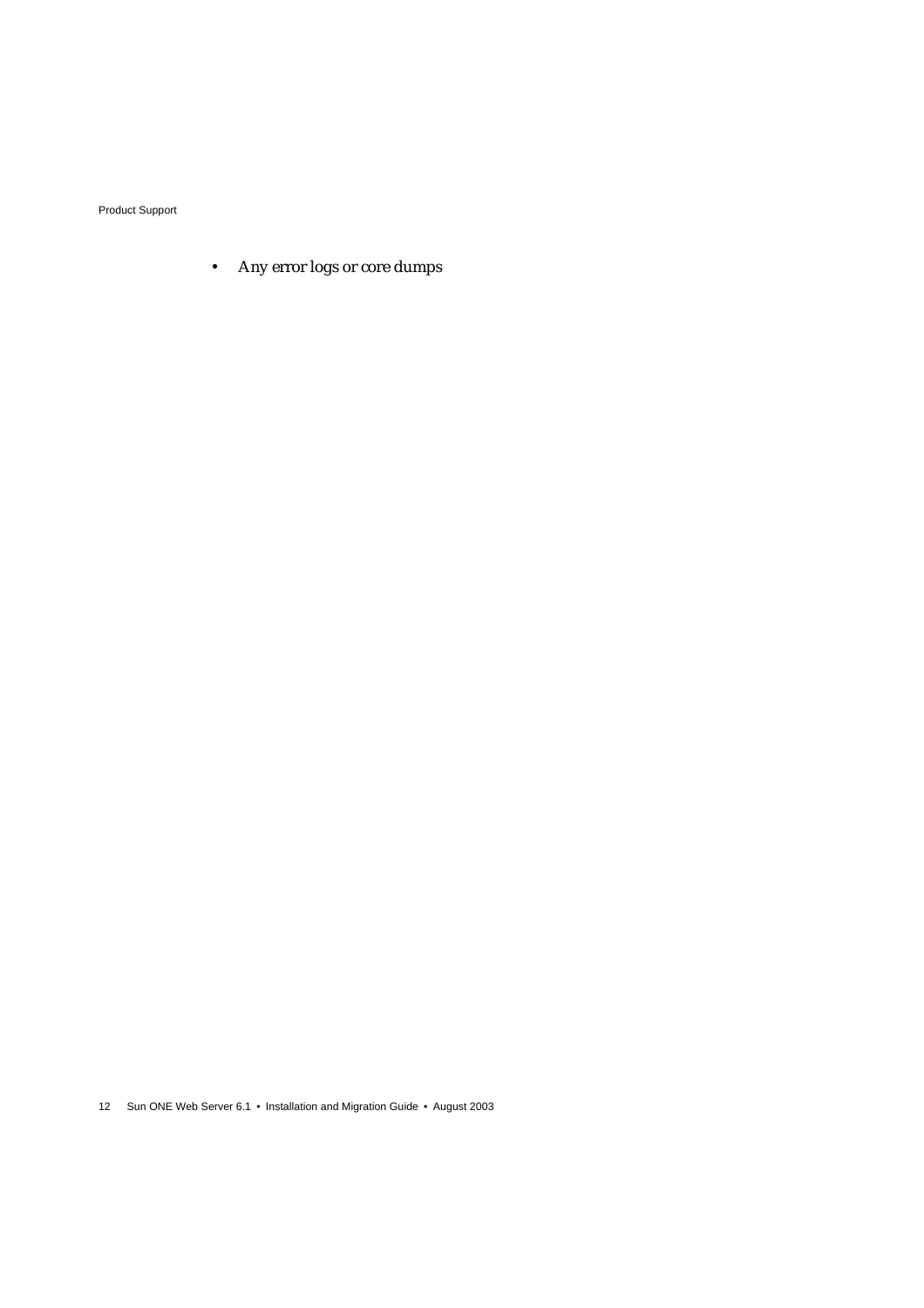- Any error logs or core dumps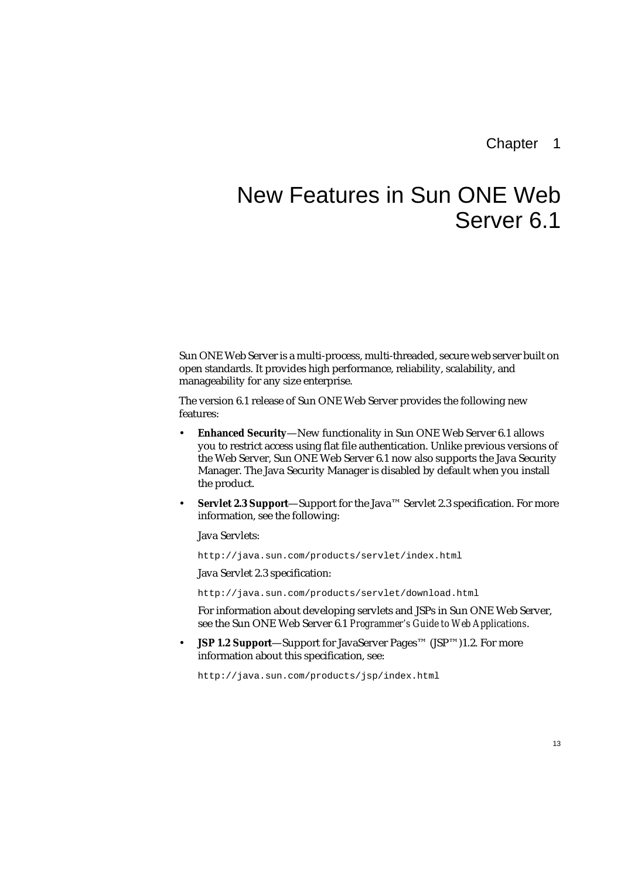Chapter 1

# New Features in Sun ONE Web Server 6.1

Sun ONE Web Server is a multi-process, multi-threaded, secure web server built on open standards. It provides high performance, reliability, scalability, and manageability for any size enterprise.

The version 6.1 release of Sun ONE Web Server provides the following new features:

- **Enhanced Security**—New functionality in Sun ONE Web Server 6.1 allows you to restrict access using flat file authentication. Unlike previous versions of the Web Server, Sun ONE Web Server 6.1 now also supports the Java Security Manager. The Java Security Manager is disabled by default when you install the product.

- **Servlet 2.3 Support**—Support for the Java™ Servlet 2.3 specification. For more information, see the following:

  Java Servlets:

  `http://java.sun.com/products/servlet/index.html`

  Java Servlet 2.3 specification:

  `http://java.sun.com/products/servlet/download.html`

  For information about developing servlets and JSPs in Sun ONE Web Server, see the Sun ONE Web Server 6.1 *Programmer's Guide to Web Applications*.

- **JSP 1.2 Support**—Support for JavaServer Pages™ (JSP™)1.2. For more information about this specification, see:

  `http://java.sun.com/products/jsp/index.html`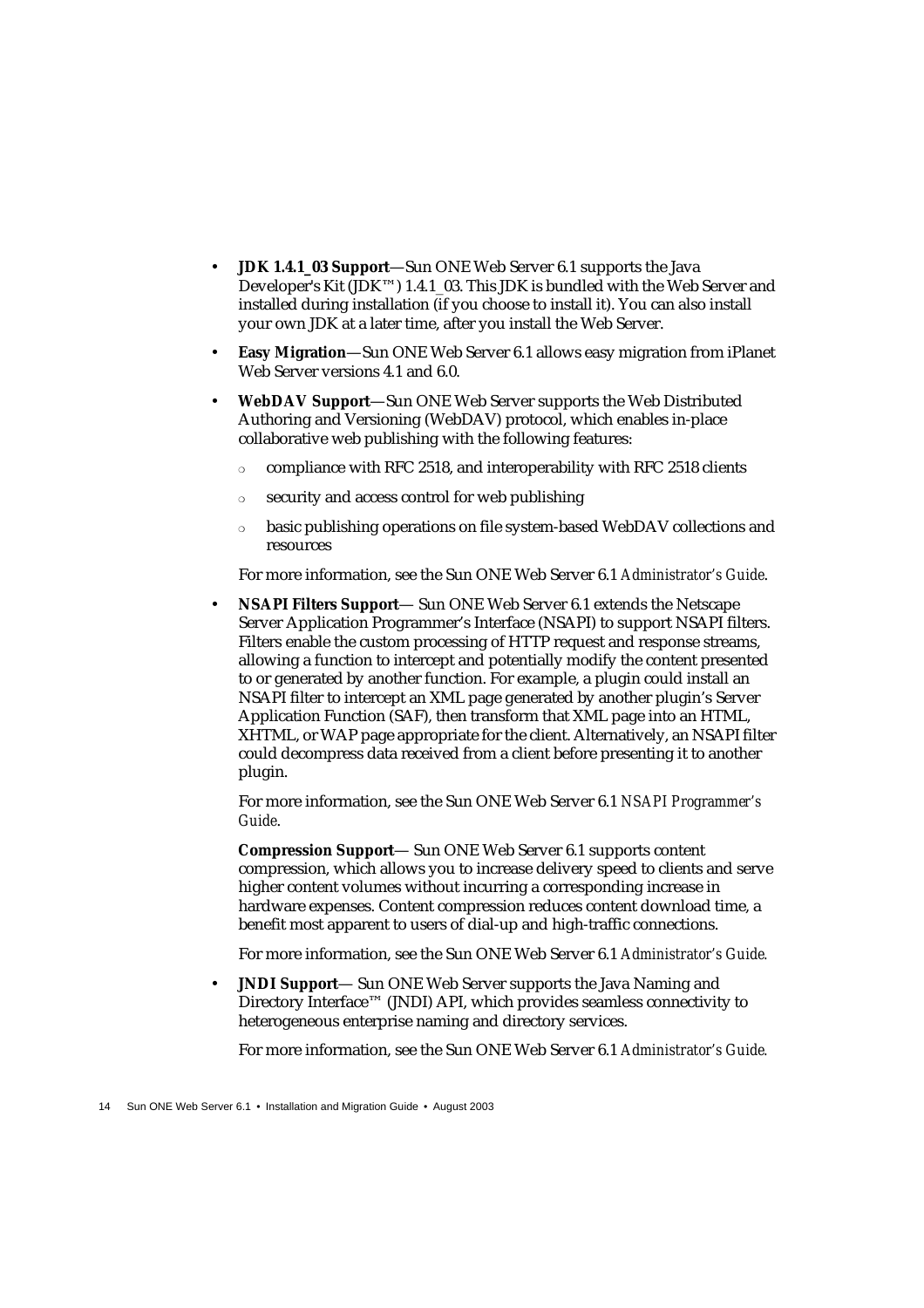- **JDK 1.4.1_03 Support**—Sun ONE Web Server 6.1 supports the Java Developer's Kit (JDK™) 1.4.1_03. This JDK is bundled with the Web Server and installed during installation (if you choose to install it). You can also install your own JDK at a later time, after you install the Web Server.
- **Easy Migration**—Sun ONE Web Server 6.1 allows easy migration from iPlanet Web Server versions 4.1 and 6.0.
- **WebDAV Support**—Sun ONE Web Server supports the Web Distributed Authoring and Versioning (WebDAV) protocol, which enables in-place collaborative web publishing with the following features:
  - compliance with RFC 2518, and interoperability with RFC 2518 clients
  - security and access control for web publishing
  - basic publishing operations on file system-based WebDAV collections and resources

  For more information, see the Sun ONE Web Server 6.1 *Administrator's Guide*.
- **NSAPI Filters Support**— Sun ONE Web Server 6.1 extends the Netscape Server Application Programmer's Interface (NSAPI) to support NSAPI filters. Filters enable the custom processing of HTTP request and response streams, allowing a function to intercept and potentially modify the content presented to or generated by another function. For example, a plugin could install an NSAPI filter to intercept an XML page generated by another plugin's Server Application Function (SAF), then transform that XML page into an HTML, XHTML, or WAP page appropriate for the client. Alternatively, an NSAPI filter could decompress data received from a client before presenting it to another plugin.

  For more information, see the Sun ONE Web Server 6.1 *NSAPI Programmer's Guide*.

  **Compression Support**— Sun ONE Web Server 6.1 supports content compression, which allows you to increase delivery speed to clients and serve higher content volumes without incurring a corresponding increase in hardware expenses. Content compression reduces content download time, a benefit most apparent to users of dial-up and high-traffic connections.

  For more information, see the Sun ONE Web Server 6.1 *Administrator's Guide.*
- **JNDI Support**— Sun ONE Web Server supports the Java Naming and Directory Interface™ (JNDI) API, which provides seamless connectivity to heterogeneous enterprise naming and directory services.

  For more information, see the Sun ONE Web Server 6.1 *Administrator's Guide.*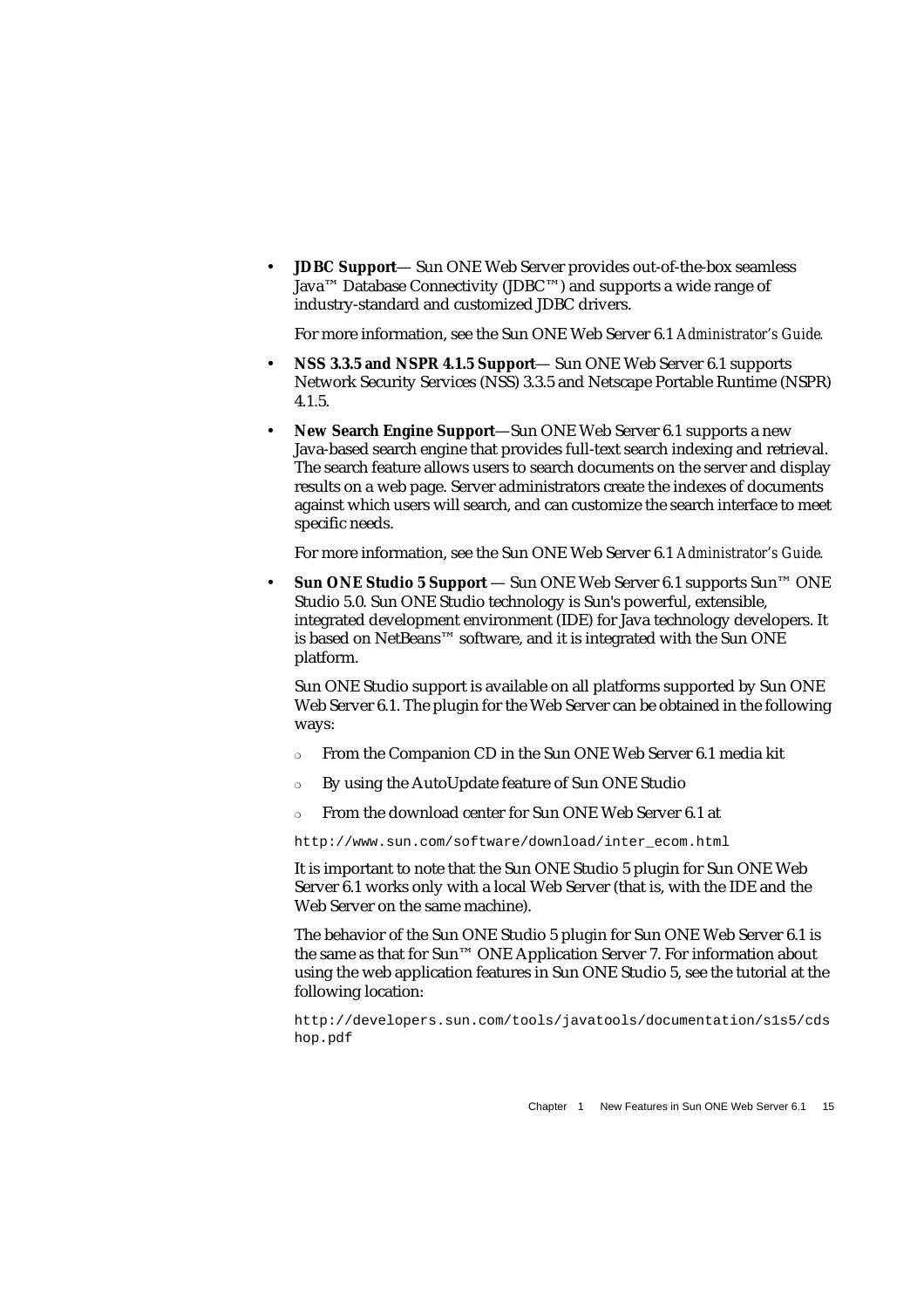- **JDBC Support**— Sun ONE Web Server provides out-of-the-box seamless Java™ Database Connectivity (JDBC™) and supports a wide range of industry-standard and customized JDBC drivers.

  For more information, see the Sun ONE Web Server 6.1 *Administrator's Guide.*

- **NSS 3.3.5 and NSPR 4.1.5 Support**— Sun ONE Web Server 6.1 supports Network Security Services (NSS) 3.3.5 and Netscape Portable Runtime (NSPR) 4.1.5.

- **New Search Engine Support**—Sun ONE Web Server 6.1 supports a new Java-based search engine that provides full-text search indexing and retrieval. The search feature allows users to search documents on the server and display results on a web page. Server administrators create the indexes of documents against which users will search, and can customize the search interface to meet specific needs.

  For more information, see the Sun ONE Web Server 6.1 *Administrator's Guide.*

- **Sun ONE Studio 5 Support** — Sun ONE Web Server 6.1 supports Sun™ ONE Studio 5.0. Sun ONE Studio technology is Sun's powerful, extensible, integrated development environment (IDE) for Java technology developers. It is based on NetBeans™ software, and it is integrated with the Sun ONE platform.

  Sun ONE Studio support is available on all platforms supported by Sun ONE Web Server 6.1. The plugin for the Web Server can be obtained in the following ways:

  - From the Companion CD in the Sun ONE Web Server 6.1 media kit
  - By using the AutoUpdate feature of Sun ONE Studio
  - From the download center for Sun ONE Web Server 6.1 at

  ```
  http://www.sun.com/software/download/inter_ecom.html
  ```

  It is important to note that the Sun ONE Studio 5 plugin for Sun ONE Web Server 6.1 works only with a local Web Server (that is, with the IDE and the Web Server on the same machine).

  The behavior of the Sun ONE Studio 5 plugin for Sun ONE Web Server 6.1 is the same as that for Sun™ ONE Application Server 7. For information about using the web application features in Sun ONE Studio 5, see the tutorial at the following location:

  ```
  http://developers.sun.com/tools/javatools/documentation/s1s5/cdshop.pdf
  ```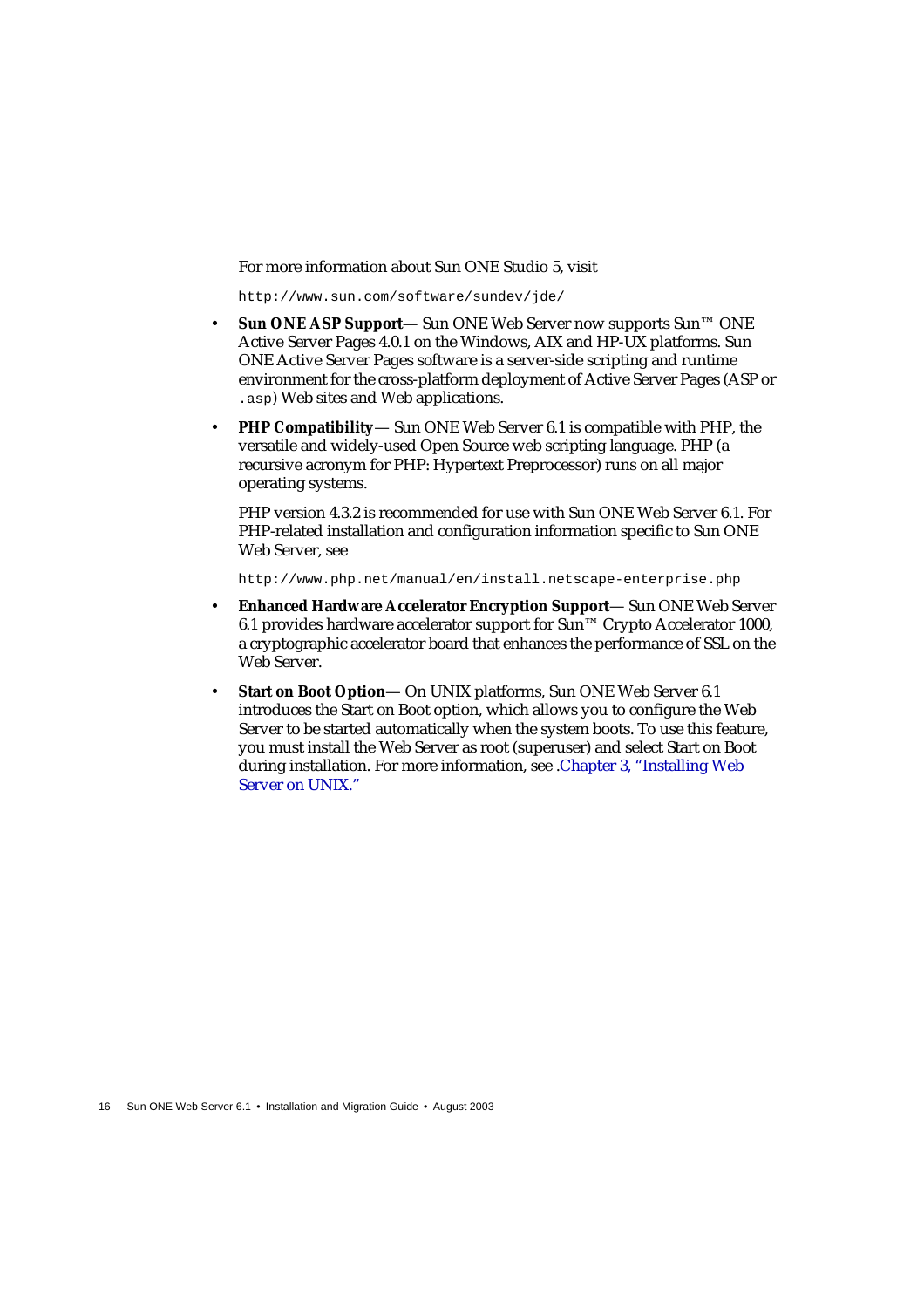For more information about Sun ONE Studio 5, visit

```
http://www.sun.com/software/sundev/jde/
```

- **Sun ONE ASP Support**— Sun ONE Web Server now supports Sun™ ONE Active Server Pages 4.0.1 on the Windows, AIX and HP-UX platforms. Sun ONE Active Server Pages software is a server-side scripting and runtime environment for the cross-platform deployment of Active Server Pages (ASP or `.asp`) Web sites and Web applications.

- **PHP Compatibility**— Sun ONE Web Server 6.1 is compatible with PHP, the versatile and widely-used Open Source web scripting language. PHP (a recursive acronym for PHP: Hypertext Preprocessor) runs on all major operating systems.

  PHP version 4.3.2 is recommended for use with Sun ONE Web Server 6.1. For PHP-related installation and configuration information specific to Sun ONE Web Server, see

  ```
  http://www.php.net/manual/en/install.netscape-enterprise.php
  ```

- **Enhanced Hardware Accelerator Encryption Support**— Sun ONE Web Server 6.1 provides hardware accelerator support for Sun™ Crypto Accelerator 1000, a cryptographic accelerator board that enhances the performance of SSL on the Web Server.

- **Start on Boot Option**— On UNIX platforms, Sun ONE Web Server 6.1 introduces the Start on Boot option, which allows you to configure the Web Server to be started automatically when the system boots. To use this feature, you must install the Web Server as root (superuser) and select Start on Boot during installation. For more information, see .Chapter 3, "Installing Web Server on UNIX."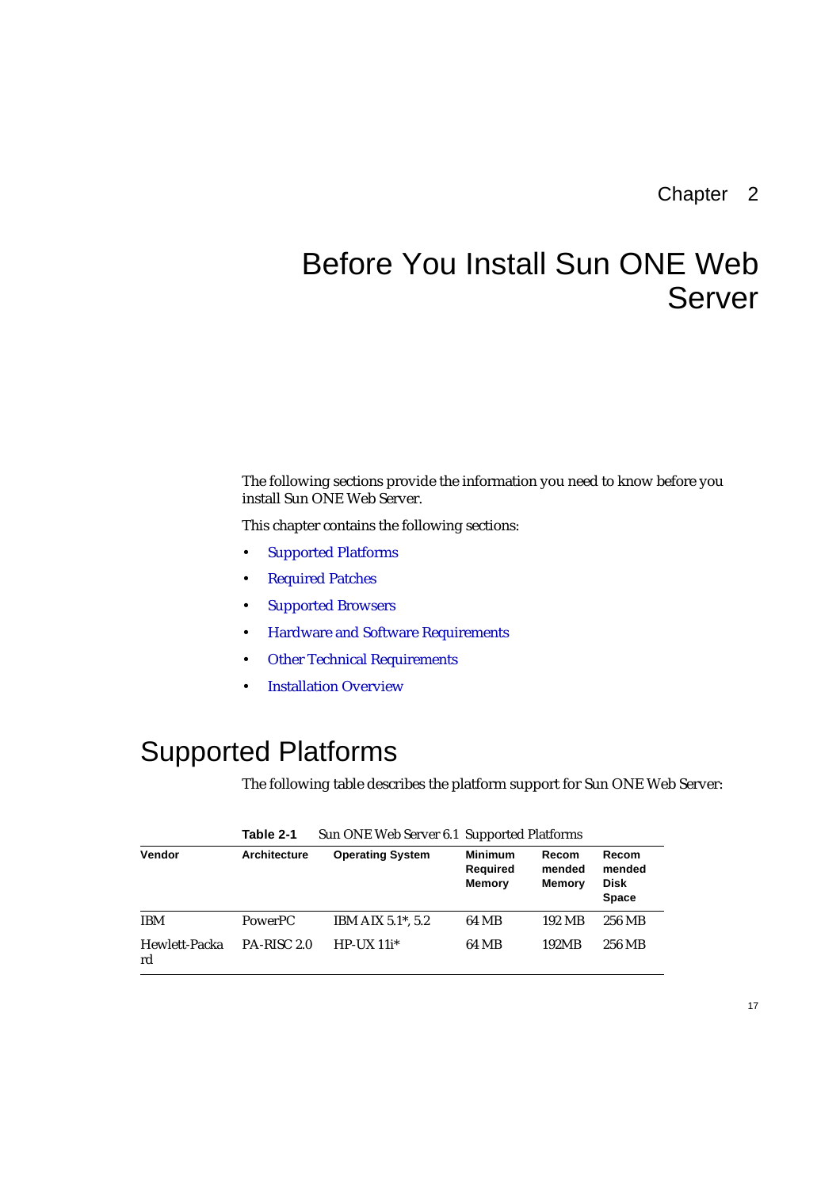Chapter 2

# Before You Install Sun ONE Web Server

The following sections provide the information you need to know before you install Sun ONE Web Server.

This chapter contains the following sections:

- Supported Platforms
- Required Patches
- Supported Browsers
- Hardware and Software Requirements
- Other Technical Requirements
- Installation Overview

## Supported Platforms

The following table describes the platform support for Sun ONE Web Server:

**Table 2-1** Sun ONE Web Server 6.1 Supported Platforms

| Vendor | Architecture | Operating System | Minimum Required Memory | Recommended Memory | Recommended Disk Space |
|---|---|---|---|---|---|
| IBM | PowerPC | IBM AIX 5.1*, 5.2 | 64 MB | 192 MB | 256 MB |
| Hewlett-Packard | PA-RISC 2.0 | HP-UX 11i* | 64 MB | 192MB | 256 MB |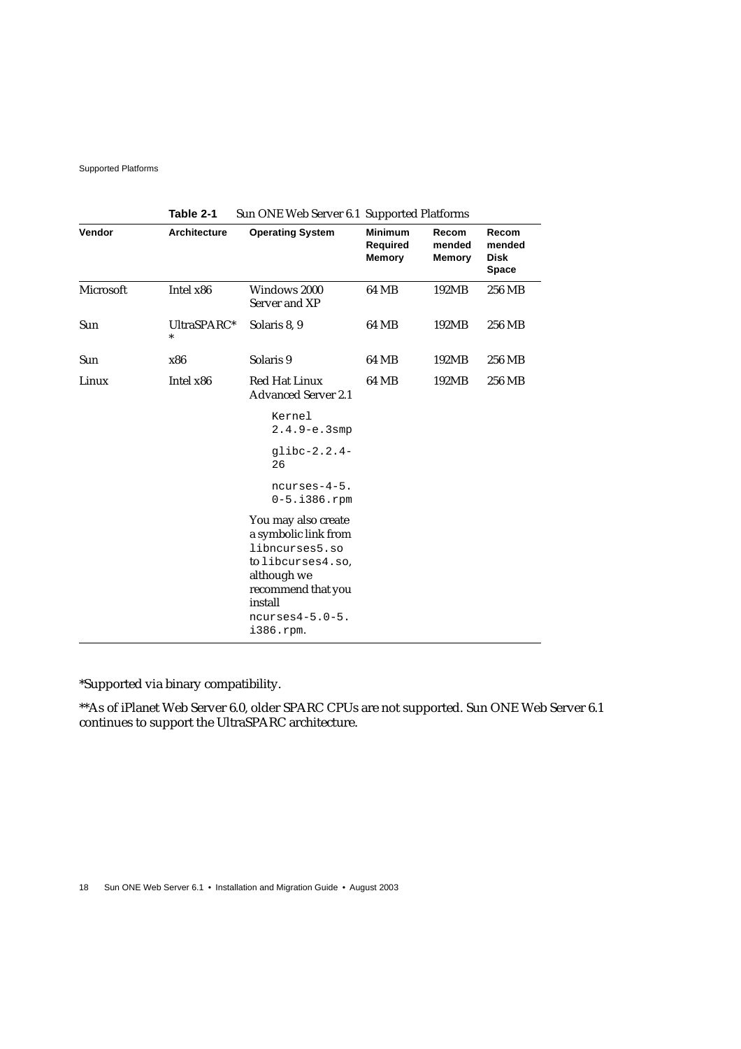**Table 2-1** Sun ONE Web Server 6.1 Supported Platforms

| Vendor | Architecture | Operating System | Minimum Required Memory | Recommended Memory | Recommended Disk Space |
|---|---|---|---|---|---|
| Microsoft | Intel x86 | Windows 2000 Server and XP | 64 MB | 192MB | 256 MB |
| Sun | UltraSPARC** | Solaris 8, 9 | 64 MB | 192MB | 256 MB |
| Sun | x86 | Solaris 9 | 64 MB | 192MB | 256 MB |
| Linux | Intel x86 | Red Hat Linux Advanced Server 2.1<br>`Kernel 2.4.9-e.3smp`<br>`glibc-2.2.4-26`<br>`ncurses-4-5.0-5.i386.rpm`<br>You may also create a symbolic link from `libncurses5.so` to `libcurses4.so`, although we recommend that you install `ncurses4-5.0-5.i386.rpm`. | 64 MB | 192MB | 256 MB |

*Supported via binary compatibility.

**As of iPlanet Web Server 6.0, older SPARC CPUs are not supported. Sun ONE Web Server 6.1 continues to support the UltraSPARC architecture.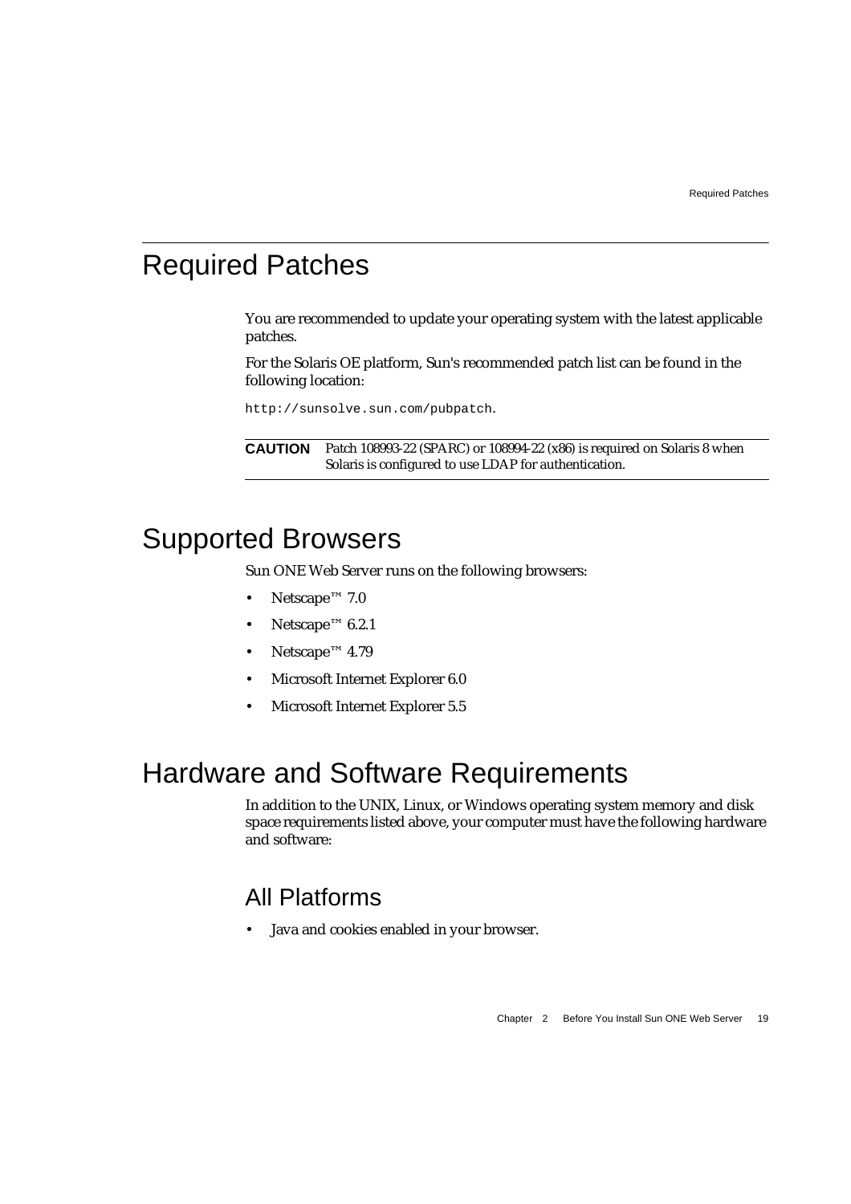# Required Patches

You are recommended to update your operating system with the latest applicable patches.

For the Solaris OE platform, Sun's recommended patch list can be found in the following location:

`http://sunsolve.sun.com/pubpatch`.

**CAUTION** Patch 108993-22 (SPARC) or 108994-22 (x86) is required on Solaris 8 when Solaris is configured to use LDAP for authentication.

# Supported Browsers

Sun ONE Web Server runs on the following browsers:

- Netscape™ 7.0
- Netscape™ 6.2.1
- Netscape™ 4.79
- Microsoft Internet Explorer 6.0
- Microsoft Internet Explorer 5.5

# Hardware and Software Requirements

In addition to the UNIX, Linux, or Windows operating system memory and disk space requirements listed above, your computer must have the following hardware and software:

## All Platforms

- Java and cookies enabled in your browser.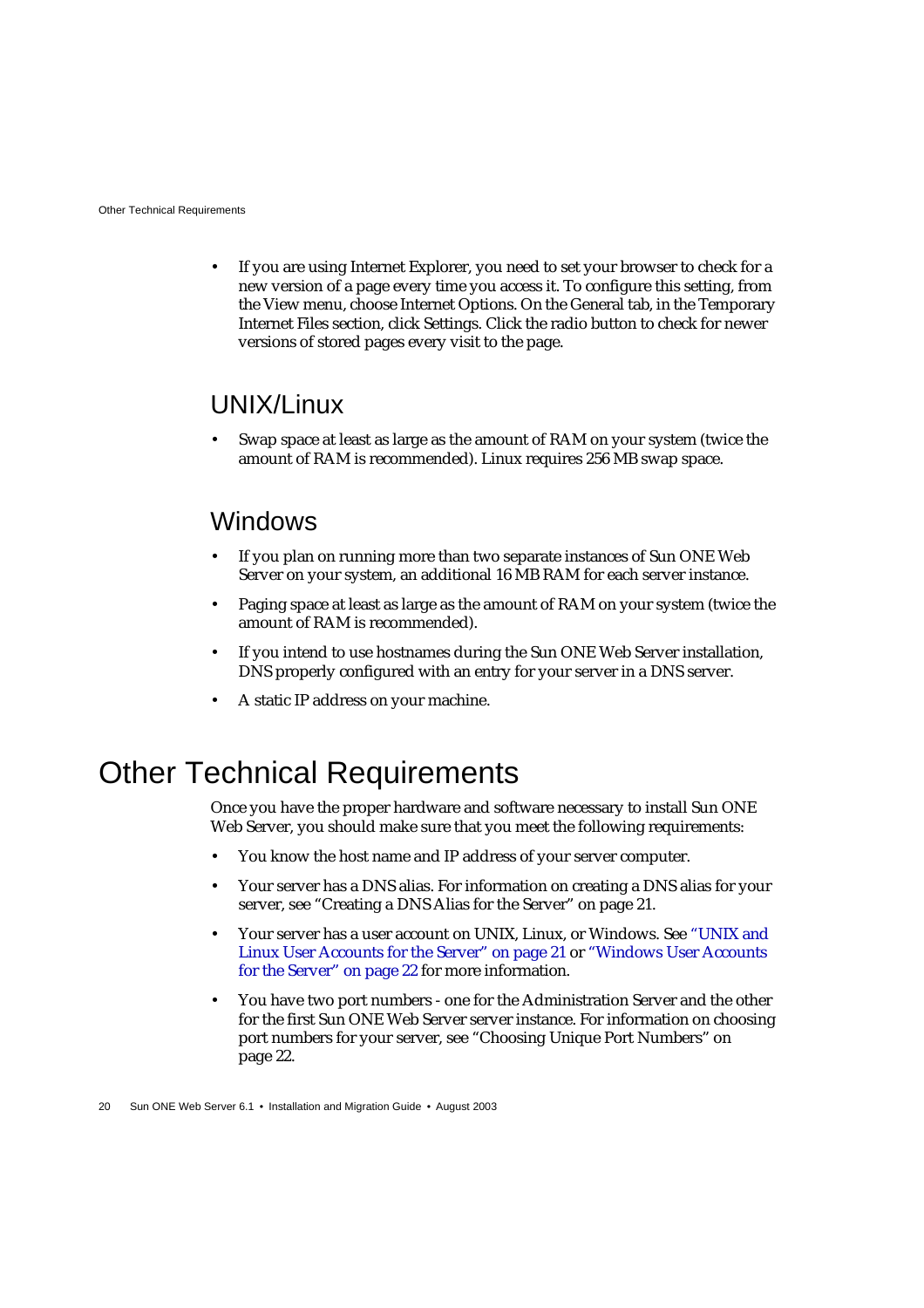- If you are using Internet Explorer, you need to set your browser to check for a new version of a page every time you access it. To configure this setting, from the View menu, choose Internet Options. On the General tab, in the Temporary Internet Files section, click Settings. Click the radio button to check for newer versions of stored pages every visit to the page.

## UNIX/Linux

- Swap space at least as large as the amount of RAM on your system (twice the amount of RAM is recommended). Linux requires 256 MB swap space.

## Windows

- If you plan on running more than two separate instances of Sun ONE Web Server on your system, an additional 16 MB RAM for each server instance.
- Paging space at least as large as the amount of RAM on your system (twice the amount of RAM is recommended).
- If you intend to use hostnames during the Sun ONE Web Server installation, DNS properly configured with an entry for your server in a DNS server.
- A static IP address on your machine.

# Other Technical Requirements

Once you have the proper hardware and software necessary to install Sun ONE Web Server, you should make sure that you meet the following requirements:

- You know the host name and IP address of your server computer.
- Your server has a DNS alias. For information on creating a DNS alias for your server, see "Creating a DNS Alias for the Server" on page 21.
- Your server has a user account on UNIX, Linux, or Windows. See "UNIX and Linux User Accounts for the Server" on page 21 or "Windows User Accounts for the Server" on page 22 for more information.
- You have two port numbers - one for the Administration Server and the other for the first Sun ONE Web Server server instance. For information on choosing port numbers for your server, see "Choosing Unique Port Numbers" on page 22.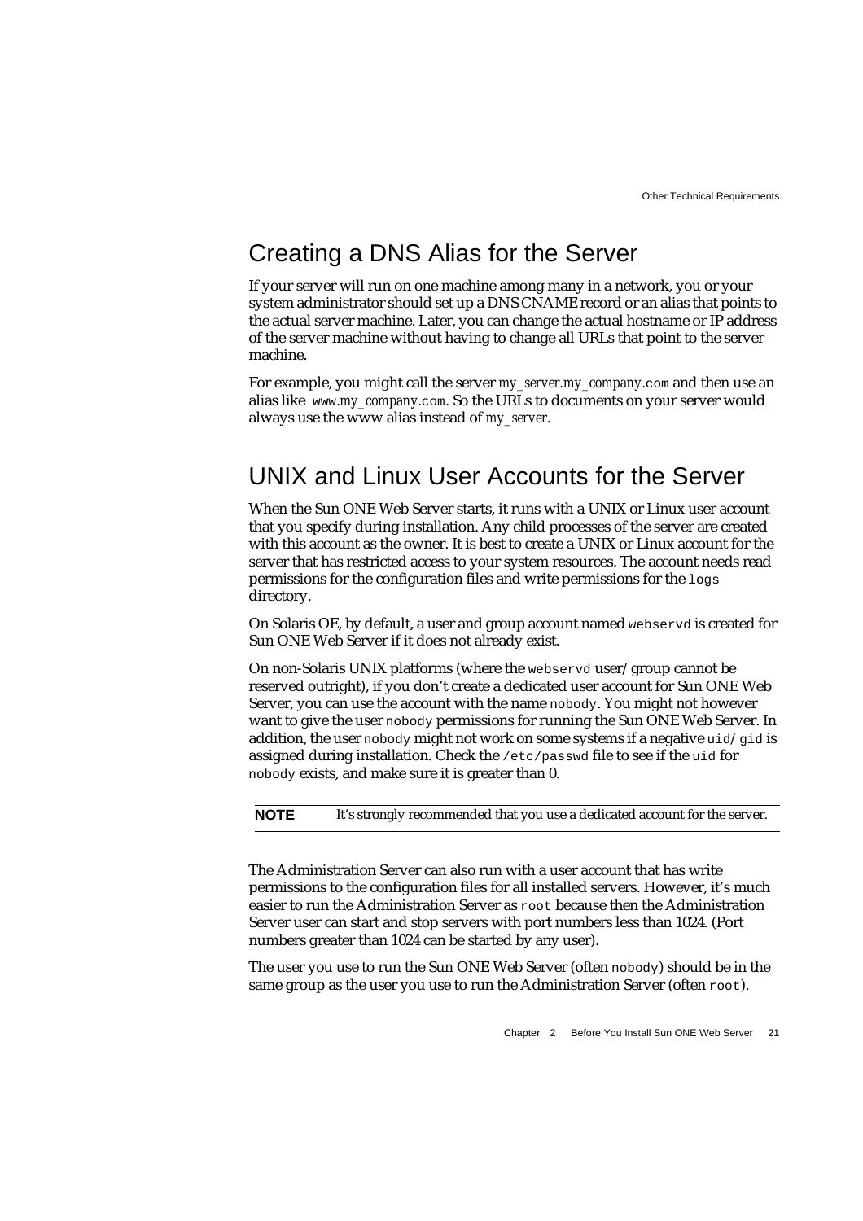## Creating a DNS Alias for the Server

If your server will run on one machine among many in a network, you or your system administrator should set up a DNS CNAME record or an alias that points to the actual server machine. Later, you can change the actual hostname or IP address of the server machine without having to change all URLs that point to the server machine.

For example, you might call the server `my_server.my_company.com` and then use an alias like `www.my_company.com`. So the URLs to documents on your server would always use the www alias instead of *my_server*.

## UNIX and Linux User Accounts for the Server

When the Sun ONE Web Server starts, it runs with a UNIX or Linux user account that you specify during installation. Any child processes of the server are created with this account as the owner. It is best to create a UNIX or Linux account for the server that has restricted access to your system resources. The account needs read permissions for the configuration files and write permissions for the `logs` directory.

On Solaris OE, by default, a user and group account named `webservd` is created for Sun ONE Web Server if it does not already exist.

On non-Solaris UNIX platforms (where the `webservd` user/group cannot be reserved outright), if you don't create a dedicated user account for Sun ONE Web Server, you can use the account with the name `nobody`. You might not however want to give the user `nobody` permissions for running the Sun ONE Web Server. In addition, the user `nobody` might not work on some systems if a negative `uid`/`gid` is assigned during installation. Check the `/etc/passwd` file to see if the `uid` for `nobody` exists, and make sure it is greater than 0.

**NOTE** It's strongly recommended that you use a dedicated account for the server.

The Administration Server can also run with a user account that has write permissions to the configuration files for all installed servers. However, it's much easier to run the Administration Server as `root` because then the Administration Server user can start and stop servers with port numbers less than 1024. (Port numbers greater than 1024 can be started by any user).

The user you use to run the Sun ONE Web Server (often `nobody`) should be in the same group as the user you use to run the Administration Server (often `root`).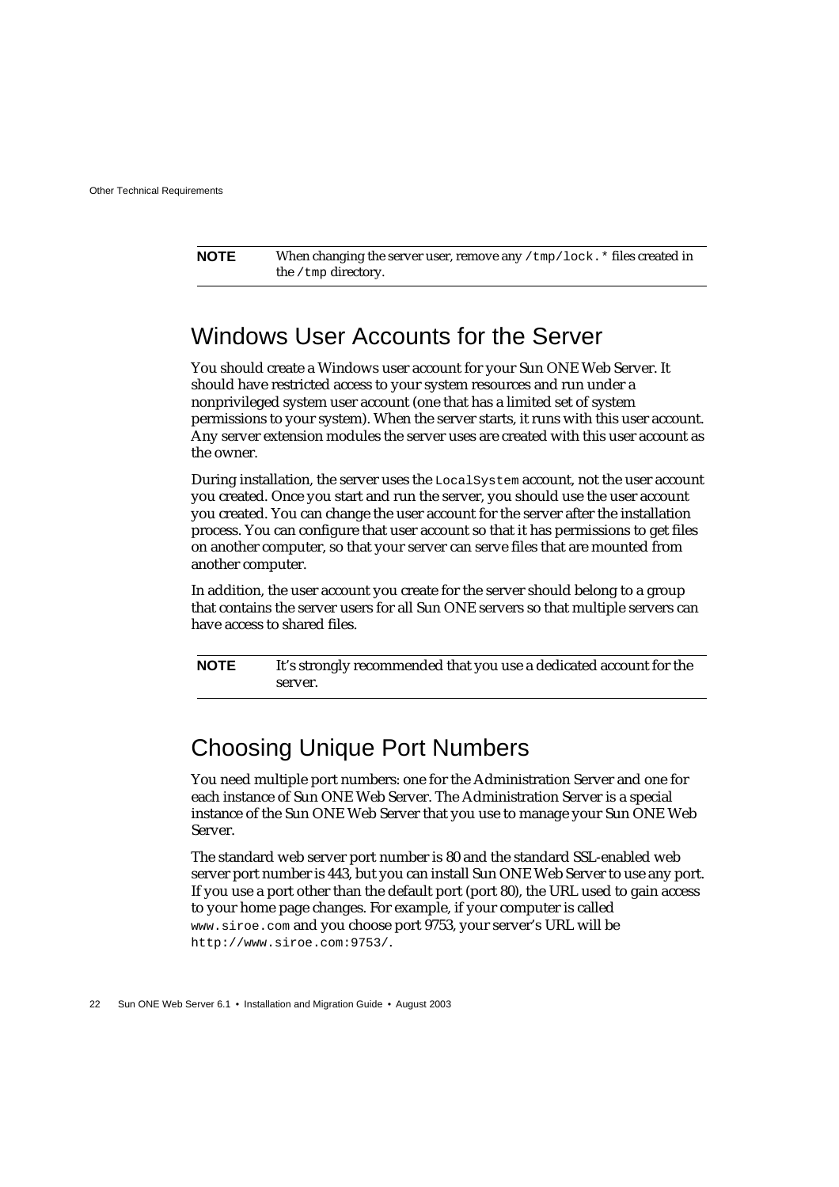**NOTE** When changing the server user, remove any `/tmp/lock.*` files created in the `/tmp` directory.

## Windows User Accounts for the Server

You should create a Windows user account for your Sun ONE Web Server. It should have restricted access to your system resources and run under a nonprivileged system user account (one that has a limited set of system permissions to your system). When the server starts, it runs with this user account. Any server extension modules the server uses are created with this user account as the owner.

During installation, the server uses the `LocalSystem` account, not the user account you created. Once you start and run the server, you should use the user account you created. You can change the user account for the server after the installation process. You can configure that user account so that it has permissions to get files on another computer, so that your server can serve files that are mounted from another computer.

In addition, the user account you create for the server should belong to a group that contains the server users for all Sun ONE servers so that multiple servers can have access to shared files.

**NOTE** It's strongly recommended that you use a dedicated account for the server.

## Choosing Unique Port Numbers

You need multiple port numbers: one for the Administration Server and one for each instance of Sun ONE Web Server. The Administration Server is a special instance of the Sun ONE Web Server that you use to manage your Sun ONE Web Server.

The standard web server port number is 80 and the standard SSL-enabled web server port number is 443, but you can install Sun ONE Web Server to use any port. If you use a port other than the default port (port 80), the URL used to gain access to your home page changes. For example, if your computer is called `www.siroe.com` and you choose port 9753, your server's URL will be `http://www.siroe.com:9753/`.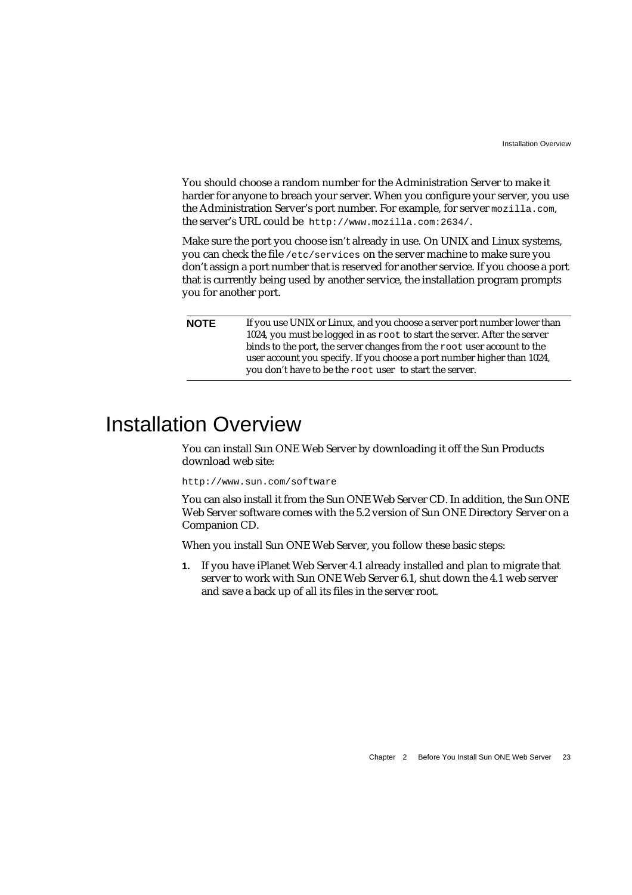You should choose a random number for the Administration Server to make it harder for anyone to breach your server. When you configure your server, you use the Administration Server's port number. For example, for server `mozilla.com`, the server's URL could be `http://www.mozilla.com:2634/`.

Make sure the port you choose isn't already in use. On UNIX and Linux systems, you can check the file `/etc/services` on the server machine to make sure you don't assign a port number that is reserved for another service. If you choose a port that is currently being used by another service, the installation program prompts you for another port.

| **NOTE** | If you use UNIX or Linux, and you choose a server port number lower than 1024, you must be logged in as `root` to start the server. After the server binds to the port, the server changes from the `root` user account to the user account you specify. If you choose a port number higher than 1024, you don't have to be the `root` user to start the server. |
|---|---|

# Installation Overview

You can install Sun ONE Web Server by downloading it off the Sun Products download web site:

`http://www.sun.com/software`

You can also install it from the Sun ONE Web Server CD. In addition, the Sun ONE Web Server software comes with the 5.2 version of Sun ONE Directory Server on a Companion CD.

When you install Sun ONE Web Server, you follow these basic steps:

1. If you have iPlanet Web Server 4.1 already installed and plan to migrate that server to work with Sun ONE Web Server 6.1, shut down the 4.1 web server and save a back up of all its files in the server root.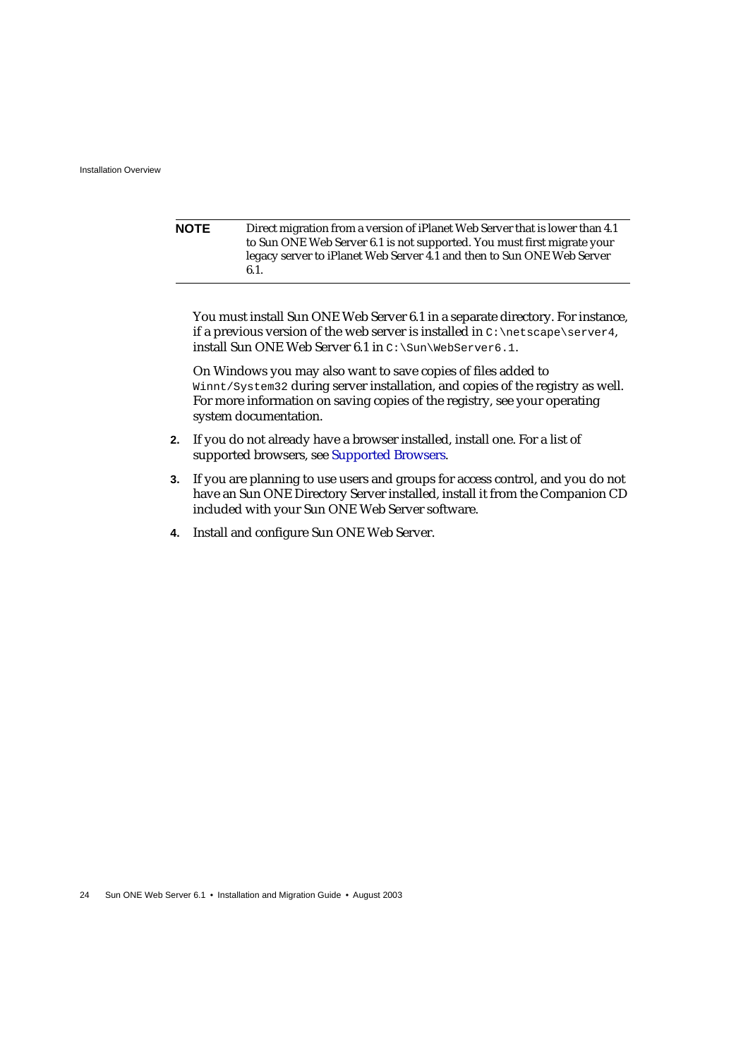| **NOTE** | Direct migration from a version of iPlanet Web Server that is lower than 4.1 to Sun ONE Web Server 6.1 is not supported. You must first migrate your legacy server to iPlanet Web Server 4.1 and then to Sun ONE Web Server 6.1. |
|---|---|

You must install Sun ONE Web Server 6.1 in a separate directory. For instance, if a previous version of the web server is installed in `C:\netscape\server4`, install Sun ONE Web Server 6.1 in `C:\Sun\WebServer6.1`.

On Windows you may also want to save copies of files added to `Winnt/System32` during server installation, and copies of the registry as well. For more information on saving copies of the registry, see your operating system documentation.

2. If you do not already have a browser installed, install one. For a list of supported browsers, see Supported Browsers.

3. If you are planning to use users and groups for access control, and you do not have an Sun ONE Directory Server installed, install it from the Companion CD included with your Sun ONE Web Server software.

4. Install and configure Sun ONE Web Server.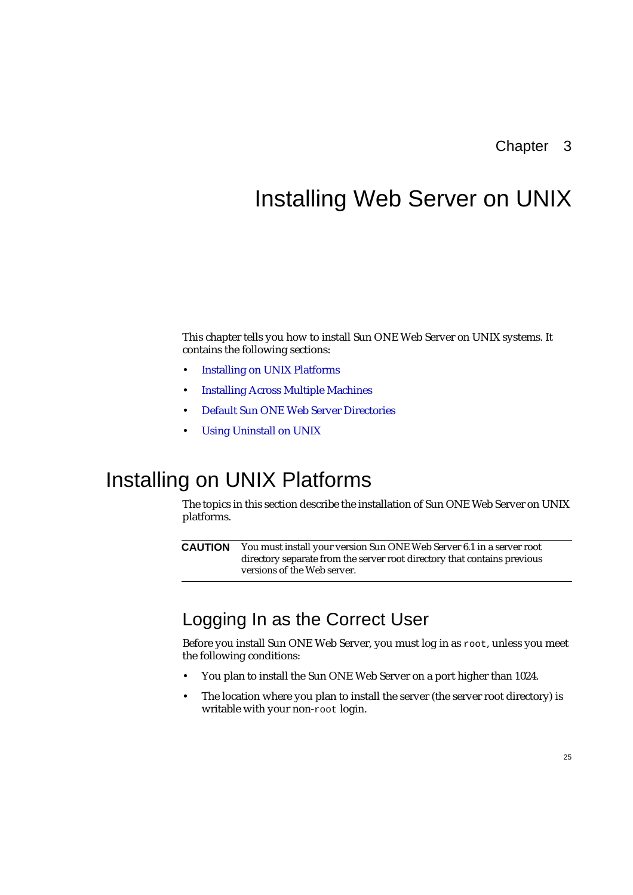Chapter 3

# Installing Web Server on UNIX

This chapter tells you how to install Sun ONE Web Server on UNIX systems. It contains the following sections:

- Installing on UNIX Platforms
- Installing Across Multiple Machines
- Default Sun ONE Web Server Directories
- Using Uninstall on UNIX

## Installing on UNIX Platforms

The topics in this section describe the installation of Sun ONE Web Server on UNIX platforms.

**CAUTION** You must install your version Sun ONE Web Server 6.1 in a server root directory separate from the server root directory that contains previous versions of the Web server.

### Logging In as the Correct User

Before you install Sun ONE Web Server, you must log in as `root`, unless you meet the following conditions:

- You plan to install the Sun ONE Web Server on a port higher than 1024.
- The location where you plan to install the server (the server root directory) is writable with your non-`root` login.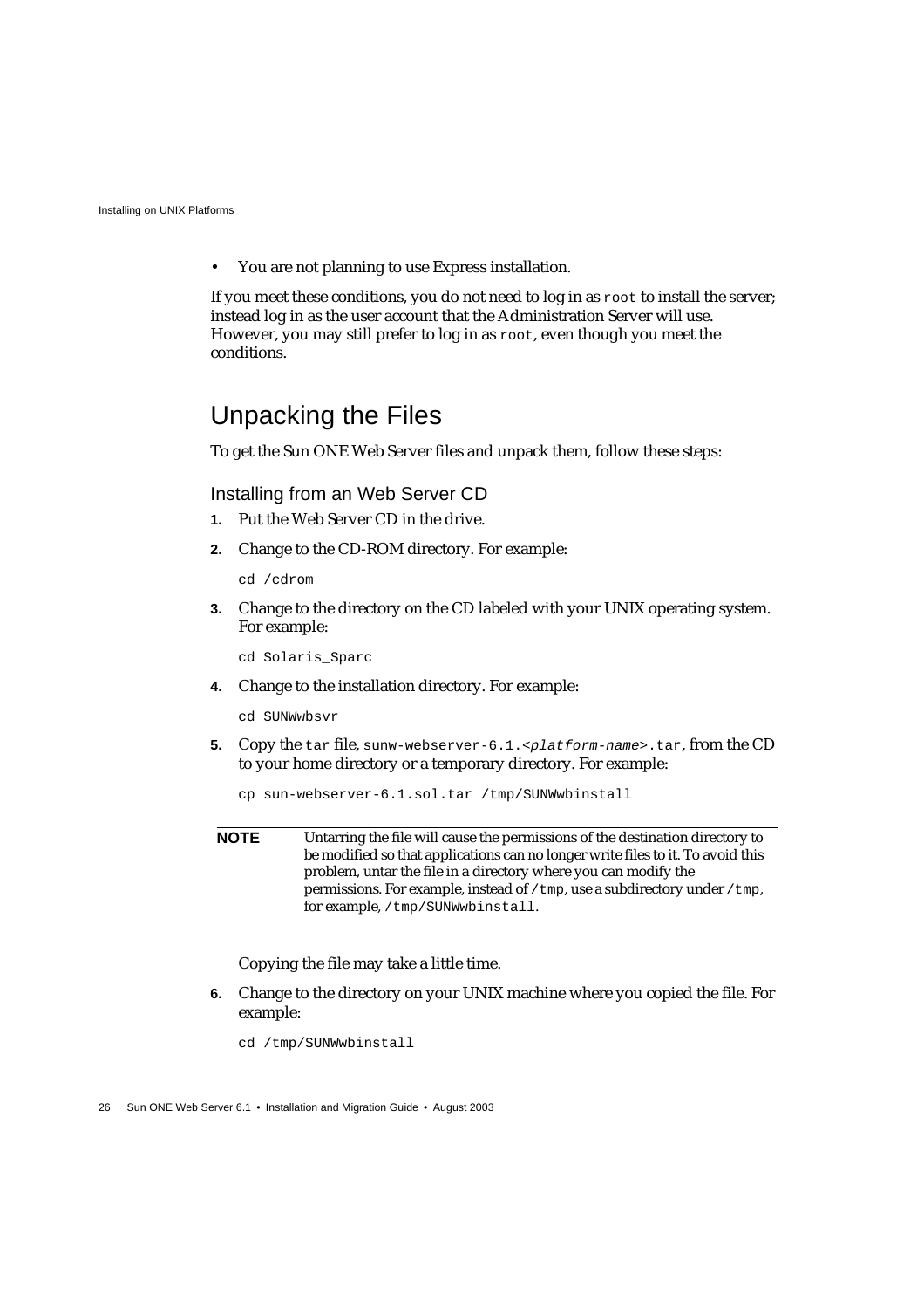- You are not planning to use Express installation.

If you meet these conditions, you do not need to log in as `root` to install the server; instead log in as the user account that the Administration Server will use. However, you may still prefer to log in as `root`, even though you meet the conditions.

## Unpacking the Files

To get the Sun ONE Web Server files and unpack them, follow these steps:

### Installing from an Web Server CD

1. Put the Web Server CD in the drive.
2. Change to the CD-ROM directory. For example:

   ```
   cd /cdrom
   ```

3. Change to the directory on the CD labeled with your UNIX operating system. For example:

   ```
   cd Solaris_Sparc
   ```

4. Change to the installation directory. For example:

   ```
   cd SUNWwbsvr
   ```

5. Copy the `tar` file, `sunw-webserver-6.1.<platform-name>.tar`, from the CD to your home directory or a temporary directory. For example:

   ```
   cp sun-webserver-6.1.sol.tar /tmp/SUNWwbinstall
   ```

   | **NOTE** | Untarring the file will cause the permissions of the destination directory to be modified so that applications can no longer write files to it. To avoid this problem, untar the file in a directory where you can modify the permissions. For example, instead of `/tmp`, use a subdirectory under `/tmp`, for example, `/tmp/SUNWwbinstall`. |
   |---|---|

   Copying the file may take a little time.

6. Change to the directory on your UNIX machine where you copied the file. For example:

   ```
   cd /tmp/SUNWwbinstall
   ```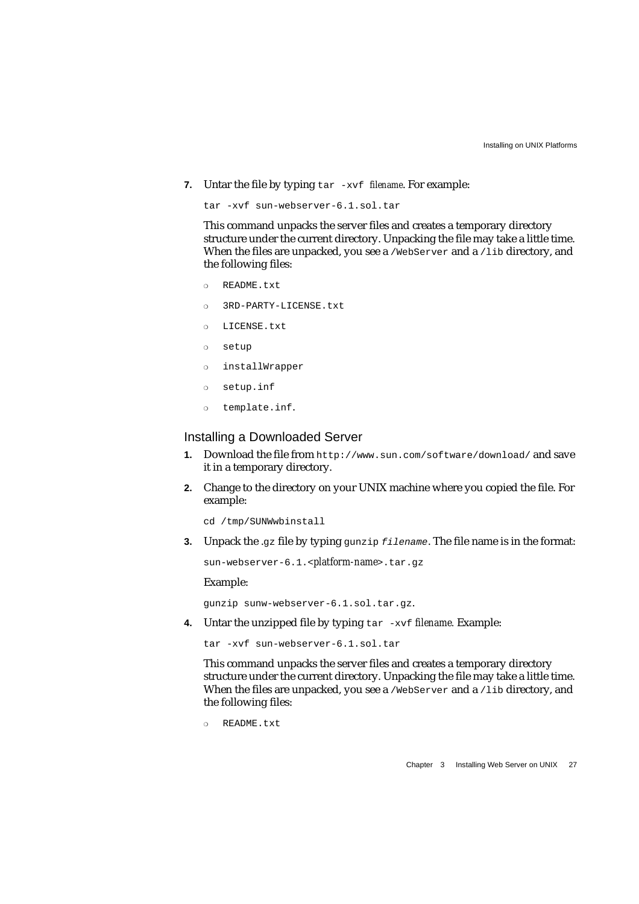7. Untar the file by typing `tar -xvf` *filename*. For example:

   ```
   tar -xvf sun-webserver-6.1.sol.tar
   ```

   This command unpacks the server files and creates a temporary directory structure under the current directory. Unpacking the file may take a little time. When the files are unpacked, you see a `/WebServer` and a `/lib` directory, and the following files:

   - `README.txt`
   - `3RD-PARTY-LICENSE.txt`
   - `LICENSE.txt`
   - `setup`
   - `installWrapper`
   - `setup.inf`
   - `template.inf`.

### Installing a Downloaded Server

1. Download the file from `http://www.sun.com/software/download/` and save it in a temporary directory.

2. Change to the directory on your UNIX machine where you copied the file. For example:

   ```
   cd /tmp/SUNWwbinstall
   ```

3. Unpack the `.gz` file by typing `gunzip` *`filename`*. The file name is in the format:

   `sun-webserver-6.1.<`*platform-name*`>.tar.gz`

   Example:

   ```
   gunzip sunw-webserver-6.1.sol.tar.gz.
   ```

4. Untar the unzipped file by typing `tar -xvf` *filename.* Example:

   ```
   tar -xvf sun-webserver-6.1.sol.tar
   ```

   This command unpacks the server files and creates a temporary directory structure under the current directory. Unpacking the file may take a little time. When the files are unpacked, you see a `/WebServer` and a `/lib` directory, and the following files:

   - `README.txt`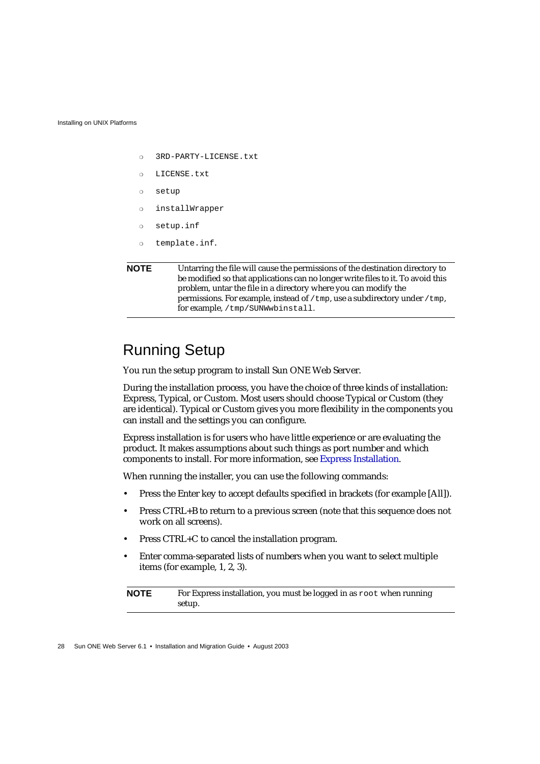- `3RD-PARTY-LICENSE.txt`
- `LICENSE.txt`
- `setup`
- `installWrapper`
- `setup.inf`
- `template.inf`.

| | |
|---|---|
| **NOTE** | Untarring the file will cause the permissions of the destination directory to be modified so that applications can no longer write files to it. To avoid this problem, untar the file in a directory where you can modify the permissions. For example, instead of `/tmp`, use a subdirectory under `/tmp`, for example, `/tmp/SUNWwbinstall`. |

## Running Setup

You run the setup program to install Sun ONE Web Server.

During the installation process, you have the choice of three kinds of installation: Express, Typical, or Custom. Most users should choose Typical or Custom (they are identical). Typical or Custom gives you more flexibility in the components you can install and the settings you can configure.

Express installation is for users who have little experience or are evaluating the product. It makes assumptions about such things as port number and which components to install. For more information, see Express Installation.

When running the installer, you can use the following commands:

- Press the Enter key to accept defaults specified in brackets (for example [All]).
- Press CTRL+B to return to a previous screen (note that this sequence does not work on all screens).
- Press CTRL+C to cancel the installation program.
- Enter comma-separated lists of numbers when you want to select multiple items (for example, 1, 2, 3).

| | |
|---|---|
| **NOTE** | For Express installation, you must be logged in as `root` when running setup. |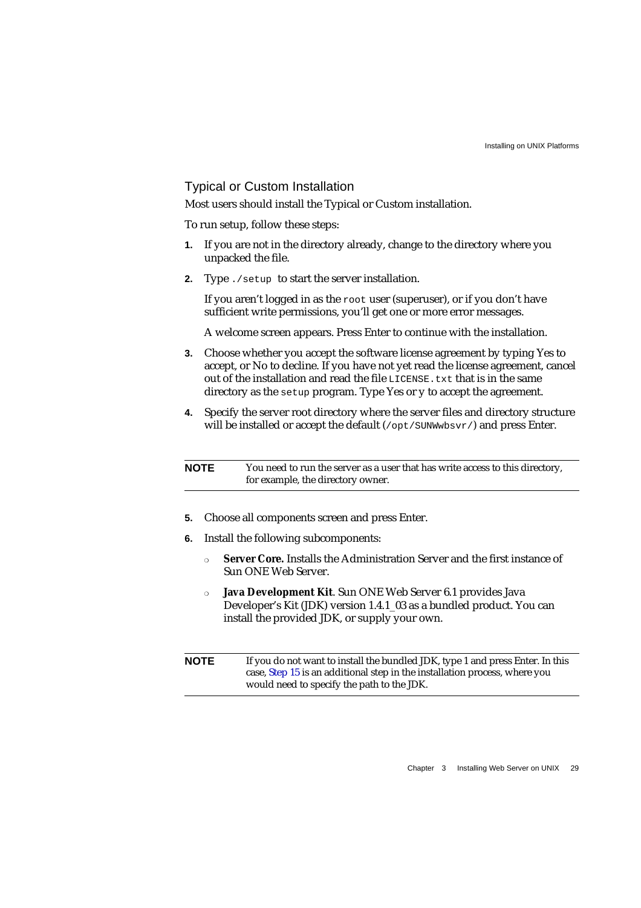## Typical or Custom Installation

Most users should install the Typical or Custom installation.

To run setup, follow these steps:

1. If you are not in the directory already, change to the directory where you unpacked the file.
2. Type `./setup` to start the server installation.

   If you aren't logged in as the `root` user (superuser), or if you don't have sufficient write permissions, you'll get one or more error messages.

   A welcome screen appears. Press Enter to continue with the installation.
3. Choose whether you accept the software license agreement by typing Yes to accept, or No to decline. If you have not yet read the license agreement, cancel out of the installation and read the file `LICENSE.txt` that is in the same directory as the `setup` program. Type Yes or `y` to accept the agreement.
4. Specify the server root directory where the server files and directory structure will be installed or accept the default (`/opt/SUNWwbsvr/`) and press Enter.

| **NOTE** | You need to run the server as a user that has write access to this directory, for example, the directory owner. |
|---|---|

5. Choose all components screen and press Enter.
6. Install the following subcomponents:
   - **Server Core.** Installs the Administration Server and the first instance of Sun ONE Web Server.
   - **Java Development Kit**. Sun ONE Web Server 6.1 provides Java Developer's Kit (JDK) version 1.4.1_03 as a bundled product. You can install the provided JDK, or supply your own.

| **NOTE** | If you do not want to install the bundled JDK, type 1 and press Enter. In this case, Step 15 is an additional step in the installation process, where you would need to specify the path to the JDK. |
|---|---|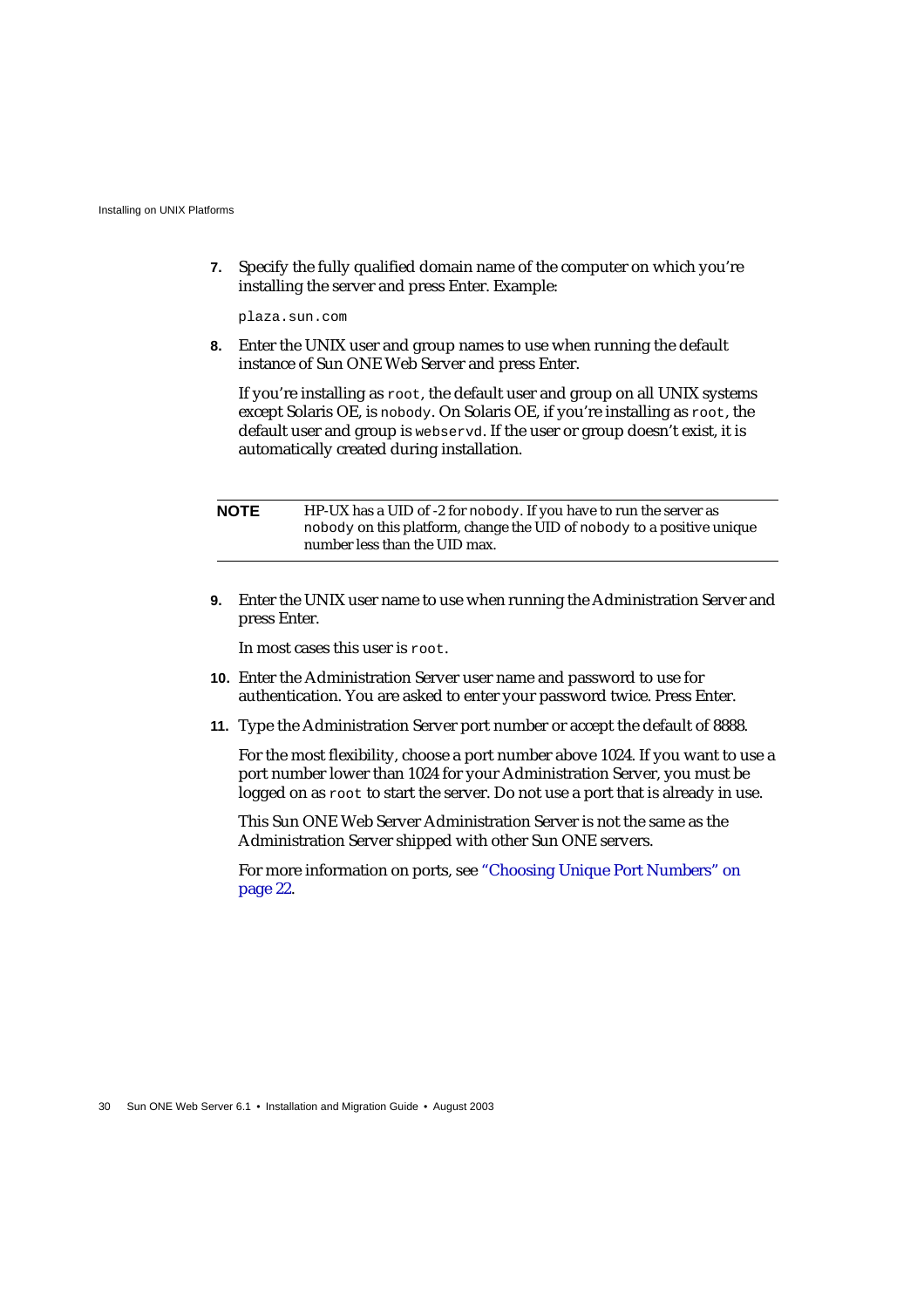7. Specify the fully qualified domain name of the computer on which you're installing the server and press Enter. Example:

   ```
   plaza.sun.com
   ```

8. Enter the UNIX user and group names to use when running the default instance of Sun ONE Web Server and press Enter.

   If you're installing as `root`, the default user and group on all UNIX systems except Solaris OE, is `nobody`. On Solaris OE, if you're installing as `root`, the default user and group is `webservd`. If the user or group doesn't exist, it is automatically created during installation.

| **NOTE** | HP-UX has a UID of -2 for `nobody`. If you have to run the server as `nobody` on this platform, change the UID of `nobody` to a positive unique number less than the UID max. |
|---|---|

9. Enter the UNIX user name to use when running the Administration Server and press Enter.

   In most cases this user is `root`.

10. Enter the Administration Server user name and password to use for authentication. You are asked to enter your password twice. Press Enter.

11. Type the Administration Server port number or accept the default of 8888.

    For the most flexibility, choose a port number above 1024. If you want to use a port number lower than 1024 for your Administration Server, you must be logged on as `root` to start the server. Do not use a port that is already in use.

    This Sun ONE Web Server Administration Server is not the same as the Administration Server shipped with other Sun ONE servers.

    For more information on ports, see "Choosing Unique Port Numbers" on page 22.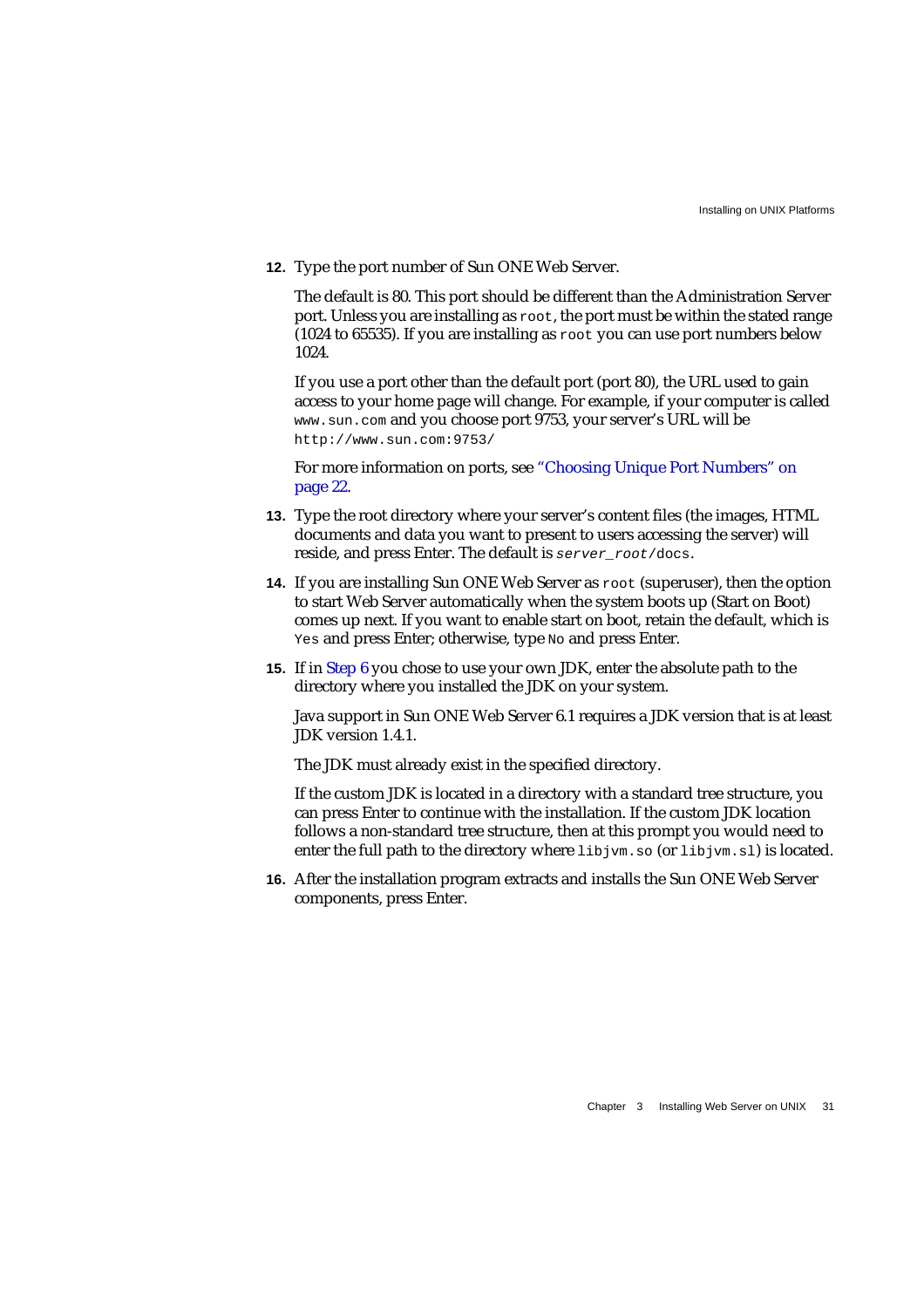12. Type the port number of Sun ONE Web Server.

    The default is 80. This port should be different than the Administration Server port. Unless you are installing as `root`, the port must be within the stated range (1024 to 65535). If you are installing as `root` you can use port numbers below 1024.

    If you use a port other than the default port (port 80), the URL used to gain access to your home page will change. For example, if your computer is called `www.sun.com` and you choose port 9753, your server's URL will be `http://www.sun.com:9753/`

    For more information on ports, see "Choosing Unique Port Numbers" on page 22.

13. Type the root directory where your server's content files (the images, HTML documents and data you want to present to users accessing the server) will reside, and press Enter. The default is *`server_root`*`/docs`.

14. If you are installing Sun ONE Web Server as `root` (superuser), then the option to start Web Server automatically when the system boots up (Start on Boot) comes up next. If you want to enable start on boot, retain the default, which is `Yes` and press Enter; otherwise, type `No` and press Enter.

15. If in Step 6 you chose to use your own JDK, enter the absolute path to the directory where you installed the JDK on your system.

    Java support in Sun ONE Web Server 6.1 requires a JDK version that is at least JDK version 1.4.1.

    The JDK must already exist in the specified directory.

    If the custom JDK is located in a directory with a standard tree structure, you can press Enter to continue with the installation. If the custom JDK location follows a non-standard tree structure, then at this prompt you would need to enter the full path to the directory where `libjvm.so` (or `libjvm.sl`) is located.

16. After the installation program extracts and installs the Sun ONE Web Server components, press Enter.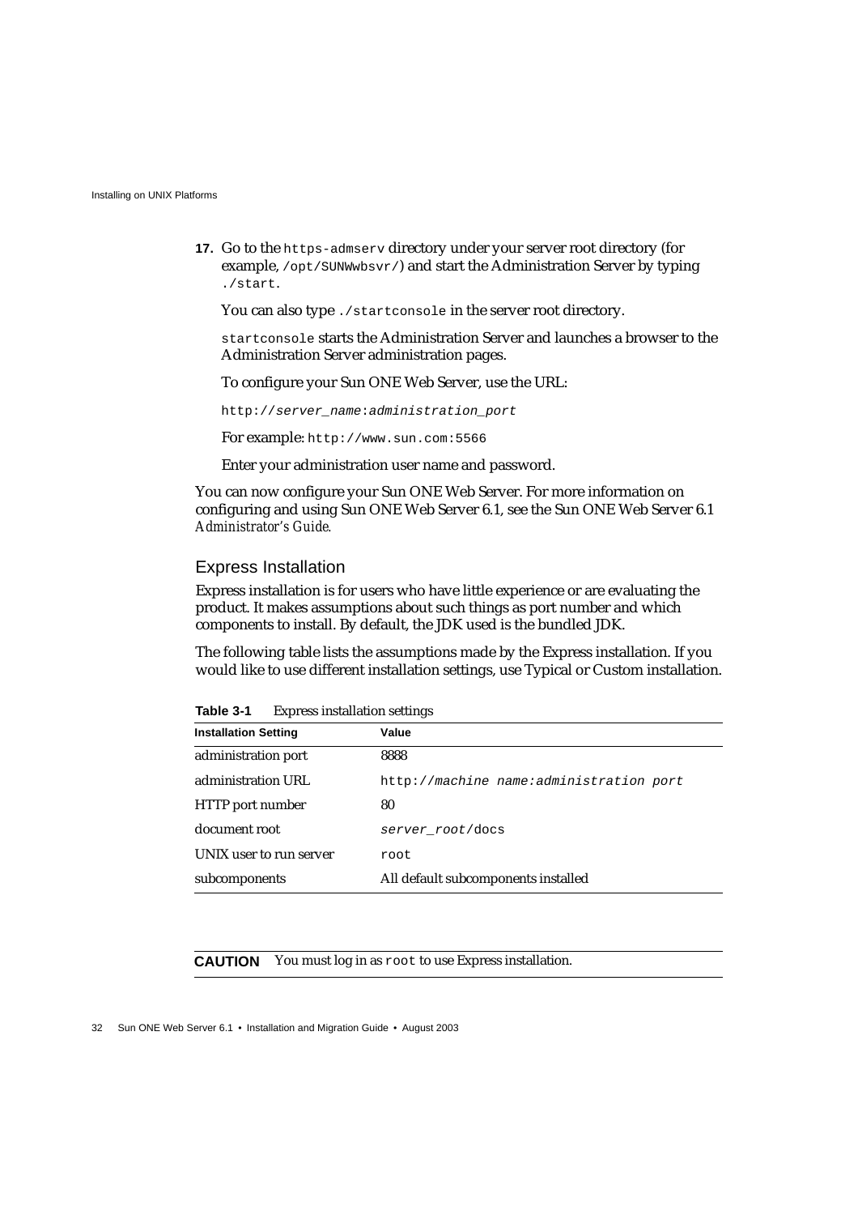17. Go to the `https-admserv` directory under your server root directory (for example, `/opt/SUNWwbsvr/`) and start the Administration Server by typing `./start`.

    You can also type `./startconsole` in the server root directory.

    `startconsole` starts the Administration Server and launches a browser to the Administration Server administration pages.

    To configure your Sun ONE Web Server, use the URL:

    `http://server_name:administration_port`

    For example: `http://www.sun.com:5566`

    Enter your administration user name and password.

You can now configure your Sun ONE Web Server. For more information on configuring and using Sun ONE Web Server 6.1, see the Sun ONE Web Server 6.1 *Administrator's Guide*.

## Express Installation

Express installation is for users who have little experience or are evaluating the product. It makes assumptions about such things as port number and which components to install. By default, the JDK used is the bundled JDK.

The following table lists the assumptions made by the Express installation. If you would like to use different installation settings, use Typical or Custom installation.

**Table 3-1** Express installation settings

| Installation Setting | Value |
| --- | --- |
| administration port | 8888 |
| administration URL | `http://machine name:administration port` |
| HTTP port number | 80 |
| document root | `server_root/docs` |
| UNIX user to run server | `root` |
| subcomponents | All default subcomponents installed |

**CAUTION** You must log in as `root` to use Express installation.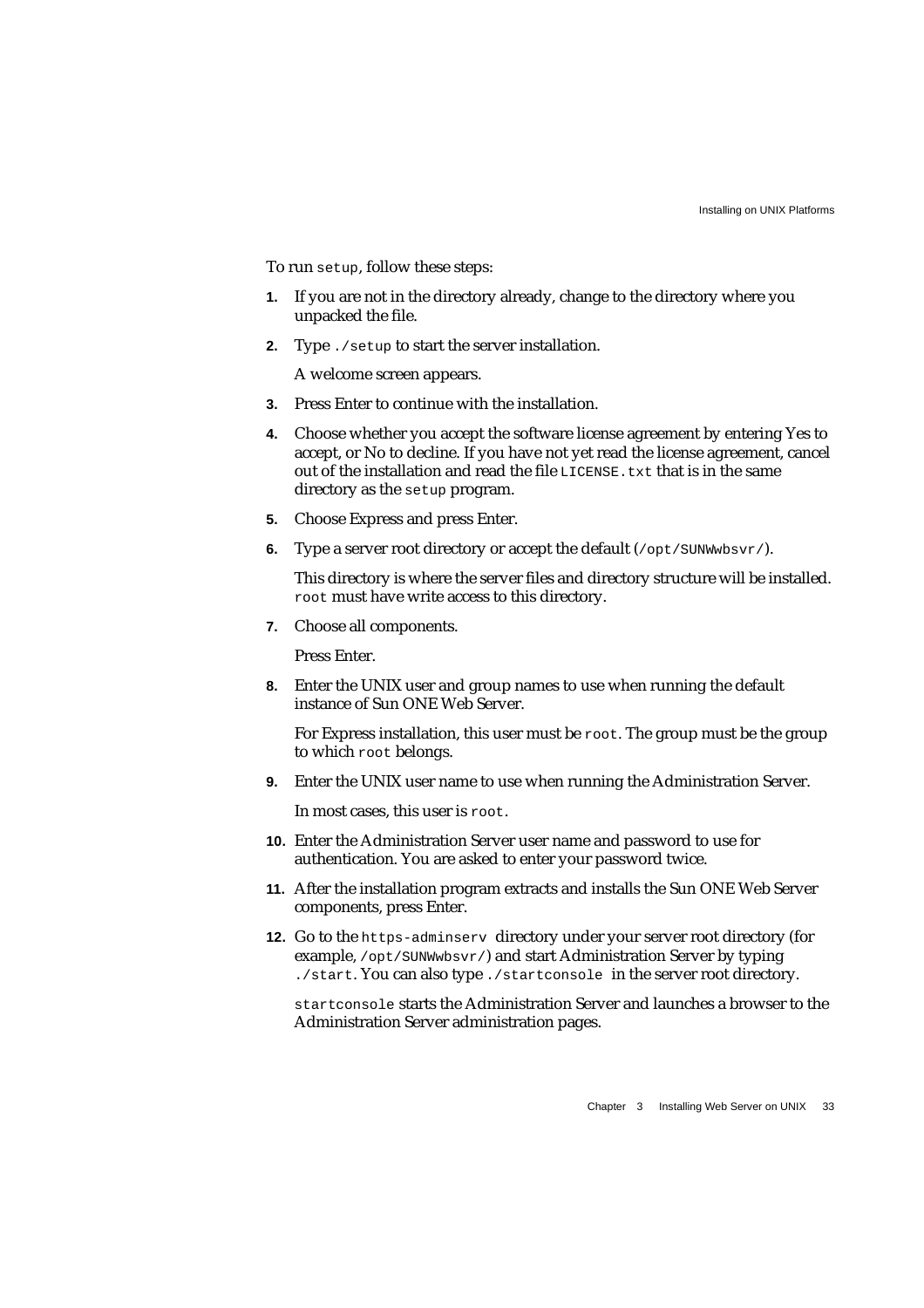To run `setup`, follow these steps:

1. If you are not in the directory already, change to the directory where you unpacked the file.
2. Type `./setup` to start the server installation.

   A welcome screen appears.
3. Press Enter to continue with the installation.
4. Choose whether you accept the software license agreement by entering Yes to accept, or No to decline. If you have not yet read the license agreement, cancel out of the installation and read the file `LICENSE.txt` that is in the same directory as the `setup` program.
5. Choose Express and press Enter.
6. Type a server root directory or accept the default (`/opt/SUNWwbsvr/`).

   This directory is where the server files and directory structure will be installed. `root` must have write access to this directory.
7. Choose all components.

   Press Enter.
8. Enter the UNIX user and group names to use when running the default instance of Sun ONE Web Server.

   For Express installation, this user must be `root`. The group must be the group to which `root` belongs.
9. Enter the UNIX user name to use when running the Administration Server.

   In most cases, this user is `root`.
10. Enter the Administration Server user name and password to use for authentication. You are asked to enter your password twice.
11. After the installation program extracts and installs the Sun ONE Web Server components, press Enter.
12. Go to the `https-adminserv` directory under your server root directory (for example, `/opt/SUNWwbsvr/`) and start Administration Server by typing `./start`. You can also type `./startconsole` in the server root directory.

    `startconsole` starts the Administration Server and launches a browser to the Administration Server administration pages.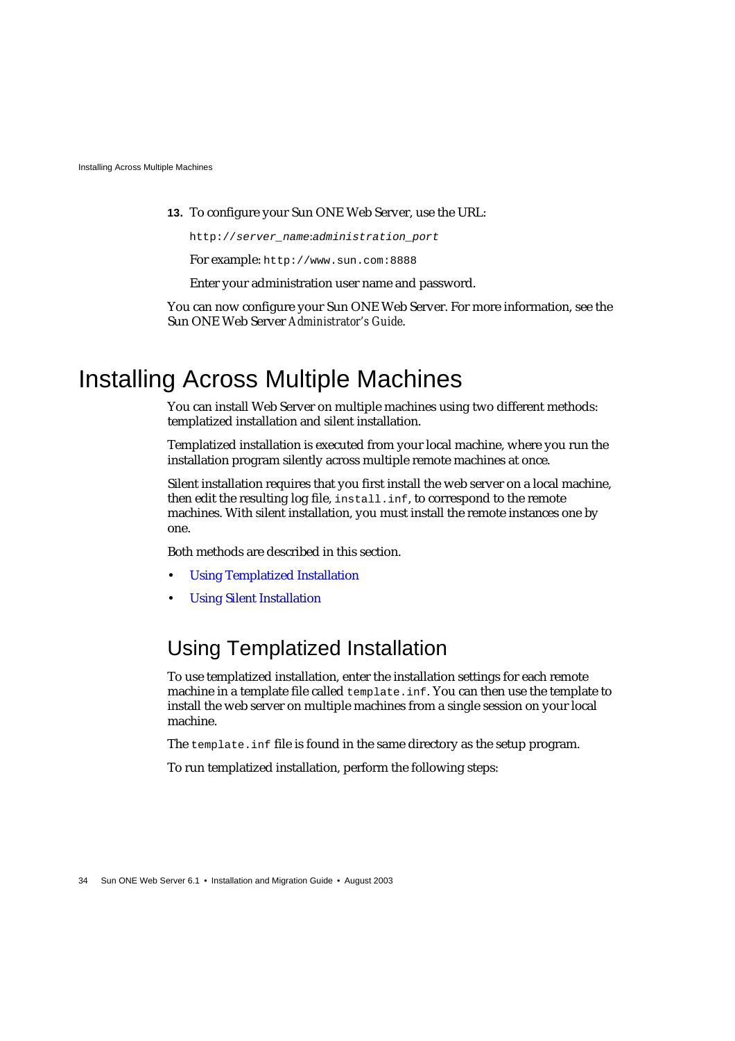13. To configure your Sun ONE Web Server, use the URL:

    http://*server_name*:*administration_port*

    For example: `http://www.sun.com:8888`

    Enter your administration user name and password.

You can now configure your Sun ONE Web Server. For more information, see the Sun ONE Web Server *Administrator's Guide*.

# Installing Across Multiple Machines

You can install Web Server on multiple machines using two different methods: templatized installation and silent installation.

Templatized installation is executed from your local machine, where you run the installation program silently across multiple remote machines at once.

Silent installation requires that you first install the web server on a local machine, then edit the resulting log file, `install.inf`, to correspond to the remote machines. With silent installation, you must install the remote instances one by one.

Both methods are described in this section.

- Using Templatized Installation
- Using Silent Installation

## Using Templatized Installation

To use templatized installation, enter the installation settings for each remote machine in a template file called `template.inf`. You can then use the template to install the web server on multiple machines from a single session on your local machine.

The `template.inf` file is found in the same directory as the setup program.

To run templatized installation, perform the following steps: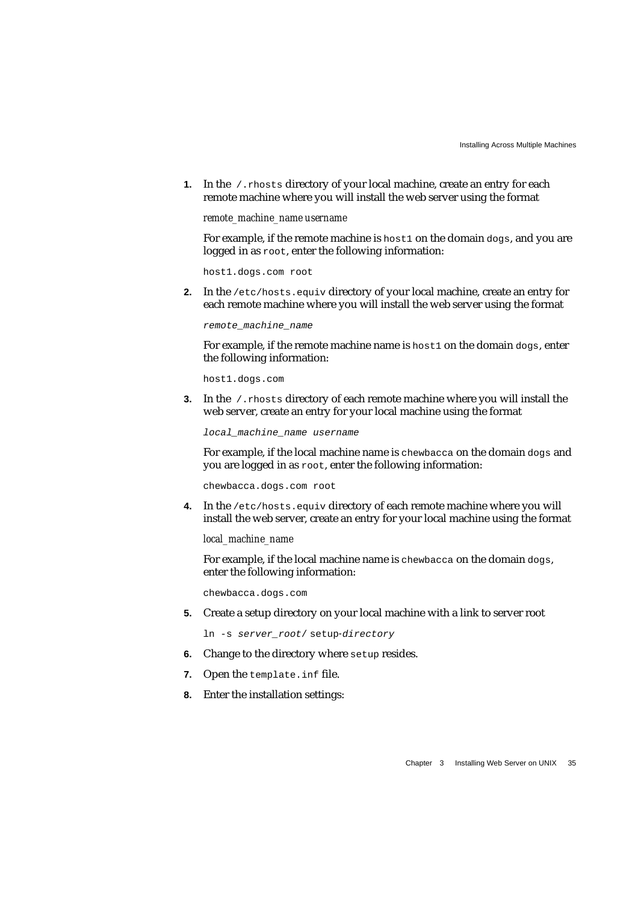1. In the `/.rhosts` directory of your local machine, create an entry for each remote machine where you will install the web server using the format

   *remote_machine_name username*

   For example, if the remote machine is `host1` on the domain `dogs`, and you are logged in as `root`, enter the following information:

   ```
   host1.dogs.com root
   ```

2. In the `/etc/hosts.equiv` directory of your local machine, create an entry for each remote machine where you will install the web server using the format

   *remote_machine_name*

   For example, if the remote machine name is `host1` on the domain `dogs`, enter the following information:

   ```
   host1.dogs.com
   ```

3. In the `/.rhosts` directory of each remote machine where you will install the web server, create an entry for your local machine using the format

   *local_machine_name username*

   For example, if the local machine name is `chewbacca` on the domain `dogs` and you are logged in as `root`, enter the following information:

   ```
   chewbacca.dogs.com root
   ```

4. In the `/etc/hosts.equiv` directory of each remote machine where you will install the web server, create an entry for your local machine using the format

   *local_machine_name*

   For example, if the local machine name is `chewbacca` on the domain `dogs`, enter the following information:

   ```
   chewbacca.dogs.com
   ```

5. Create a setup directory on your local machine with a link to server root

   `ln -s` *server_root/* `setup`-*directory*

6. Change to the directory where `setup` resides.

7. Open the `template.inf` file.

8. Enter the installation settings: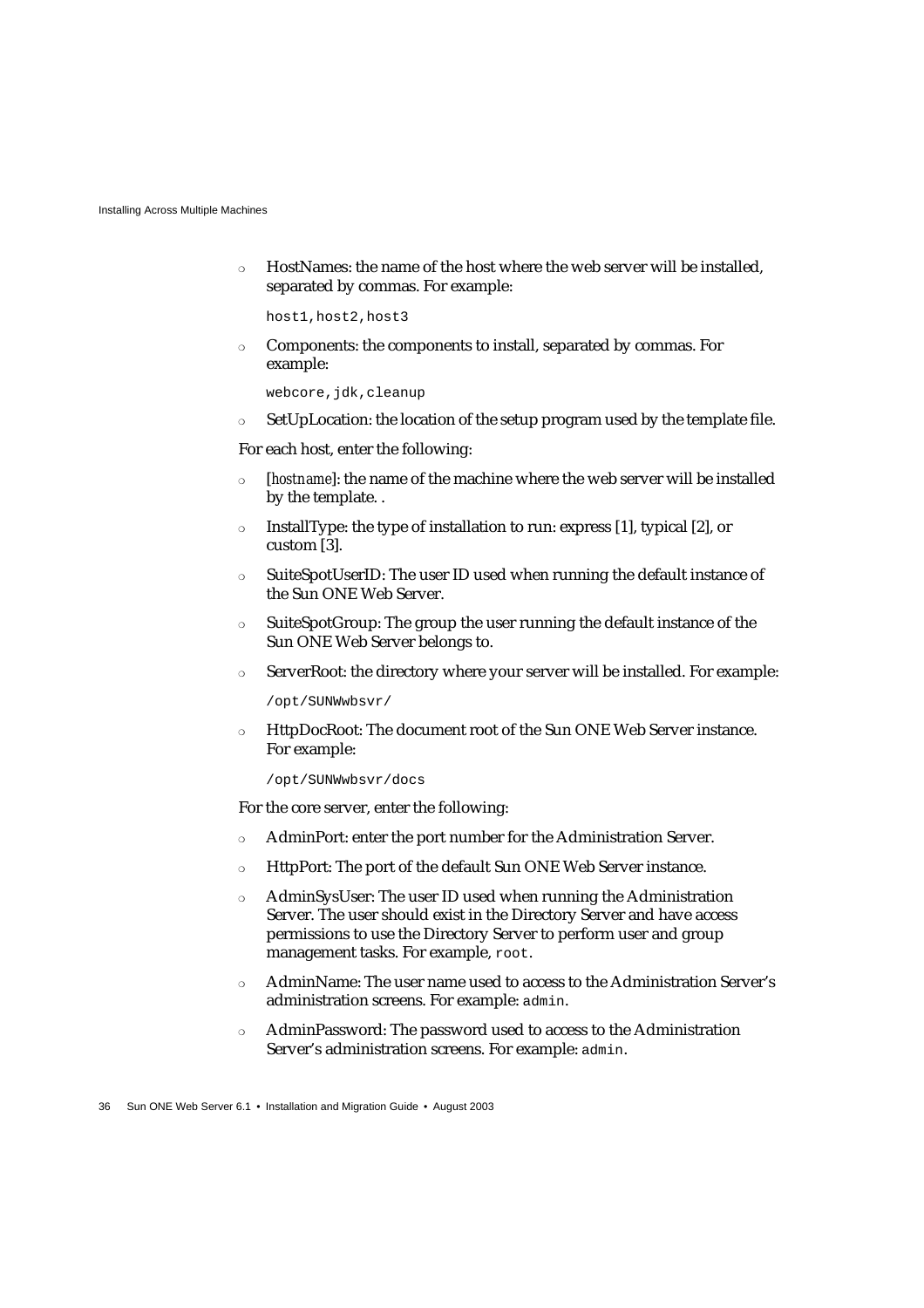- HostNames: the name of the host where the web server will be installed, separated by commas. For example:

  ```
  host1,host2,host3
  ```

- Components: the components to install, separated by commas. For example:

  ```
  webcore,jdk,cleanup
  ```

- SetUpLocation: the location of the setup program used by the template file.

For each host, enter the following:

- [*hostname*]: the name of the machine where the web server will be installed by the template. .
- InstallType: the type of installation to run: express [1], typical [2], or custom [3].
- SuiteSpotUserID: The user ID used when running the default instance of the Sun ONE Web Server.
- SuiteSpotGroup: The group the user running the default instance of the Sun ONE Web Server belongs to.
- ServerRoot: the directory where your server will be installed. For example:

  ```
  /opt/SUNWwbsvr/
  ```

- HttpDocRoot: The document root of the Sun ONE Web Server instance. For example:

  ```
  /opt/SUNWwbsvr/docs
  ```

For the core server, enter the following:

- AdminPort: enter the port number for the Administration Server.
- HttpPort: The port of the default Sun ONE Web Server instance.
- AdminSysUser: The user ID used when running the Administration Server. The user should exist in the Directory Server and have access permissions to use the Directory Server to perform user and group management tasks. For example, `root`.
- AdminName: The user name used to access to the Administration Server's administration screens. For example: `admin`.
- AdminPassword: The password used to access to the Administration Server's administration screens. For example: `admin`.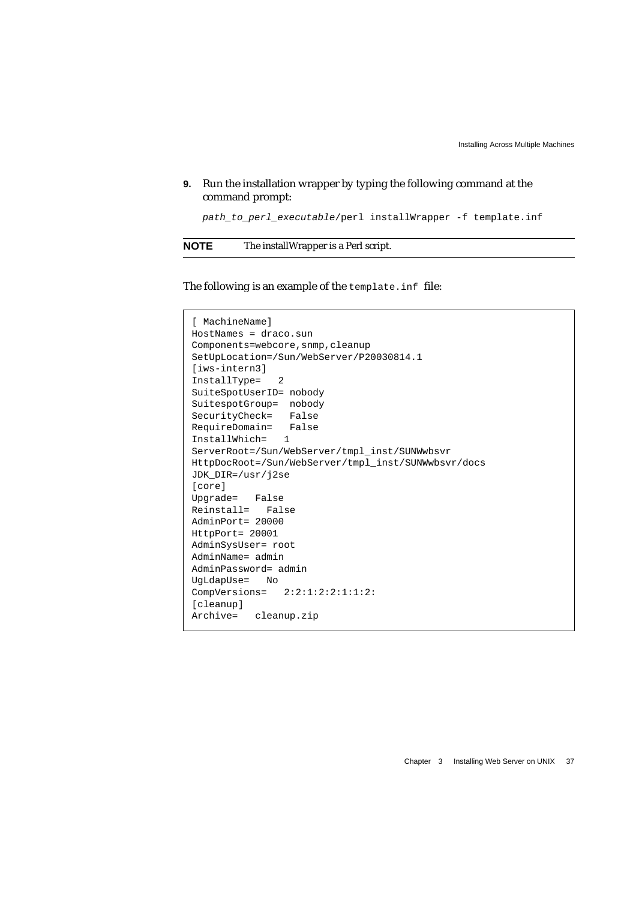9. Run the installation wrapper by typing the following command at the command prompt:

```
path_to_perl_executable/perl installWrapper -f template.inf
```

**NOTE** The installWrapper is a Perl script.

The following is an example of the `template.inf` file:

```
[ MachineName]
HostNames = draco.sun
Components=webcore,snmp,cleanup
SetUpLocation=/Sun/WebServer/P20030814.1
[iws-intern3]
InstallType=   2
SuiteSpotUserID= nobody
SuitespotGroup=  nobody
SecurityCheck=   False
RequireDomain=   False
InstallWhich=   1
ServerRoot=/Sun/WebServer/tmpl_inst/SUNWwbsvr
HttpDocRoot=/Sun/WebServer/tmpl_inst/SUNWwbsvr/docs
JDK_DIR=/usr/j2se
[core]
Upgrade=   False
Reinstall=   False
AdminPort= 20000
HttpPort= 20001
AdminSysUser= root
AdminName= admin
AdminPassword= admin
UgLdapUse=   No
CompVersions=   2:2:1:2:2:1:1:2:
[cleanup]
Archive=   cleanup.zip
```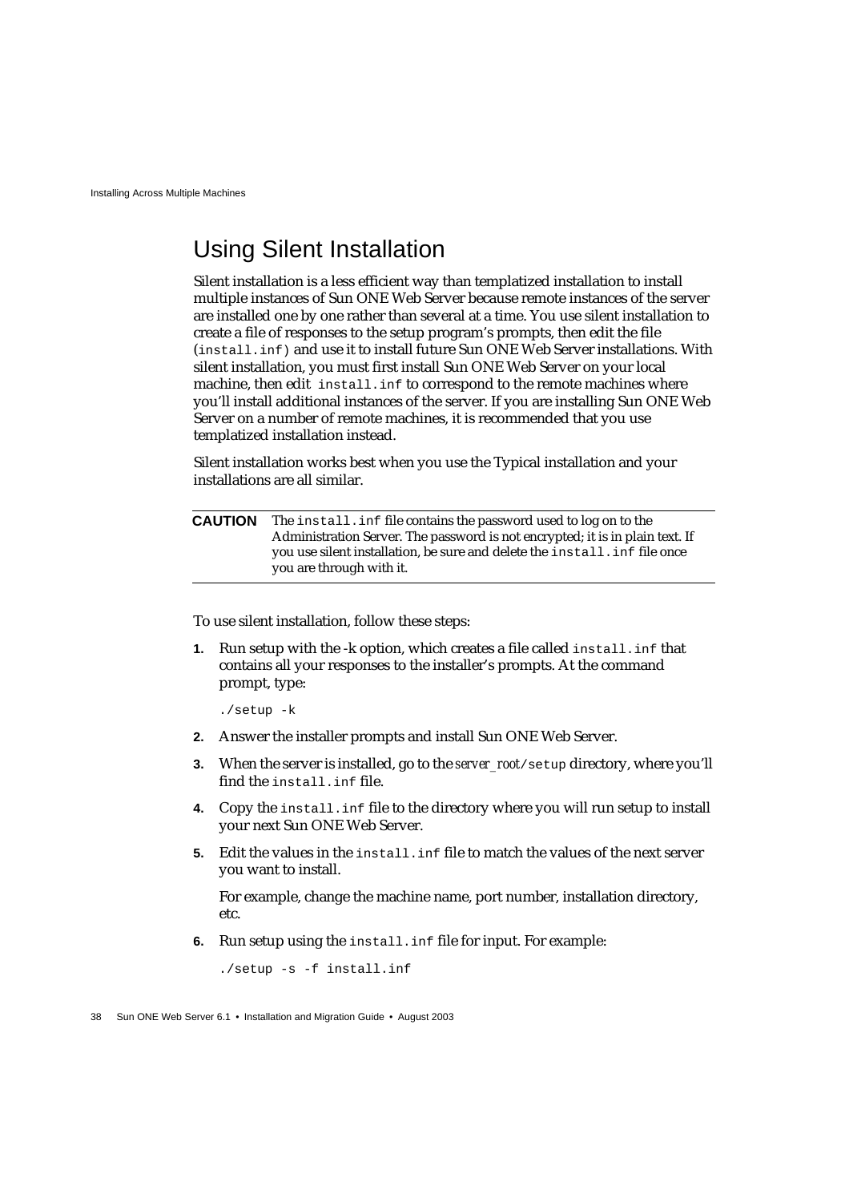## Using Silent Installation

Silent installation is a less efficient way than templatized installation to install multiple instances of Sun ONE Web Server because remote instances of the server are installed one by one rather than several at a time. You use silent installation to create a file of responses to the setup program's prompts, then edit the file (`install.inf`) and use it to install future Sun ONE Web Server installations. With silent installation, you must first install Sun ONE Web Server on your local machine, then edit `install.inf` to correspond to the remote machines where you'll install additional instances of the server. If you are installing Sun ONE Web Server on a number of remote machines, it is recommended that you use templatized installation instead.

Silent installation works best when you use the Typical installation and your installations are all similar.

| **CAUTION** | The `install.inf` file contains the password used to log on to the Administration Server. The password is not encrypted; it is in plain text. If you use silent installation, be sure and delete the `install.inf` file once you are through with it. |
|---|---|

To use silent installation, follow these steps:

1. Run setup with the -k option, which creates a file called `install.inf` that contains all your responses to the installer's prompts. At the command prompt, type:

   ```
   ./setup -k
   ```

2. Answer the installer prompts and install Sun ONE Web Server.

3. When the server is installed, go to the *server_root*`/setup` directory, where you'll find the `install.inf` file.

4. Copy the `install.inf` file to the directory where you will run setup to install your next Sun ONE Web Server.

5. Edit the values in the `install.inf` file to match the values of the next server you want to install.

   For example, change the machine name, port number, installation directory, etc.

6. Run setup using the `install.inf` file for input. For example:

   ```
   ./setup -s -f install.inf
   ```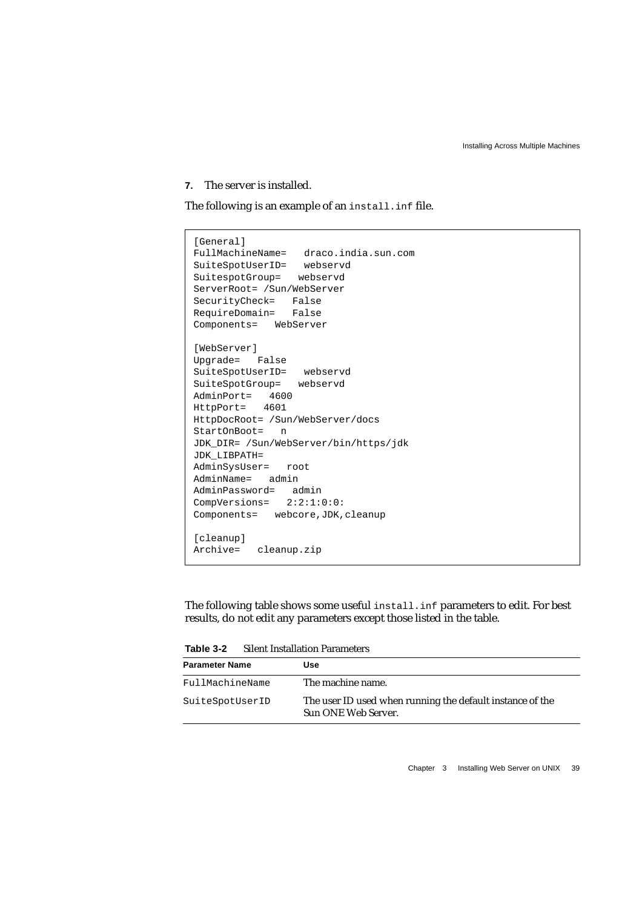7. The server is installed.

The following is an example of an `install.inf` file.

```
[General]
FullMachineName=   draco.india.sun.com
SuiteSpotUserID=   webservd
SuitespotGroup=   webservd
ServerRoot= /Sun/WebServer
SecurityCheck=   False
RequireDomain=   False
Components=   WebServer

[WebServer]
Upgrade=   False
SuiteSpotUserID=   webservd
SuiteSpotGroup=   webservd
AdminPort=   4600
HttpPort=   4601
HttpDocRoot= /Sun/WebServer/docs
StartOnBoot=   n
JDK_DIR= /Sun/WebServer/bin/https/jdk
JDK_LIBPATH=
AdminSysUser=   root
AdminName=   admin
AdminPassword=   admin
CompVersions=   2:2:1:0:0:
Components=   webcore,JDK,cleanup

[cleanup]
Archive=   cleanup.zip
```

The following table shows some useful `install.inf` parameters to edit. For best results, do not edit any parameters except those listed in the table.

**Table 3-2** Silent Installation Parameters

| Parameter Name | Use |
|---|---|
| `FullMachineName` | The machine name. |
| `SuiteSpotUserID` | The user ID used when running the default instance of the Sun ONE Web Server. |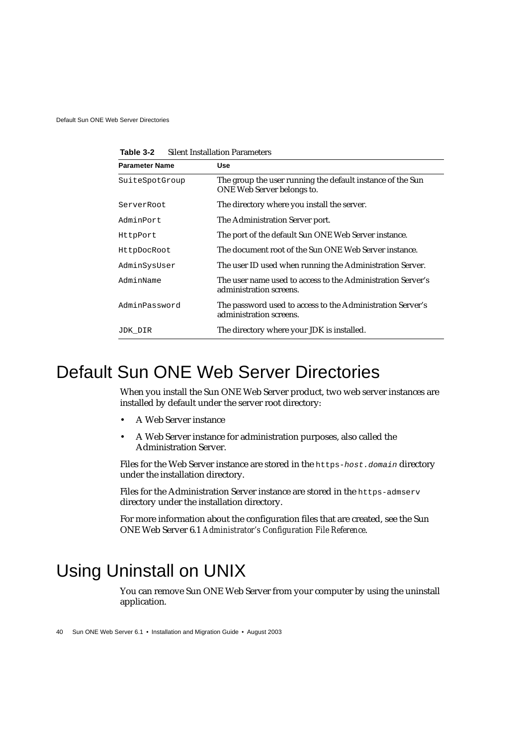**Table 3-2** Silent Installation Parameters

| Parameter Name | Use |
|---|---|
| `SuiteSpotGroup` | The group the user running the default instance of the Sun ONE Web Server belongs to. |
| `ServerRoot` | The directory where you install the server. |
| `AdminPort` | The Administration Server port. |
| `HttpPort` | The port of the default Sun ONE Web Server instance. |
| `HttpDocRoot` | The document root of the Sun ONE Web Server instance. |
| `AdminSysUser` | The user ID used when running the Administration Server. |
| `AdminName` | The user name used to access to the Administration Server's administration screens. |
| `AdminPassword` | The password used to access to the Administration Server's administration screens. |
| `JDK_DIR` | The directory where your JDK is installed. |

# Default Sun ONE Web Server Directories

When you install the Sun ONE Web Server product, two web server instances are installed by default under the server root directory:

- A Web Server instance
- A Web Server instance for administration purposes, also called the Administration Server.

Files for the Web Server instance are stored in the `https-`*`host.domain`* directory under the installation directory.

Files for the Administration Server instance are stored in the `https-admserv` directory under the installation directory.

For more information about the configuration files that are created, see the Sun ONE Web Server 6.1 *Administrator's Configuration File Reference*.

# Using Uninstall on UNIX

You can remove Sun ONE Web Server from your computer by using the uninstall application.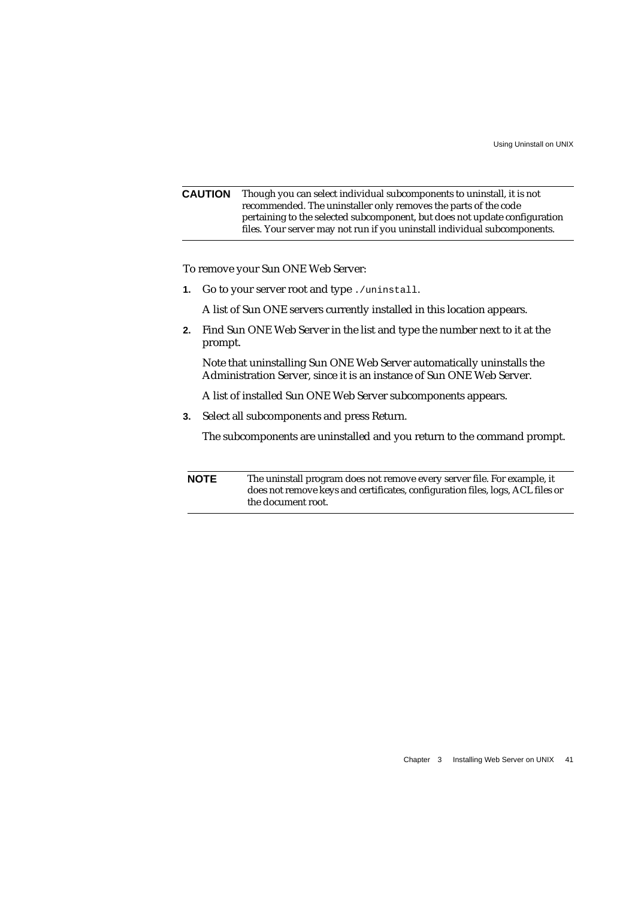**CAUTION** Though you can select individual subcomponents to uninstall, it is not recommended. The uninstaller only removes the parts of the code pertaining to the selected subcomponent, but does not update configuration files. Your server may not run if you uninstall individual subcomponents.

To remove your Sun ONE Web Server:

1. Go to your server root and type `./uninstall`.

   A list of Sun ONE servers currently installed in this location appears.

2. Find Sun ONE Web Server in the list and type the number next to it at the prompt.

   Note that uninstalling Sun ONE Web Server automatically uninstalls the Administration Server, since it is an instance of Sun ONE Web Server.

   A list of installed Sun ONE Web Server subcomponents appears.

3. Select all subcomponents and press Return.

   The subcomponents are uninstalled and you return to the command prompt.

**NOTE** The uninstall program does not remove every server file. For example, it does not remove keys and certificates, configuration files, logs, ACL files or the document root.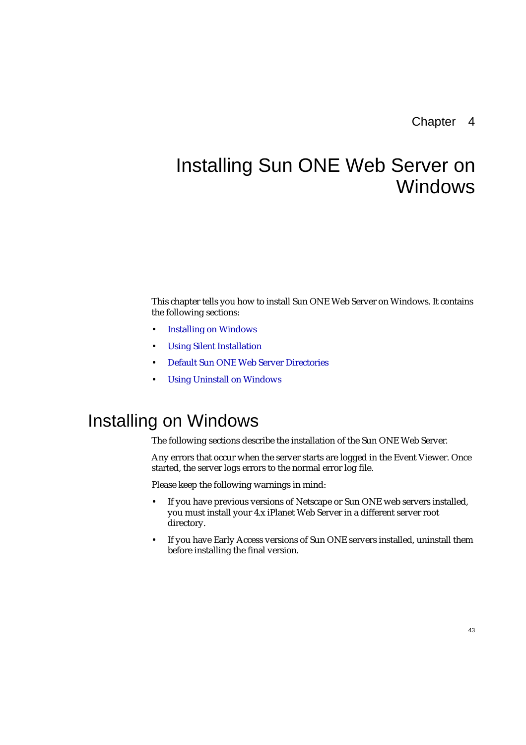Chapter 4

# Installing Sun ONE Web Server on Windows

This chapter tells you how to install Sun ONE Web Server on Windows. It contains the following sections:

- Installing on Windows
- Using Silent Installation
- Default Sun ONE Web Server Directories
- Using Uninstall on Windows

## Installing on Windows

The following sections describe the installation of the Sun ONE Web Server.

Any errors that occur when the server starts are logged in the Event Viewer. Once started, the server logs errors to the normal error log file.

Please keep the following warnings in mind:

- If you have previous versions of Netscape or Sun ONE web servers installed, you must install your 4.x iPlanet Web Server in a different server root directory.
- If you have Early Access versions of Sun ONE servers installed, uninstall them before installing the final version.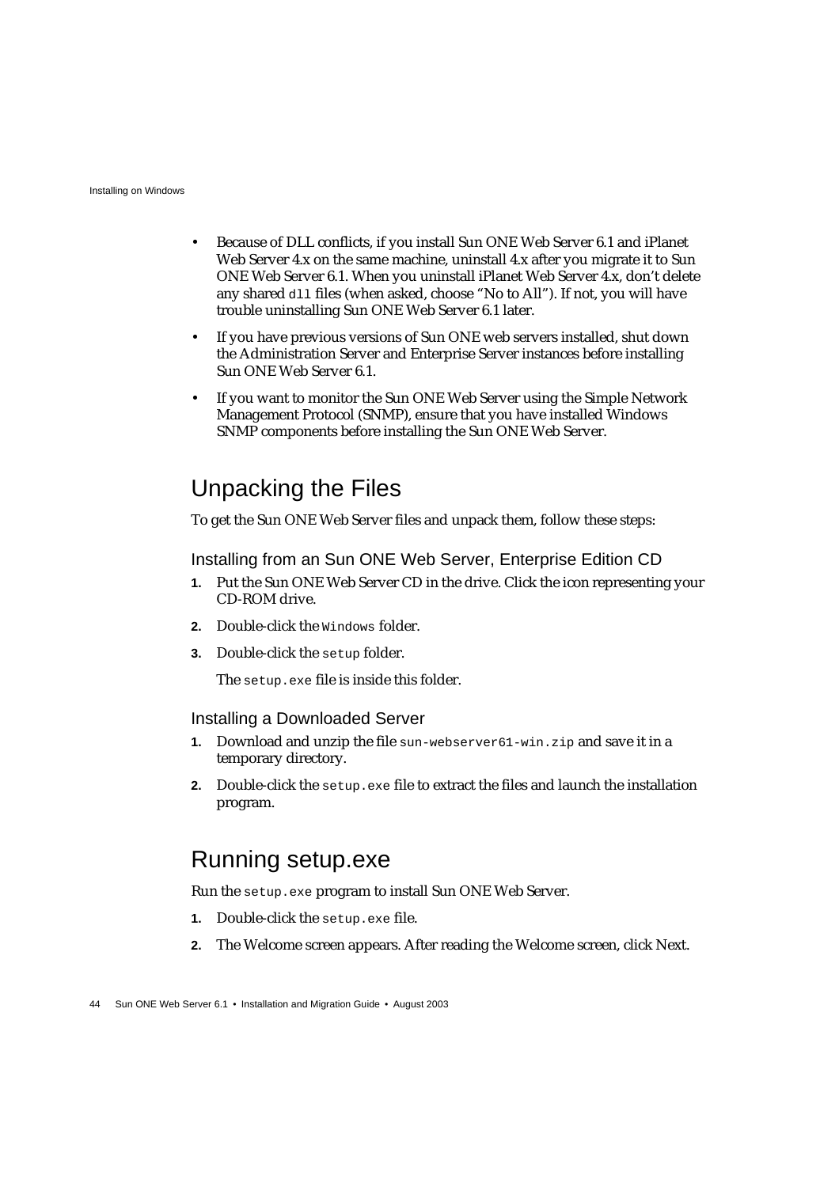- Because of DLL conflicts, if you install Sun ONE Web Server 6.1 and iPlanet Web Server 4.x on the same machine, uninstall 4.x after you migrate it to Sun ONE Web Server 6.1. When you uninstall iPlanet Web Server 4.x, don't delete any shared `dll` files (when asked, choose "No to All"). If not, you will have trouble uninstalling Sun ONE Web Server 6.1 later.
- If you have previous versions of Sun ONE web servers installed, shut down the Administration Server and Enterprise Server instances before installing Sun ONE Web Server 6.1.
- If you want to monitor the Sun ONE Web Server using the Simple Network Management Protocol (SNMP), ensure that you have installed Windows SNMP components before installing the Sun ONE Web Server.

## Unpacking the Files

To get the Sun ONE Web Server files and unpack them, follow these steps:

### Installing from an Sun ONE Web Server, Enterprise Edition CD

1. Put the Sun ONE Web Server CD in the drive. Click the icon representing your CD-ROM drive.
2. Double-click the `Windows` folder.
3. Double-click the `setup` folder.

   The `setup.exe` file is inside this folder.

### Installing a Downloaded Server

1. Download and unzip the file `sun-webserver61-win.zip` and save it in a temporary directory.
2. Double-click the `setup.exe` file to extract the files and launch the installation program.

## Running setup.exe

Run the `setup.exe` program to install Sun ONE Web Server.

1. Double-click the `setup.exe` file.
2. The Welcome screen appears. After reading the Welcome screen, click Next.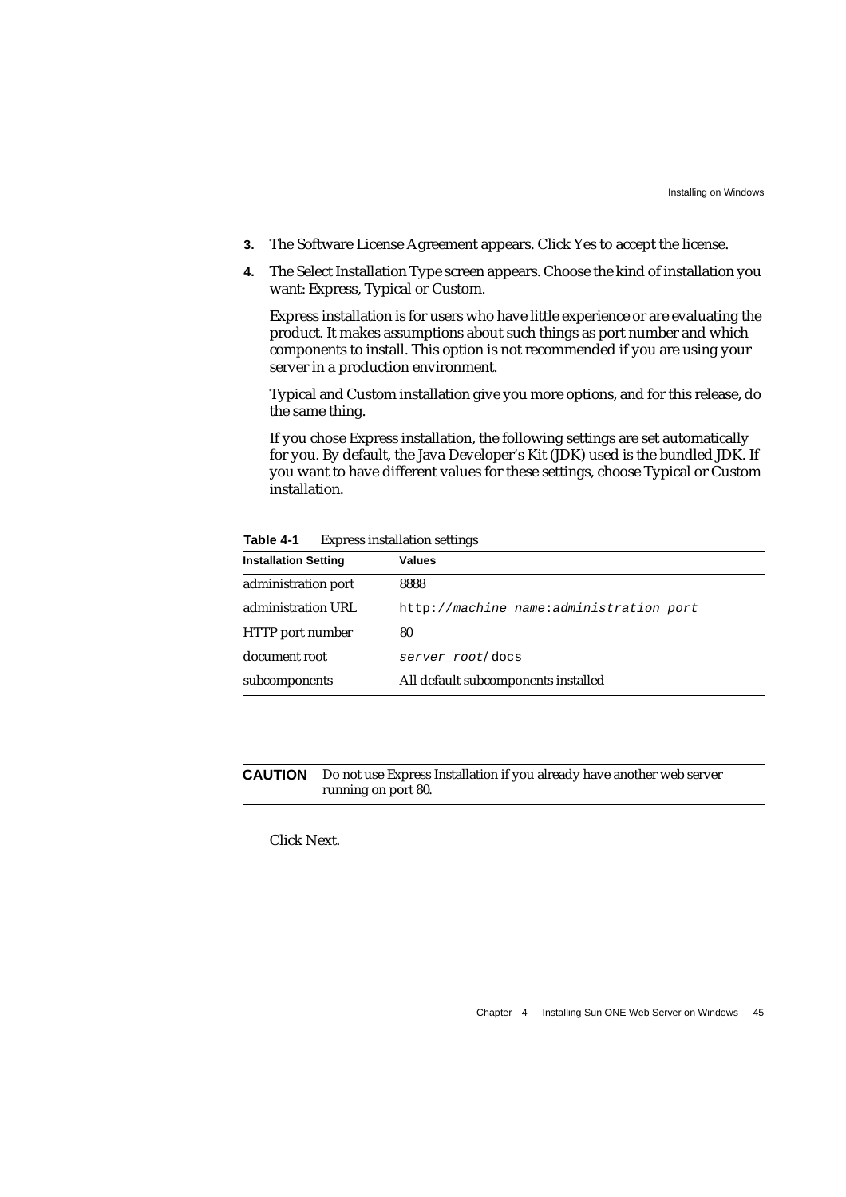3. The Software License Agreement appears. Click Yes to accept the license.
4. The Select Installation Type screen appears. Choose the kind of installation you want: Express, Typical or Custom.

   Express installation is for users who have little experience or are evaluating the product. It makes assumptions about such things as port number and which components to install. This option is not recommended if you are using your server in a production environment.

   Typical and Custom installation give you more options, and for this release, do the same thing.

   If you chose Express installation, the following settings are set automatically for you. By default, the Java Developer's Kit (JDK) used is the bundled JDK. If you want to have different values for these settings, choose Typical or Custom installation.

**Table 4-1** Express installation settings

| Installation Setting | Values |
| --- | --- |
| administration port | 8888 |
| administration URL | `http://`*`machine name`*`:`*`administration port`* |
| HTTP port number | 80 |
| document root | *`server_root`*`/docs` |
| subcomponents | All default subcomponents installed |

| **CAUTION** | Do not use Express Installation if you already have another web server running on port 80. |
| --- | --- |

   Click Next.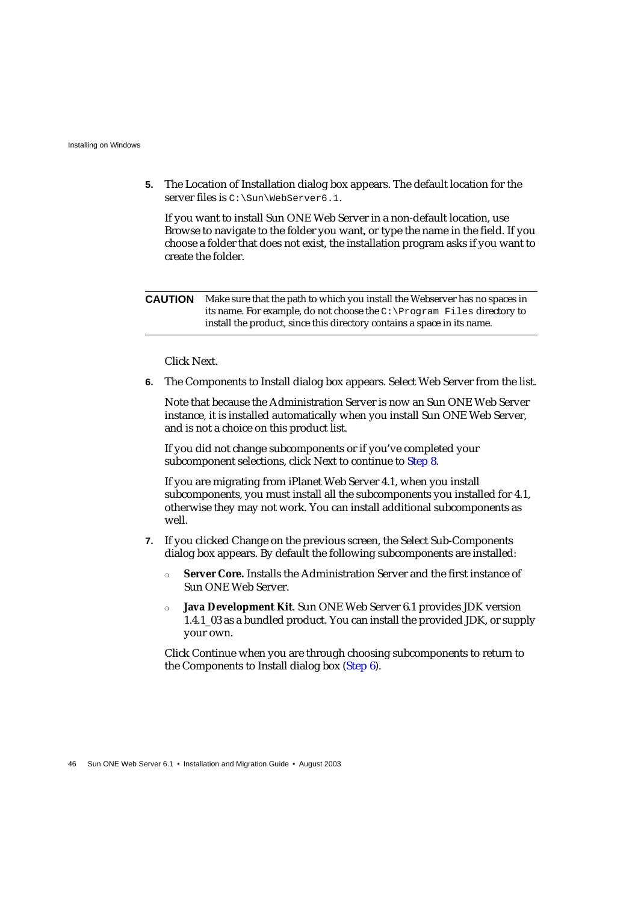5. The Location of Installation dialog box appears. The default location for the server files is `C:\Sun\WebServer6.1`.

   If you want to install Sun ONE Web Server in a non-default location, use Browse to navigate to the folder you want, or type the name in the field. If you choose a folder that does not exist, the installation program asks if you want to create the folder.

| | |
|---|---|
| **CAUTION** | Make sure that the path to which you install the Webserver has no spaces in its name. For example, do not choose the `C:\Program Files` directory to install the product, since this directory contains a space in its name. |

   Click Next.

6. The Components to Install dialog box appears. Select Web Server from the list.

   Note that because the Administration Server is now an Sun ONE Web Server instance, it is installed automatically when you install Sun ONE Web Server, and is not a choice on this product list.

   If you did not change subcomponents or if you've completed your subcomponent selections, click Next to continue to Step 8.

   If you are migrating from iPlanet Web Server 4.1, when you install subcomponents, you must install all the subcomponents you installed for 4.1, otherwise they may not work. You can install additional subcomponents as well.

7. If you clicked Change on the previous screen, the Select Sub-Components dialog box appears. By default the following subcomponents are installed:

   - **Server Core.** Installs the Administration Server and the first instance of Sun ONE Web Server.
   - ***Java Development Kit***. Sun ONE Web Server 6.1 provides JDK version 1.4.1_03 as a bundled product. You can install the provided JDK, or supply your own.

   Click Continue when you are through choosing subcomponents to return to the Components to Install dialog box (Step 6).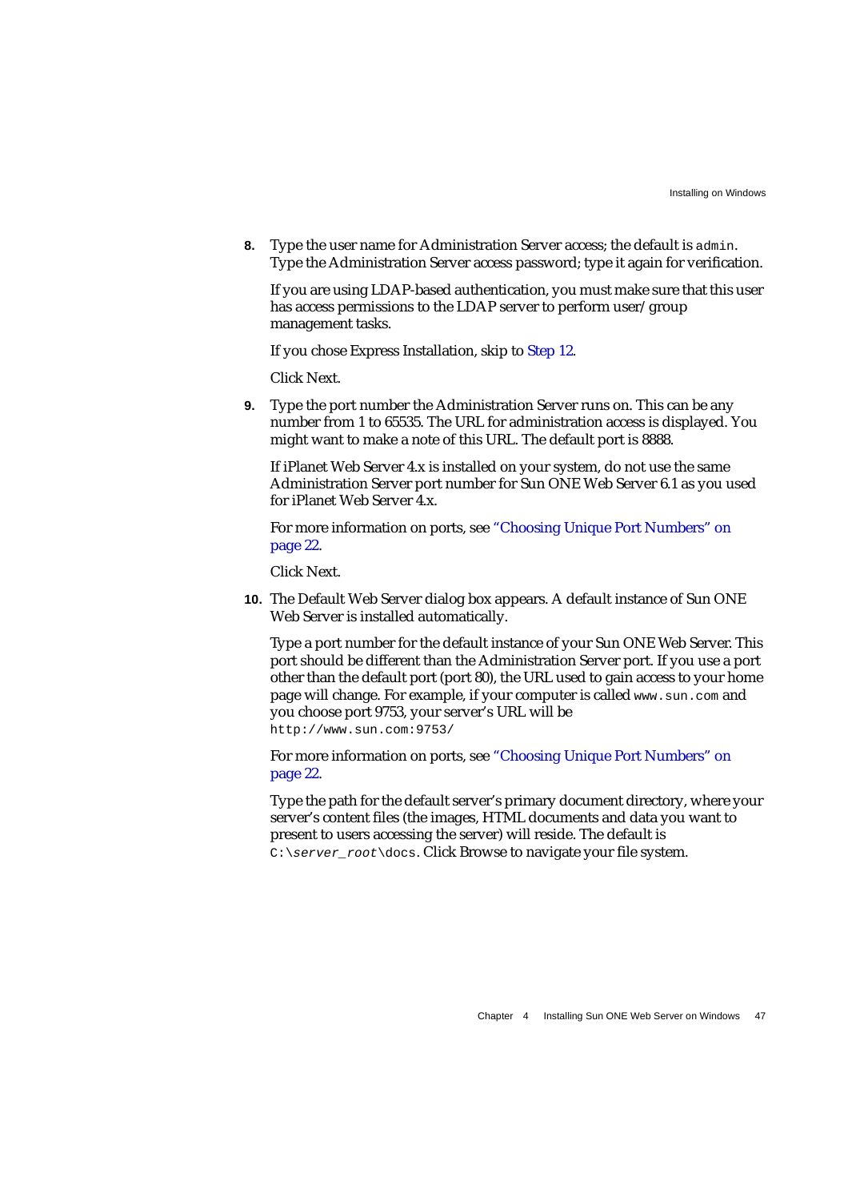8. Type the user name for Administration Server access; the default is `admin`. Type the Administration Server access password; type it again for verification.

   If you are using LDAP-based authentication, you must make sure that this user has access permissions to the LDAP server to perform user/ group management tasks.

   If you chose Express Installation, skip to Step 12.

   Click Next.

9. Type the port number the Administration Server runs on. This can be any number from 1 to 65535. The URL for administration access is displayed. You might want to make a note of this URL. The default port is 8888.

   If iPlanet Web Server 4.x is installed on your system, do not use the same Administration Server port number for Sun ONE Web Server 6.1 as you used for iPlanet Web Server 4.x.

   For more information on ports, see "Choosing Unique Port Numbers" on page 22.

   Click Next.

10. The Default Web Server dialog box appears. A default instance of Sun ONE Web Server is installed automatically.

    Type a port number for the default instance of your Sun ONE Web Server. This port should be different than the Administration Server port. If you use a port other than the default port (port 80), the URL used to gain access to your home page will change. For example, if your computer is called `www.sun.com` and you choose port 9753, your server's URL will be
    `http://www.sun.com:9753/`

    For more information on ports, see "Choosing Unique Port Numbers" on page 22.

    Type the path for the default server's primary document directory, where your server's content files (the images, HTML documents and data you want to present to users accessing the server) will reside. The default is `C:\`*`server_root`*`\docs`. Click Browse to navigate your file system.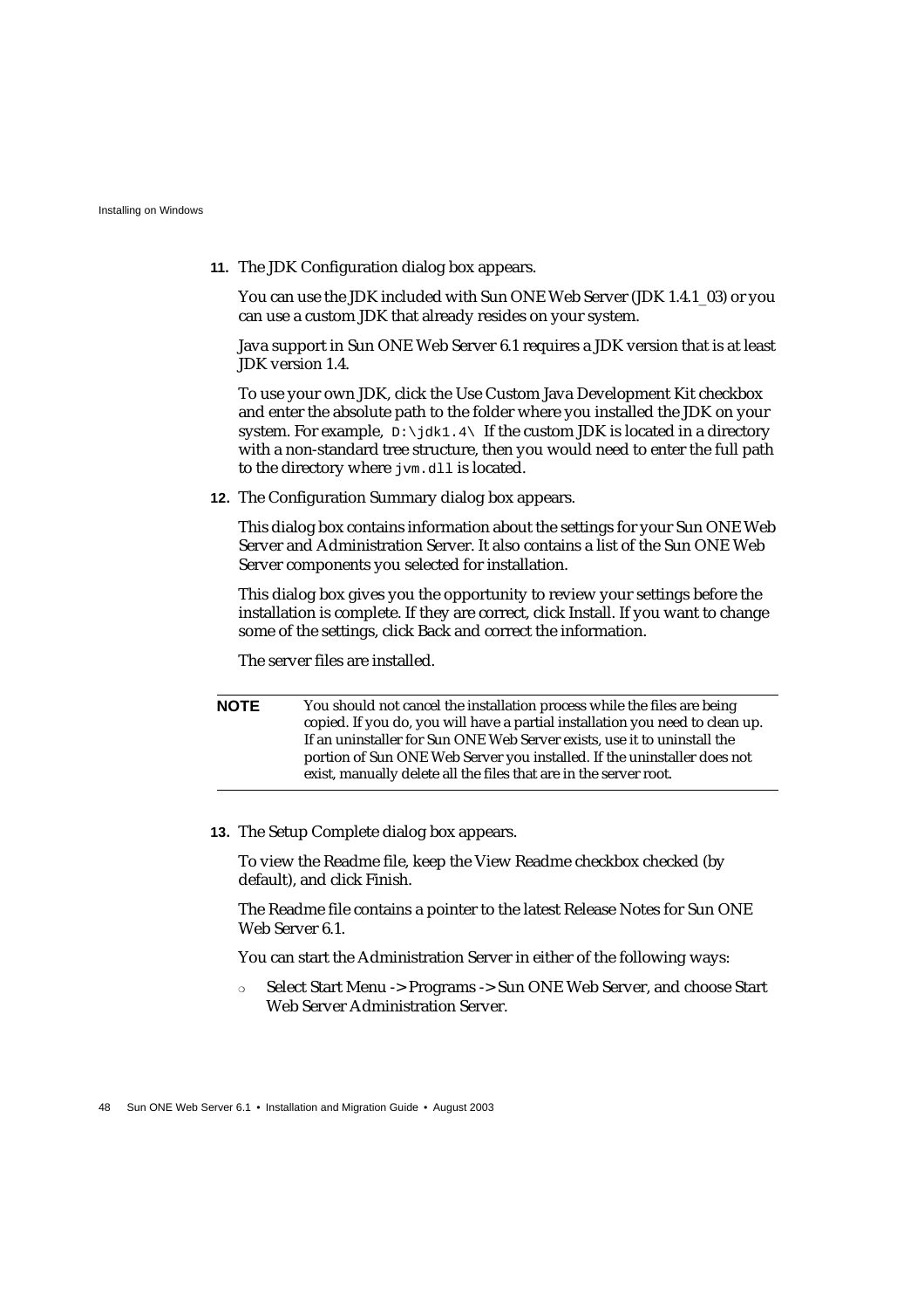11. The JDK Configuration dialog box appears.

    You can use the JDK included with Sun ONE Web Server (JDK 1.4.1_03) or you can use a custom JDK that already resides on your system.

    Java support in Sun ONE Web Server 6.1 requires a JDK version that is at least JDK version 1.4.

    To use your own JDK, click the Use Custom Java Development Kit checkbox and enter the absolute path to the folder where you installed the JDK on your system. For example, `D:\jdk1.4\` If the custom JDK is located in a directory with a non-standard tree structure, then you would need to enter the full path to the directory where `jvm.dll` is located.

12. The Configuration Summary dialog box appears.

    This dialog box contains information about the settings for your Sun ONE Web Server and Administration Server. It also contains a list of the Sun ONE Web Server components you selected for installation.

    This dialog box gives you the opportunity to review your settings before the installation is complete. If they are correct, click Install. If you want to change some of the settings, click Back and correct the information.

    The server files are installed.

| **NOTE** | You should not cancel the installation process while the files are being copied. If you do, you will have a partial installation you need to clean up. If an uninstaller for Sun ONE Web Server exists, use it to uninstall the portion of Sun ONE Web Server you installed. If the uninstaller does not exist, manually delete all the files that are in the server root. |
|---|---|

13. The Setup Complete dialog box appears.

    To view the Readme file, keep the View Readme checkbox checked (by default), and click Finish.

    The Readme file contains a pointer to the latest Release Notes for Sun ONE Web Server 6.1.

    You can start the Administration Server in either of the following ways:

    - Select Start Menu -> Programs -> Sun ONE Web Server, and choose Start Web Server Administration Server.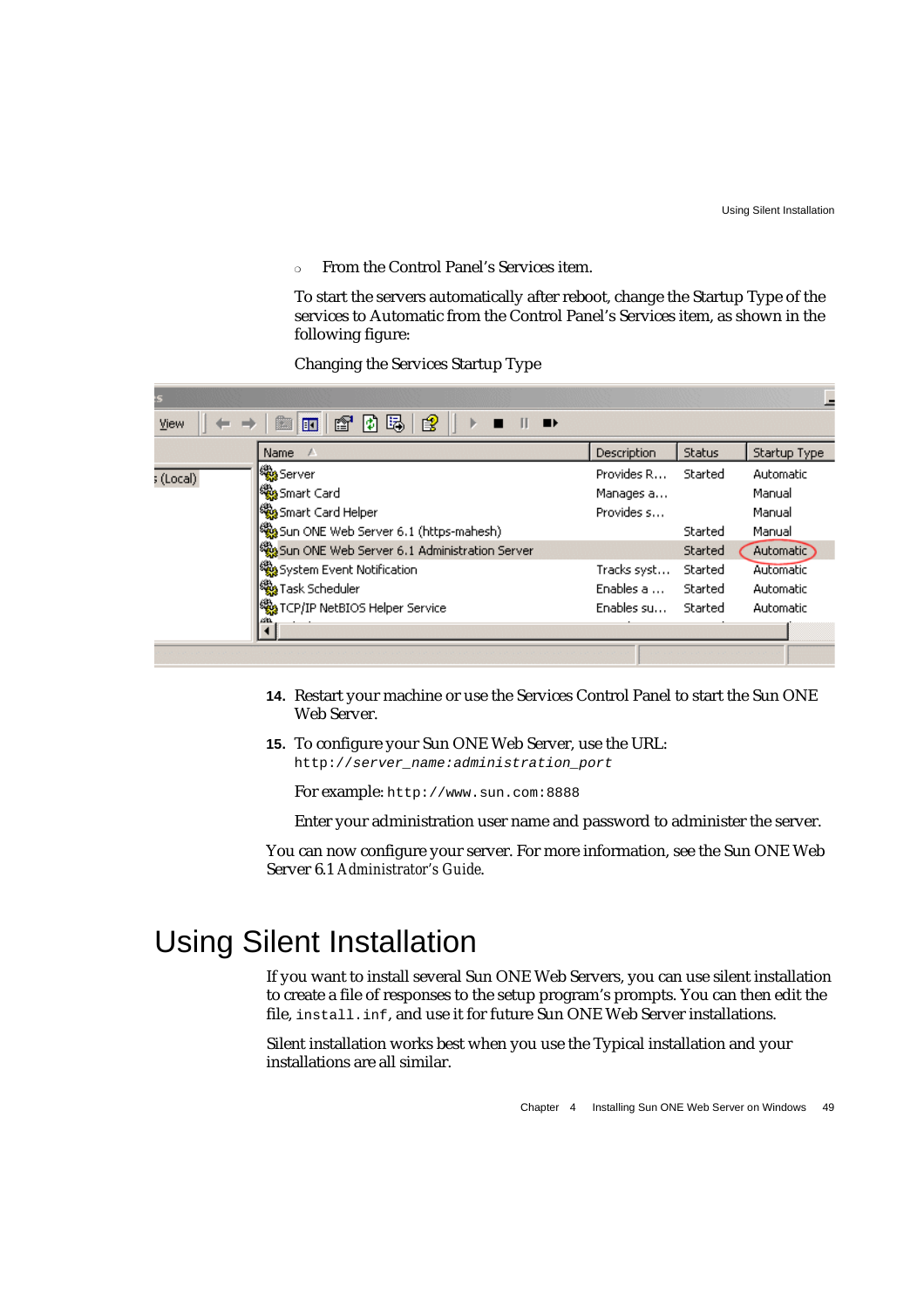- From the Control Panel's Services item.

To start the servers automatically after reboot, change the Startup Type of the services to Automatic from the Control Panel's Services item, as shown in the following figure:

Changing the Services Startup Type

| Name | Description | Status | Startup Type |
|---|---|---|---|
| Server | Provides R... | Started | Automatic |
| Smart Card | Manages a... | | Manual |
| Smart Card Helper | Provides s... | | Manual |
| Sun ONE Web Server 6.1 (https-mahesh) | | Started | Manual |
| Sun ONE Web Server 6.1 Administration Server | | Started | Automatic |
| System Event Notification | Tracks syst... | Started | Automatic |
| Task Scheduler | Enables a ... | Started | Automatic |
| TCP/IP NetBIOS Helper Service | Enables su... | Started | Automatic |

14. Restart your machine or use the Services Control Panel to start the Sun ONE Web Server.

15. To configure your Sun ONE Web Server, use the URL:
    `http://server_name:administration_port`

    For example: `http://www.sun.com:8888`

    Enter your administration user name and password to administer the server.

You can now configure your server. For more information, see the Sun ONE Web Server 6.1 *Administrator's Guide*.

# Using Silent Installation

If you want to install several Sun ONE Web Servers, you can use silent installation to create a file of responses to the setup program's prompts. You can then edit the file, `install.inf`, and use it for future Sun ONE Web Server installations.

Silent installation works best when you use the Typical installation and your installations are all similar.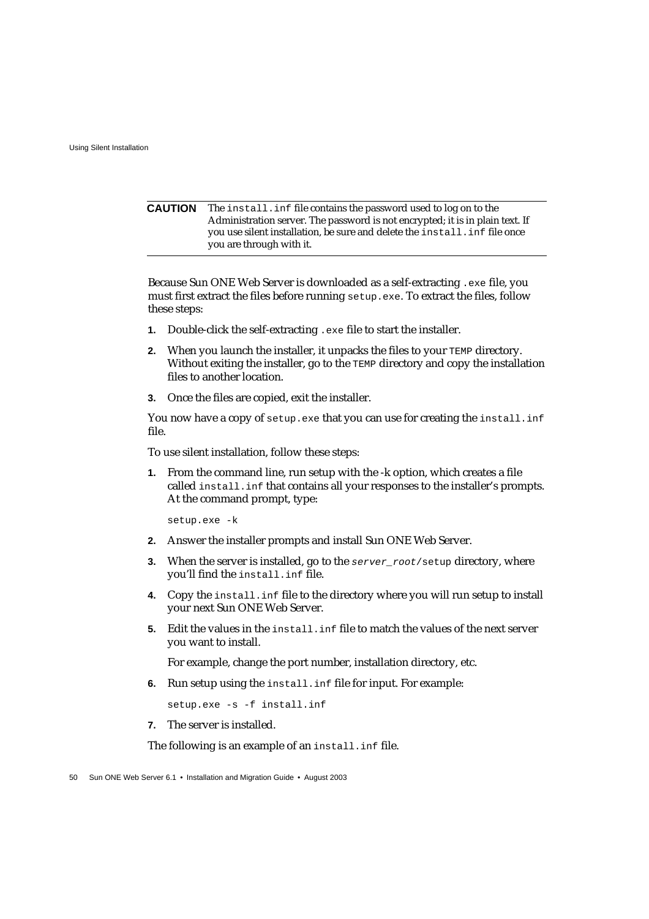**CAUTION** The `install.inf` file contains the password used to log on to the Administration server. The password is not encrypted; it is in plain text. If you use silent installation, be sure and delete the `install.inf` file once you are through with it.

Because Sun ONE Web Server is downloaded as a self-extracting `.exe` file, you must first extract the files before running `setup.exe`. To extract the files, follow these steps:

1. Double-click the self-extracting `.exe` file to start the installer.
2. When you launch the installer, it unpacks the files to your `TEMP` directory. Without exiting the installer, go to the `TEMP` directory and copy the installation files to another location.
3. Once the files are copied, exit the installer.

You now have a copy of `setup.exe` that you can use for creating the `install.inf` file.

To use silent installation, follow these steps:

1. From the command line, run setup with the -k option, which creates a file called `install.inf` that contains all your responses to the installer's prompts. At the command prompt, type:

   ```
   setup.exe -k
   ```

2. Answer the installer prompts and install Sun ONE Web Server.
3. When the server is installed, go to the `server_root/setup` directory, where you'll find the `install.inf` file.
4. Copy the `install.inf` file to the directory where you will run setup to install your next Sun ONE Web Server.
5. Edit the values in the `install.inf` file to match the values of the next server you want to install.

   For example, change the port number, installation directory, etc.

6. Run setup using the `install.inf` file for input. For example:

   ```
   setup.exe -s -f install.inf
   ```

7. The server is installed.

The following is an example of an `install.inf` file.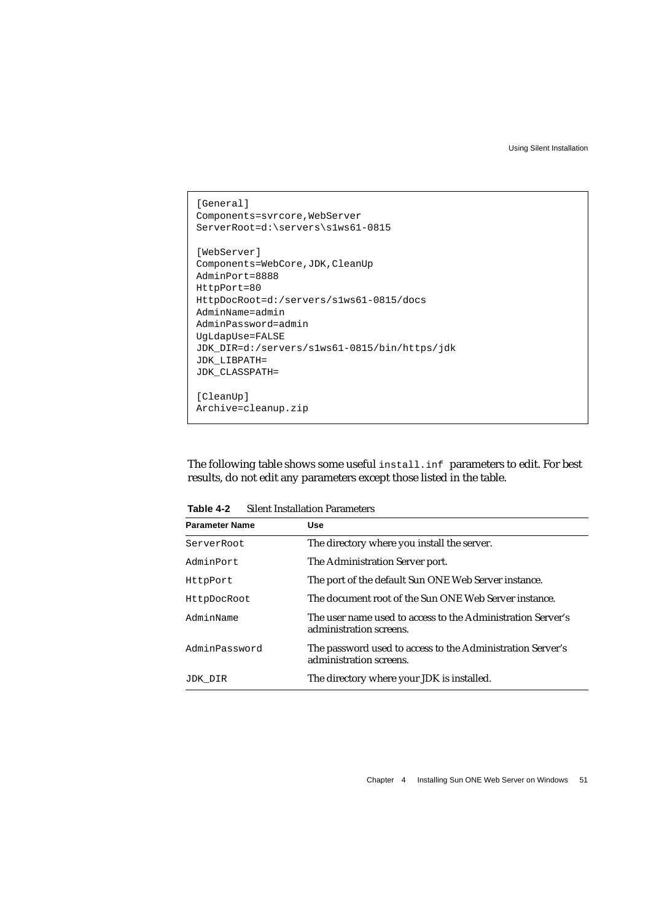```
[General]
Components=svrcore,WebServer
ServerRoot=d:\servers\s1ws61-0815

[WebServer]
Components=WebCore,JDK,CleanUp
AdminPort=8888
HttpPort=80
HttpDocRoot=d:/servers/s1ws61-0815/docs
AdminName=admin
AdminPassword=admin
UgLdapUse=FALSE
JDK_DIR=d:/servers/s1ws61-0815/bin/https/jdk
JDK_LIBPATH=
JDK_CLASSPATH=

[CleanUp]
Archive=cleanup.zip
```

The following table shows some useful `install.inf` parameters to edit. For best results, do not edit any parameters except those listed in the table.

**Table 4-2** Silent Installation Parameters

| Parameter Name | Use |
|---|---|
| `ServerRoot` | The directory where you install the server. |
| `AdminPort` | The Administration Server port. |
| `HttpPort` | The port of the default Sun ONE Web Server instance. |
| `HttpDocRoot` | The document root of the Sun ONE Web Server instance. |
| `AdminName` | The user name used to access to the Administration Server's administration screens. |
| `AdminPassword` | The password used to access to the Administration Server's administration screens. |
| `JDK_DIR` | The directory where your JDK is installed. |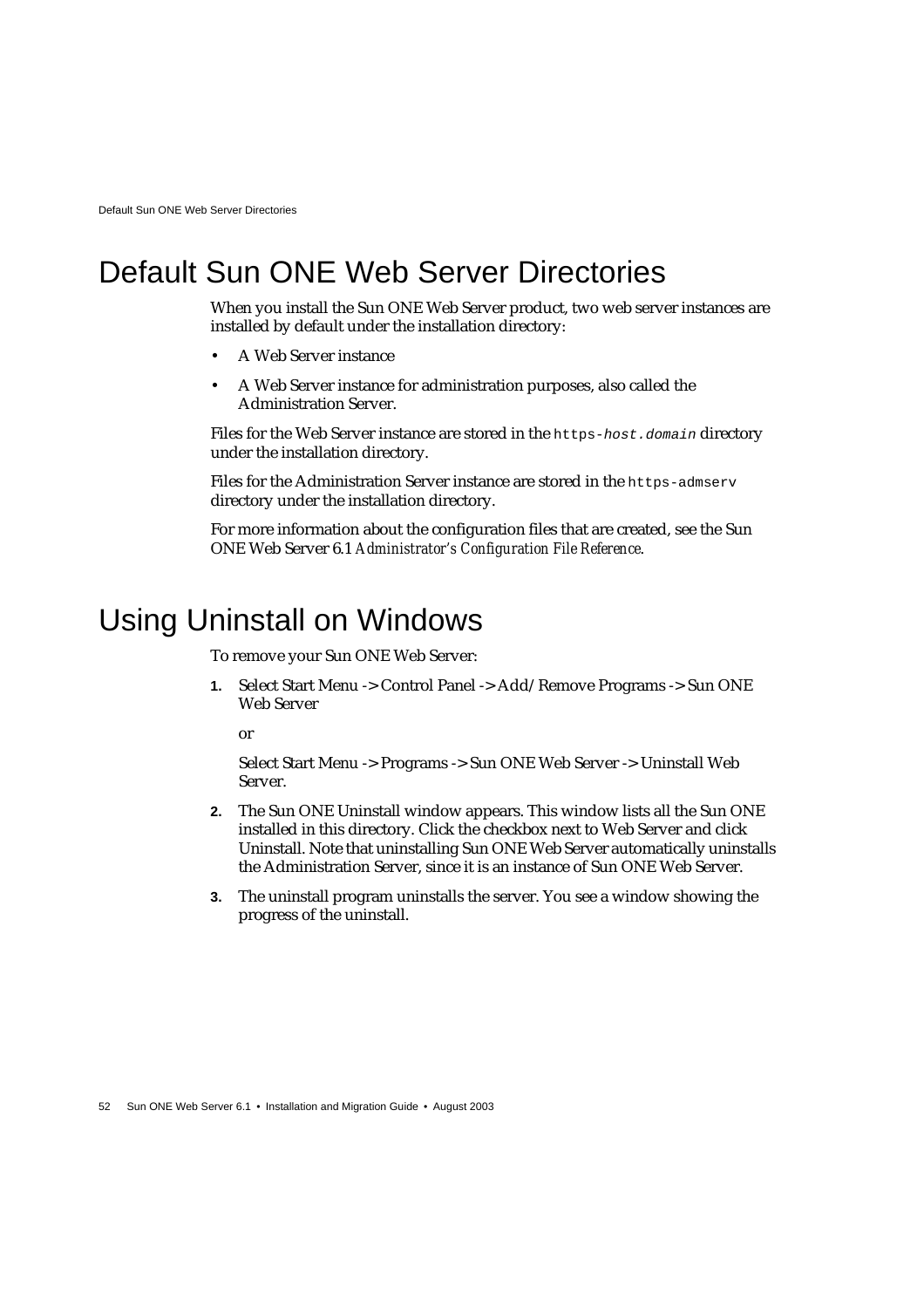# Default Sun ONE Web Server Directories

When you install the Sun ONE Web Server product, two web server instances are installed by default under the installation directory:

- A Web Server instance
- A Web Server instance for administration purposes, also called the Administration Server.

Files for the Web Server instance are stored in the `https-host.domain` directory under the installation directory.

Files for the Administration Server instance are stored in the `https-admserv` directory under the installation directory.

For more information about the configuration files that are created, see the Sun ONE Web Server 6.1 *Administrator's Configuration File Reference*.

# Using Uninstall on Windows

To remove your Sun ONE Web Server:

1. Select Start Menu -> Control Panel -> Add/Remove Programs -> Sun ONE Web Server

   or

   Select Start Menu -> Programs -> Sun ONE Web Server -> Uninstall Web Server.

2. The Sun ONE Uninstall window appears. This window lists all the Sun ONE installed in this directory. Click the checkbox next to Web Server and click Uninstall. Note that uninstalling Sun ONE Web Server automatically uninstalls the Administration Server, since it is an instance of Sun ONE Web Server.

3. The uninstall program uninstalls the server. You see a window showing the progress of the uninstall.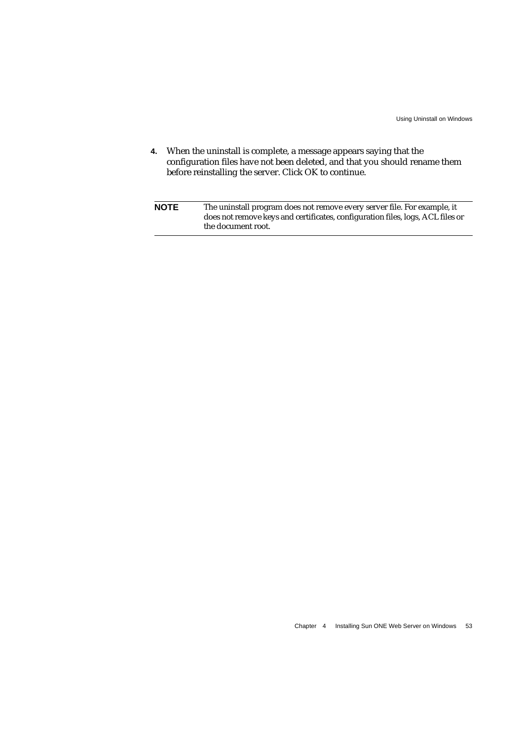4. When the uninstall is complete, a message appears saying that the configuration files have not been deleted, and that you should rename them before reinstalling the server. Click OK to continue.

| **NOTE** | The uninstall program does not remove every server file. For example, it does not remove keys and certificates, configuration files, logs, ACL files or the document root. |
|---|---|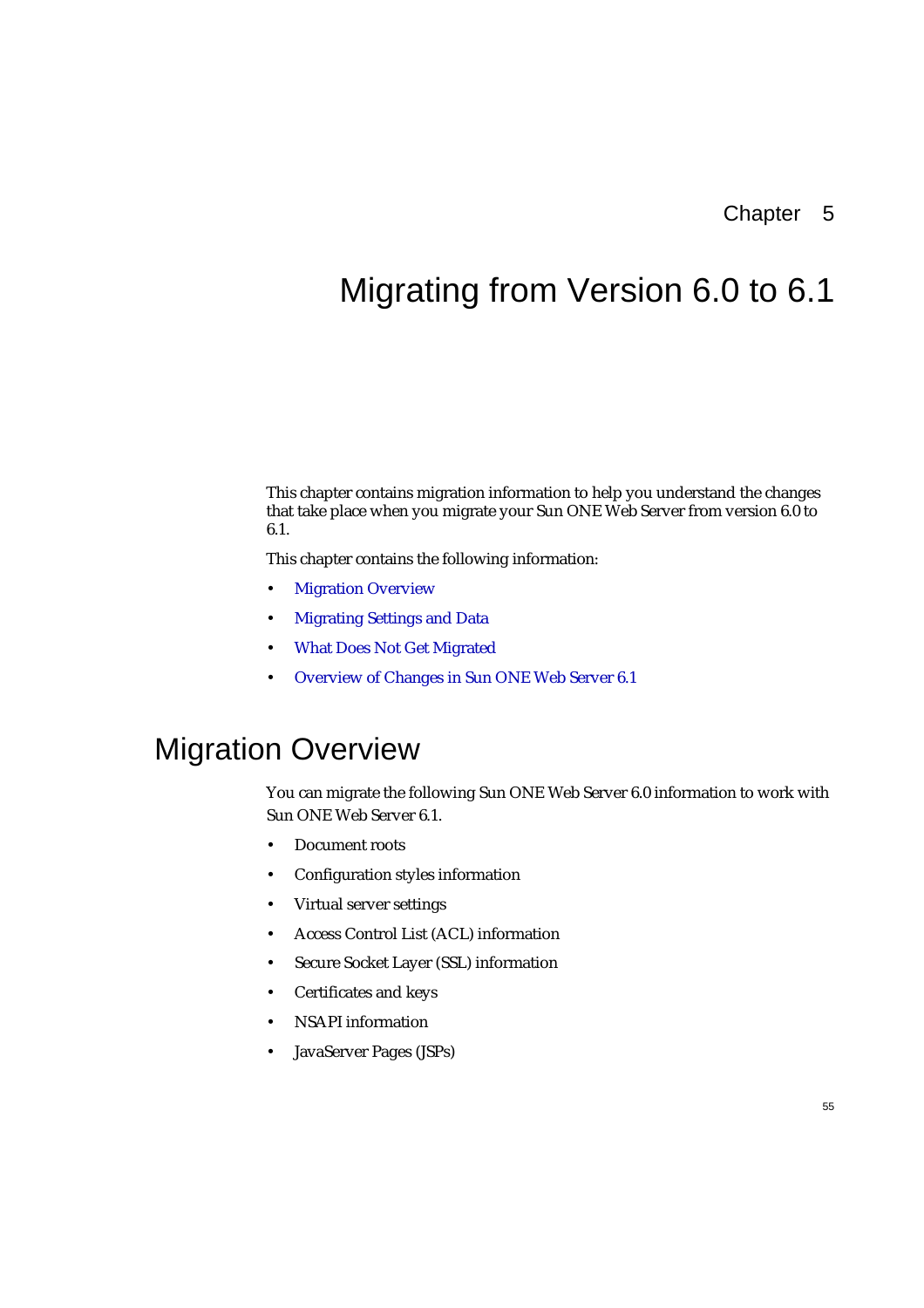Chapter 5

# Migrating from Version 6.0 to 6.1

This chapter contains migration information to help you understand the changes that take place when you migrate your Sun ONE Web Server from version 6.0 to 6.1.

This chapter contains the following information:

- Migration Overview
- Migrating Settings and Data
- What Does Not Get Migrated
- Overview of Changes in Sun ONE Web Server 6.1

## Migration Overview

You can migrate the following Sun ONE Web Server 6.0 information to work with Sun ONE Web Server 6.1.

- Document roots
- Configuration styles information
- Virtual server settings
- Access Control List (ACL) information
- Secure Socket Layer (SSL) information
- Certificates and keys
- NSAPI information
- JavaServer Pages (JSPs)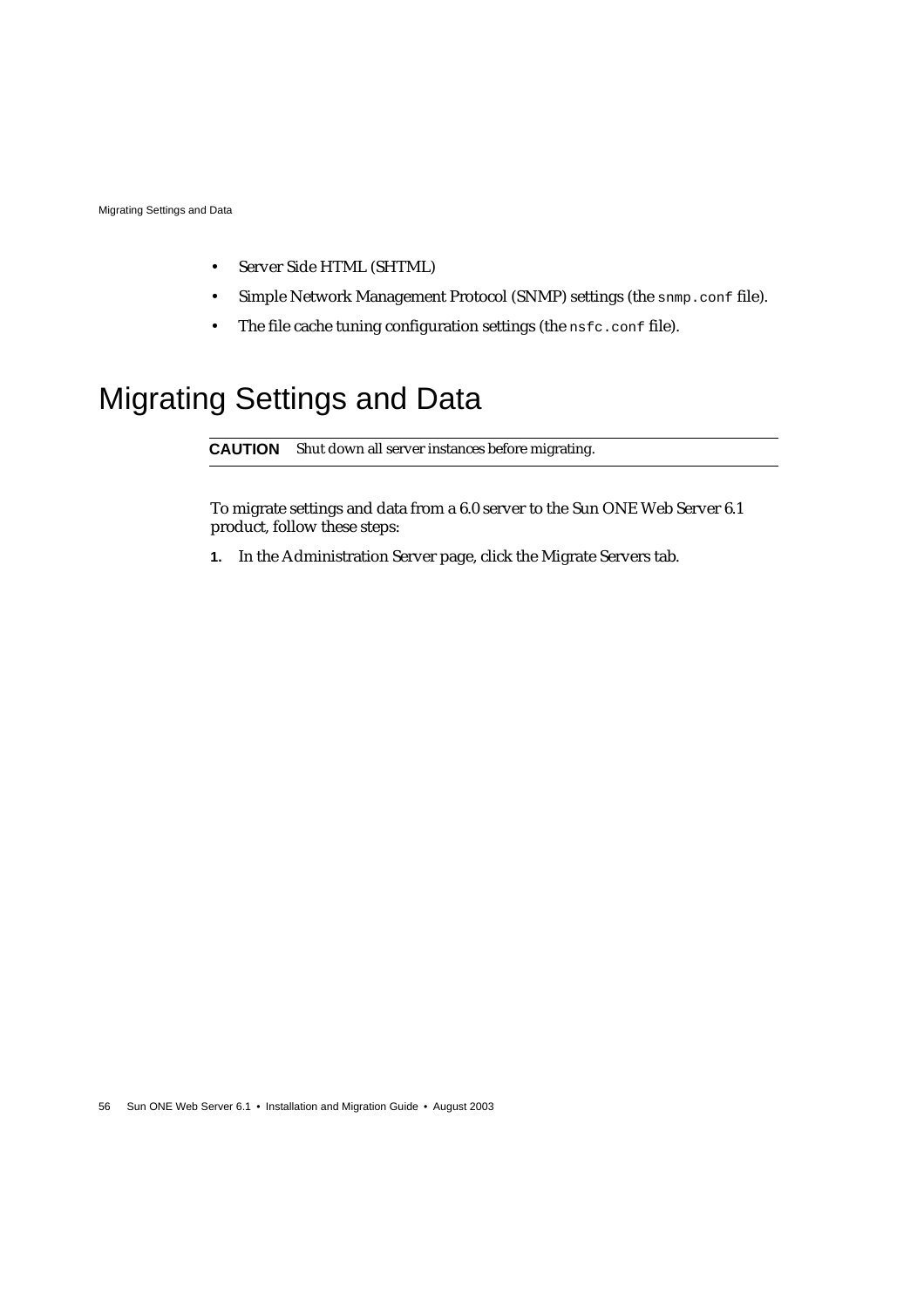- Server Side HTML (SHTML)
- Simple Network Management Protocol (SNMP) settings (the `snmp.conf` file).
- The file cache tuning configuration settings (the `nsfc.conf` file).

# Migrating Settings and Data

**CAUTION** Shut down all server instances before migrating.

To migrate settings and data from a 6.0 server to the Sun ONE Web Server 6.1 product, follow these steps:

1. In the Administration Server page, click the Migrate Servers tab.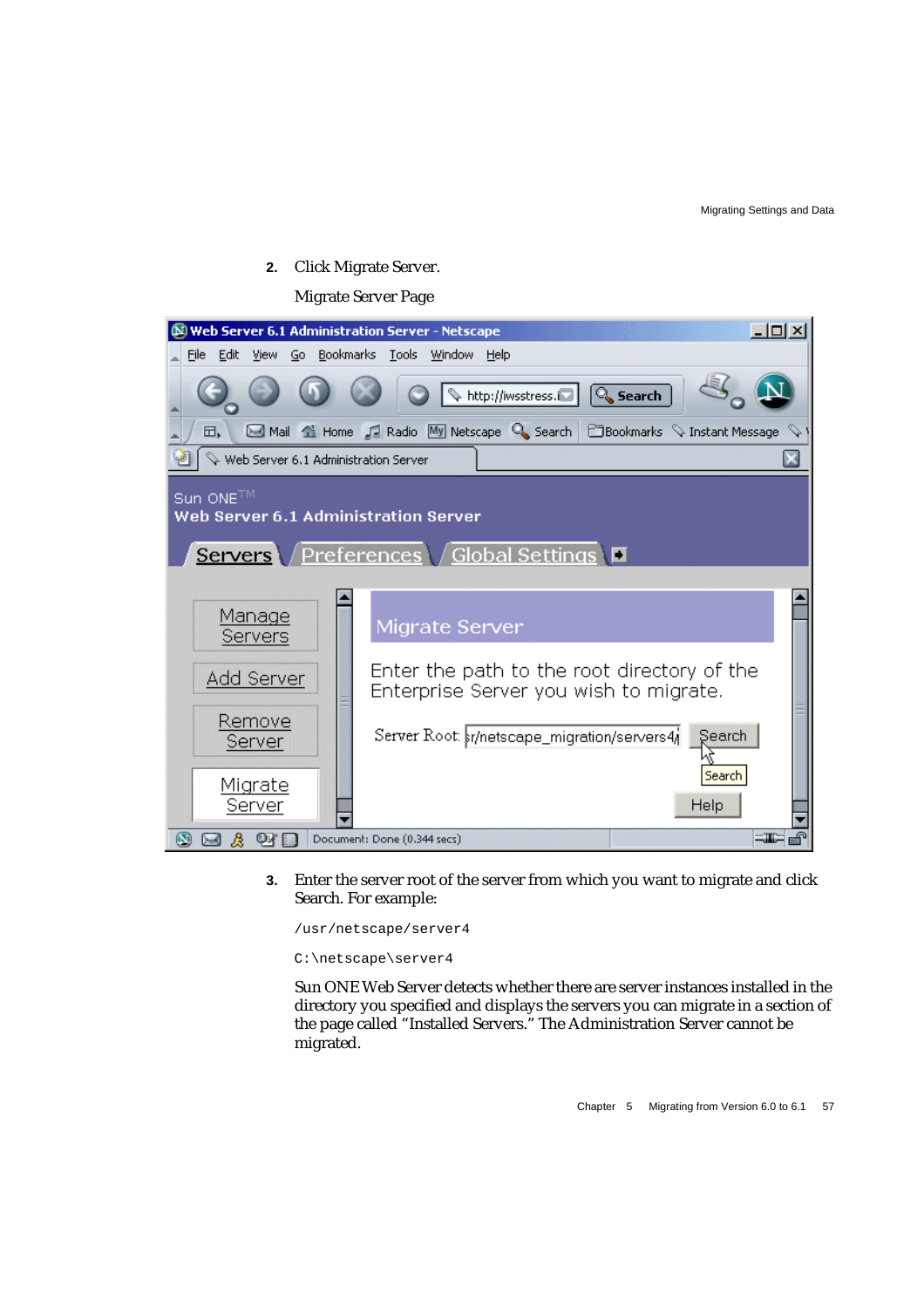2. Click Migrate Server.

   Migrate Server Page

3. Enter the server root of the server from which you want to migrate and click Search. For example:

   ```
   /usr/netscape/server4
   ```

   ```
   C:\netscape\server4
   ```

   Sun ONE Web Server detects whether there are server instances installed in the directory you specified and displays the servers you can migrate in a section of the page called "Installed Servers." The Administration Server cannot be migrated.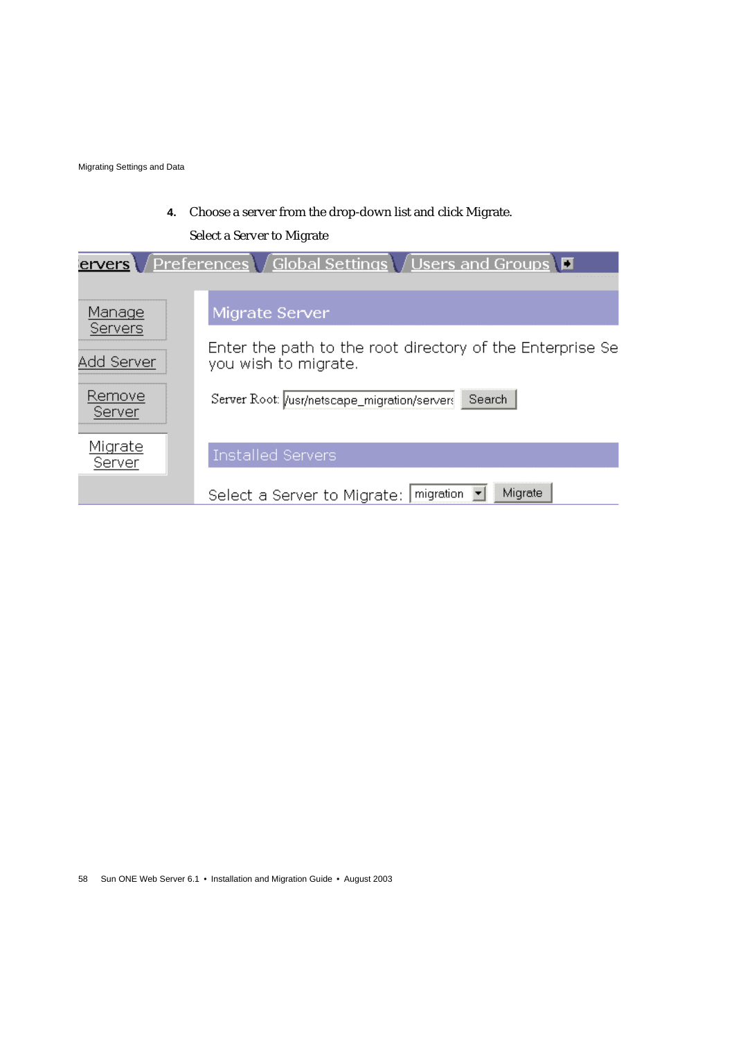4. Choose a server from the drop-down list and click Migrate.

   Select a Server to Migrate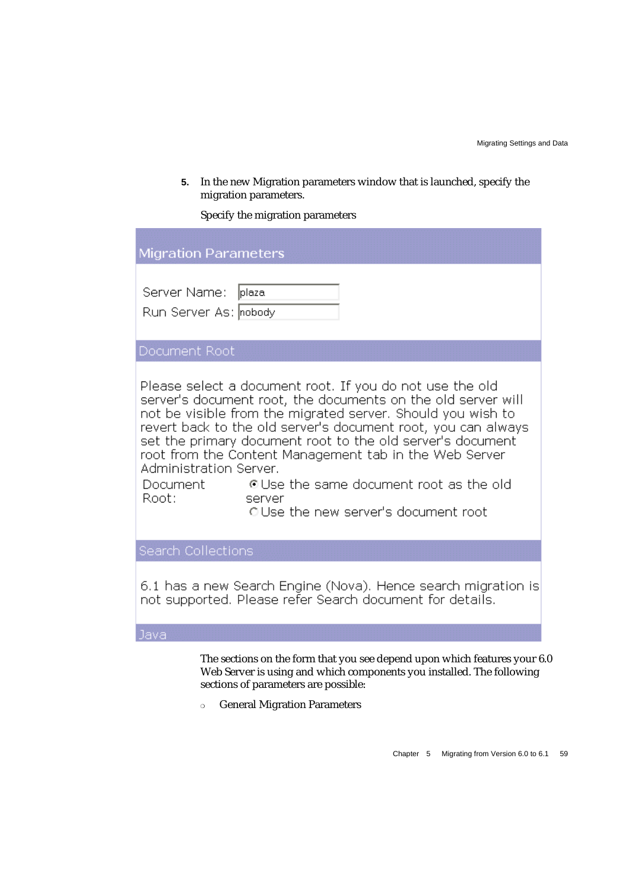5. In the new Migration parameters window that is launched, specify the migration parameters.

   Specify the migration parameters

**Migration Parameters**

Server Name: plaza

Run Server As: nobody

**Document Root**

Please select a document root. If you do not use the old server's document root, the documents on the old server will not be visible from the migrated server. Should you wish to revert back to the old server's document root, you can always set the primary document root to the old server's document root from the Content Management tab in the Web Server Administration Server.

Document Root:
- (selected) Use the same document root as the old server
- Use the new server's document root

**Search Collections**

6.1 has a new Search Engine (Nova). Hence search migration is not supported. Please refer Search document for details.

**Java**

   The sections on the form that you see depend upon which features your 6.0 Web Server is using and which components you installed. The following sections of parameters are possible:

   - General Migration Parameters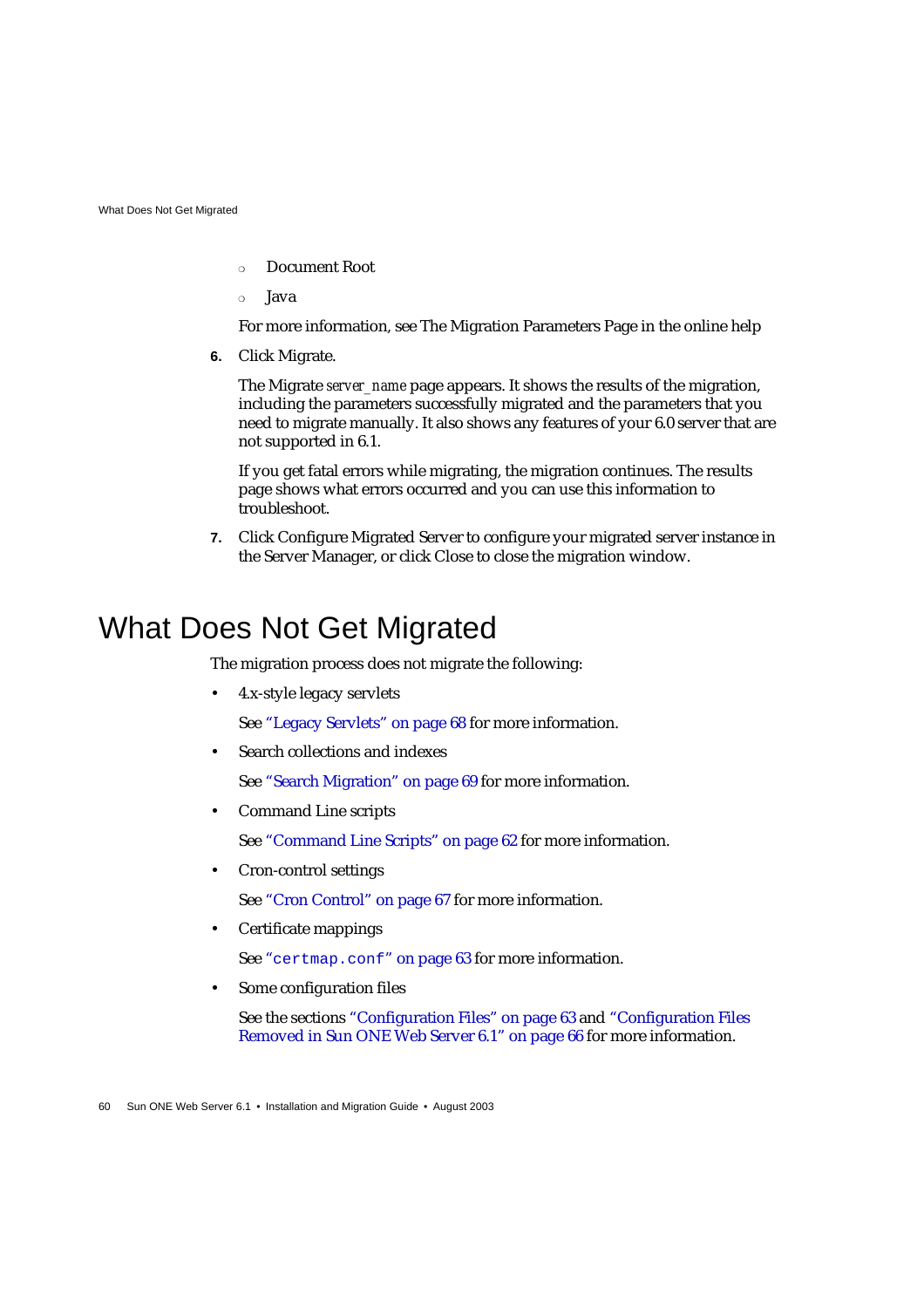- Document Root
- Java

For more information, see The Migration Parameters Page in the online help

6. Click Migrate.

   The Migrate *server_name* page appears. It shows the results of the migration, including the parameters successfully migrated and the parameters that you need to migrate manually. It also shows any features of your 6.0 server that are not supported in 6.1.

   If you get fatal errors while migrating, the migration continues. The results page shows what errors occurred and you can use this information to troubleshoot.

7. Click Configure Migrated Server to configure your migrated server instance in the Server Manager, or click Close to close the migration window.

# What Does Not Get Migrated

The migration process does not migrate the following:

- 4.x-style legacy servlets

  See "Legacy Servlets" on page 68 for more information.

- Search collections and indexes

  See "Search Migration" on page 69 for more information.

- Command Line scripts

  See "Command Line Scripts" on page 62 for more information.

- Cron-control settings

  See "Cron Control" on page 67 for more information.

- Certificate mappings

  See "`certmap.conf`" on page 63 for more information.

- Some configuration files

  See the sections "Configuration Files" on page 63 and "Configuration Files Removed in Sun ONE Web Server 6.1" on page 66 for more information.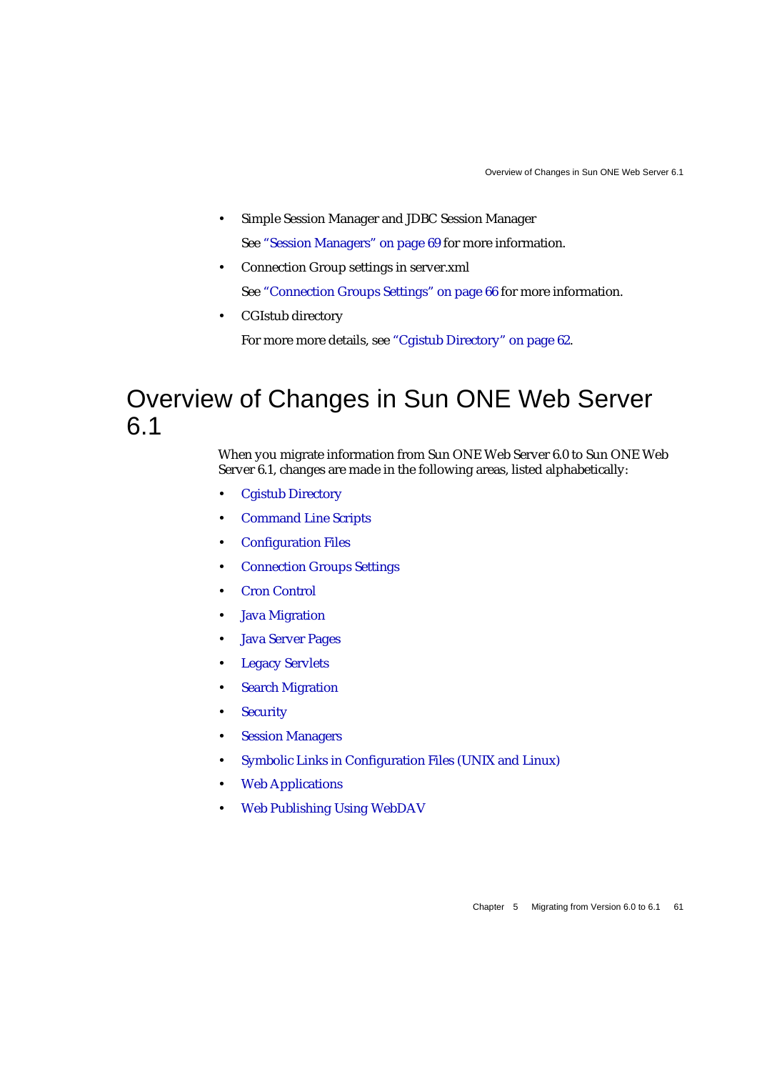- Simple Session Manager and JDBC Session Manager

  See "Session Managers" on page 69 for more information.

- Connection Group settings in server.xml

  See "Connection Groups Settings" on page 66 for more information.

- CGIstub directory

  For more more details, see "Cgistub Directory" on page 62.

# Overview of Changes in Sun ONE Web Server 6.1

When you migrate information from Sun ONE Web Server 6.0 to Sun ONE Web Server 6.1, changes are made in the following areas, listed alphabetically:

- Cgistub Directory
- Command Line Scripts
- Configuration Files
- Connection Groups Settings
- Cron Control
- Java Migration
- Java Server Pages
- Legacy Servlets
- Search Migration
- Security
- Session Managers
- Symbolic Links in Configuration Files (UNIX and Linux)
- Web Applications
- Web Publishing Using WebDAV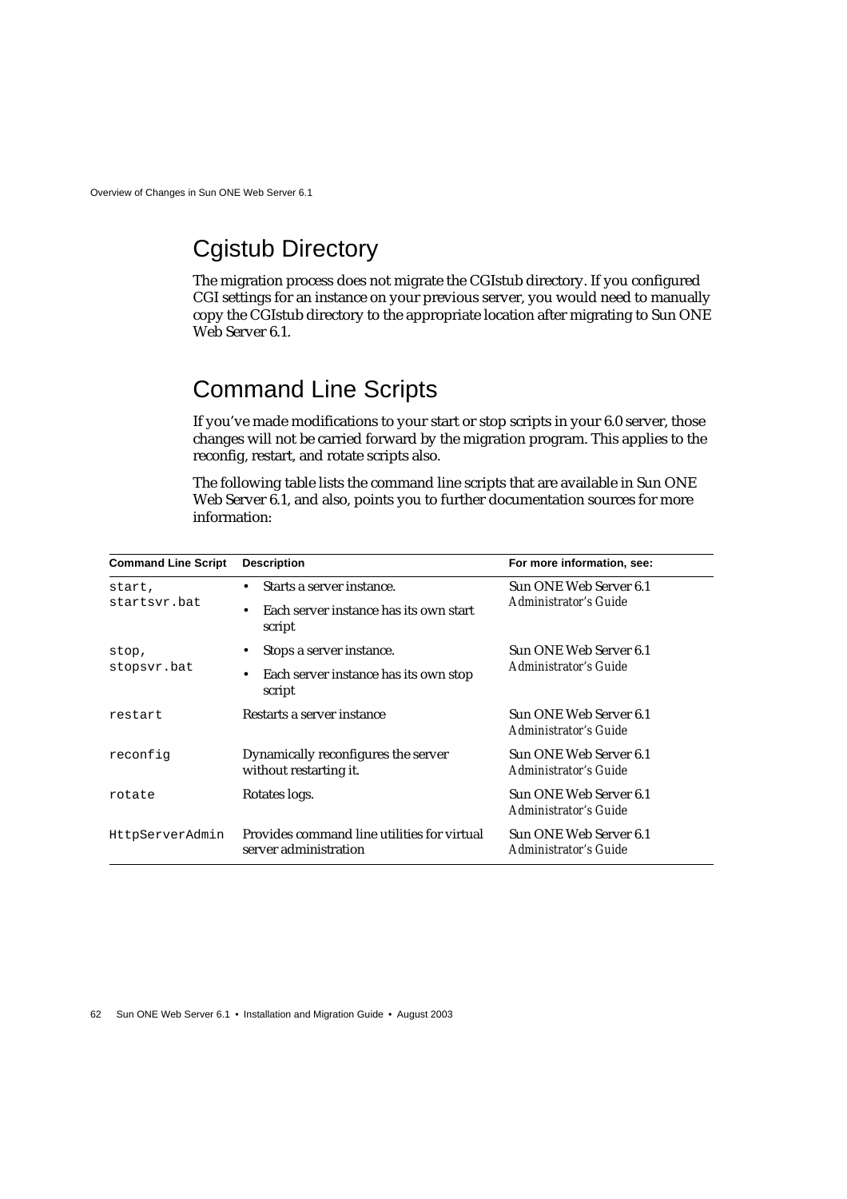## Cgistub Directory

The migration process does not migrate the CGIstub directory. If you configured CGI settings for an instance on your previous server, you would need to manually copy the CGIstub directory to the appropriate location after migrating to Sun ONE Web Server 6.1.

## Command Line Scripts

If you've made modifications to your start or stop scripts in your 6.0 server, those changes will not be carried forward by the migration program. This applies to the reconfig, restart, and rotate scripts also.

The following table lists the command line scripts that are available in Sun ONE Web Server 6.1, and also, points you to further documentation sources for more information:

| Command Line Script | Description | For more information, see: |
|---|---|---|
| `start`, `startsvr.bat` | • Starts a server instance.<br>• Each server instance has its own start script | Sun ONE Web Server 6.1 *Administrator's Guide* |
| `stop`, `stopsvr.bat` | • Stops a server instance.<br>• Each server instance has its own stop script | Sun ONE Web Server 6.1 *Administrator's Guide* |
| `restart` | Restarts a server instance | Sun ONE Web Server 6.1 *Administrator's Guide* |
| `reconfig` | Dynamically reconfigures the server without restarting it. | Sun ONE Web Server 6.1 *Administrator's Guide* |
| `rotate` | Rotates logs. | Sun ONE Web Server 6.1 *Administrator's Guide* |
| `HttpServerAdmin` | Provides command line utilities for virtual server administration | Sun ONE Web Server 6.1 *Administrator's Guide* |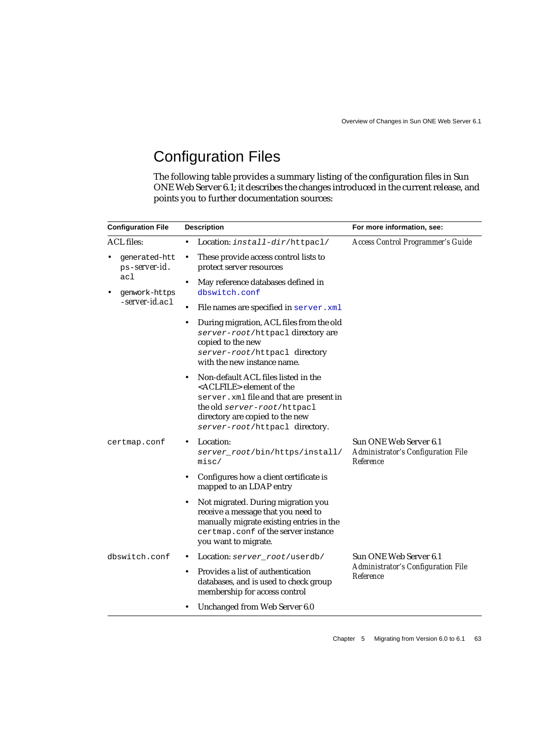## Configuration Files

The following table provides a summary listing of the configuration files in Sun ONE Web Server 6.1; it describes the changes introduced in the current release, and points you to further documentation sources:

| Configuration File | Description | For more information, see: |
|---|---|---|
| ACL files:<br>• `generated-https-`*server-id*`.acl`<br>• `genwork-https-`*server-id*`.acl` | • Location: *`install-dir`*`/httpacl/`<br>• These provide access control lists to protect server resources<br>• May reference databases defined in `dbswitch.conf`<br>• File names are specified in `server.xml`<br>• During migration, ACL files from the old *`server-root`*`/httpacl` directory are copied to the new *`server-root`*`/httpacl` directory with the new instance name.<br>• Non-default ACL files listed in the <ACLFILE> element of the `server.xml` file and that are present in the old *`server-root`*`/httpacl` directory are copied to the new *`server-root`*`/httpacl` directory. | *Access Control Programmer's Guide* |
| `certmap.conf` | • Location: *`server_root`*`/bin/https/install/misc/`<br>• Configures how a client certificate is mapped to an LDAP entry<br>• Not migrated. During migration you receive a message that you need to manually migrate existing entries in the `certmap.conf` of the server instance you want to migrate. | Sun ONE Web Server 6.1 *Administrator's Configuration File Reference* |
| `dbswitch.conf` | • Location: *`server_root`*`/userdb/`<br>• Provides a list of authentication databases, and is used to check group membership for access control<br>• Unchanged from Web Server 6.0 | Sun ONE Web Server 6.1 *Administrator's Configuration File Reference* |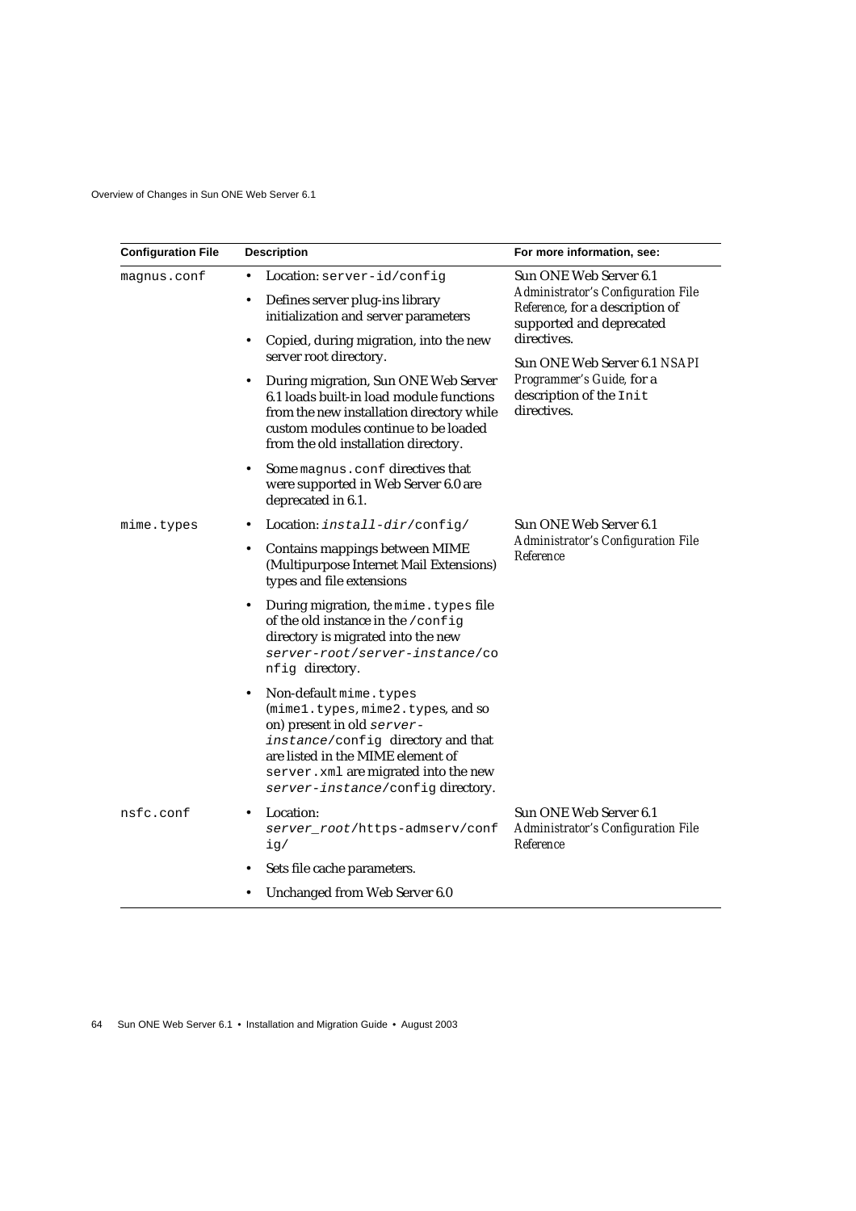| Configuration File | Description | For more information, see: |
|---|---|---|
| `magnus.conf` | • Location: `server-id/config`<br>• Defines server plug-ins library initialization and server parameters<br>• Copied, during migration, into the new server root directory.<br>• During migration, Sun ONE Web Server 6.1 loads built-in load module functions from the new installation directory while custom modules continue to be loaded from the old installation directory.<br>• Some `magnus.conf` directives that were supported in Web Server 6.0 are deprecated in 6.1. | Sun ONE Web Server 6.1 *Administrator's Configuration File Reference*, for a description of supported and deprecated directives.<br><br>Sun ONE Web Server 6.1 *NSAPI Programmer's Guide*, for a description of the `Init` directives. |
| `mime.types` | • Location: *`install-dir`*`/config/`<br>• Contains mappings between MIME (Multipurpose Internet Mail Extensions) types and file extensions<br>• During migration, the `mime.types` file of the old instance in the `/config` directory is migrated into the new *`server-root/server-instance`*`/config` directory.<br>• Non-default `mime.types` (`mime1.types`, `mime2.types`, and so on) present in old *`server-instance`*`/config` directory and that are listed in the MIME element of `server.xml` are migrated into the new *`server-instance`*`/config` directory. | Sun ONE Web Server 6.1 *Administrator's Configuration File Reference* |
| `nsfc.conf` | • Location: *`server_root`*`/https-admserv/config/`<br>• Sets file cache parameters.<br>• Unchanged from Web Server 6.0 | Sun ONE Web Server 6.1 *Administrator's Configuration File Reference* |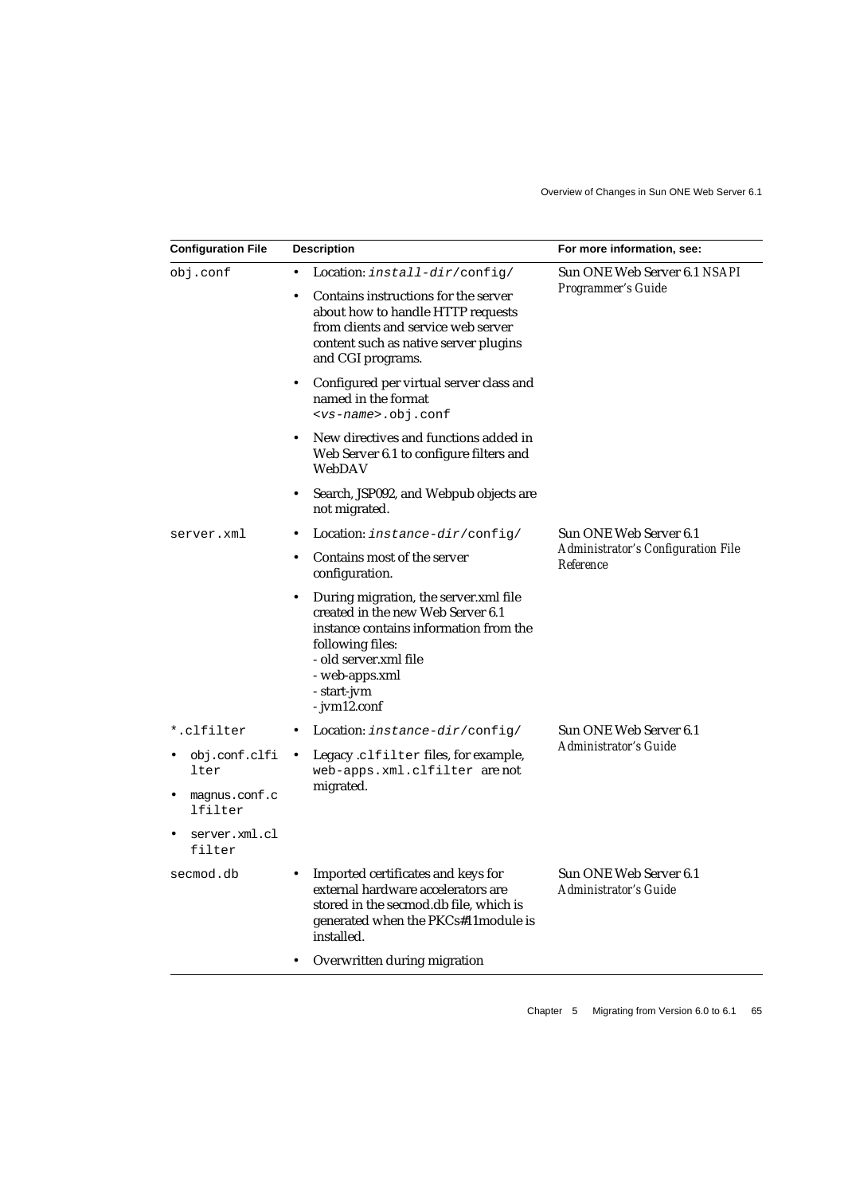| Configuration File | Description | For more information, see: |
|---|---|---|
| `obj.conf` | • Location: *install-dir*/config/<br>• Contains instructions for the server about how to handle HTTP requests from clients and service web server content such as native server plugins and CGI programs.<br>• Configured per virtual server class and named in the format `<vs-name>.obj.conf`<br>• New directives and functions added in Web Server 6.1 to configure filters and WebDAV<br>• Search, JSP092, and Webpub objects are not migrated. | Sun ONE Web Server 6.1 *NSAPI Programmer's Guide* |
| `server.xml` | • Location: *instance-dir*/config/<br>• Contains most of the server configuration.<br>• During migration, the server.xml file created in the new Web Server 6.1 instance contains information from the following files:<br>- old server.xml file<br>- web-apps.xml<br>- start-jvm<br>- jvm12.conf | Sun ONE Web Server 6.1 *Administrator's Configuration File Reference* |
| `*.clfilter`<br>• `obj.conf.clfilter`<br>• `magnus.conf.clfilter`<br>• `server.xml.clfilter` | • Location: *instance-dir*/config/<br>• Legacy `.clfilter` files, for example, `web-apps.xml.clfilter` are not migrated. | Sun ONE Web Server 6.1 *Administrator's Guide* |
| `secmod.db` | • Imported certificates and keys for external hardware accelerators are stored in the secmod.db file, which is generated when the PKCs#11module is installed.<br>• Overwritten during migration | Sun ONE Web Server 6.1 *Administrator's Guide* |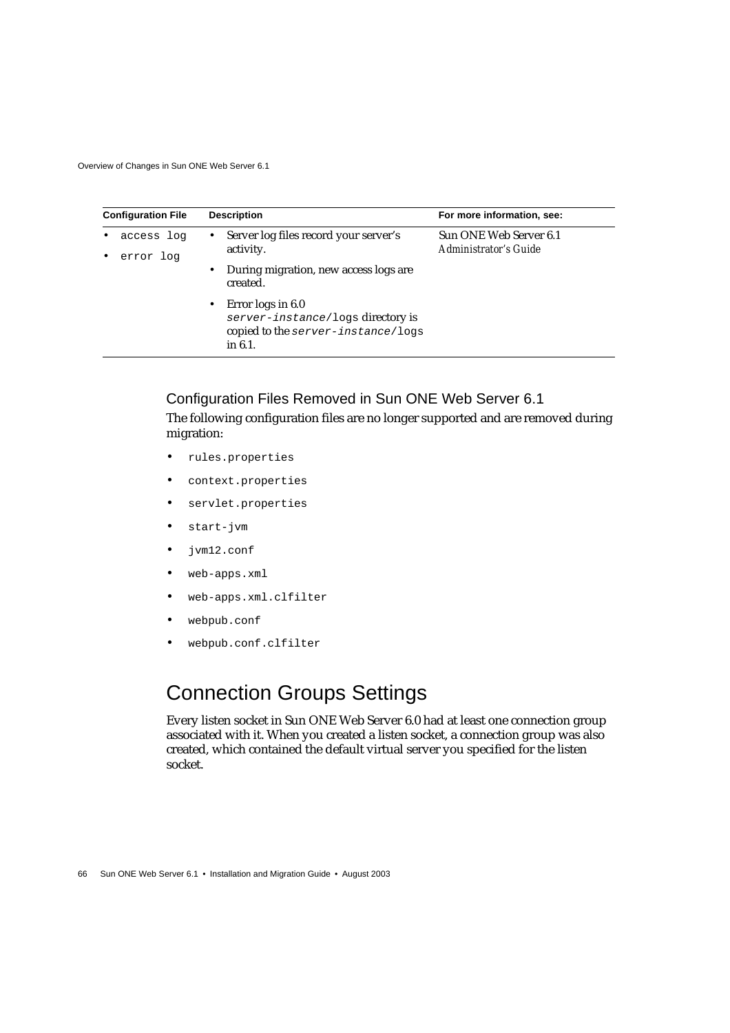| Configuration File | Description | For more information, see: |
|---|---|---|
| • `access log`<br>• `error log` | • Server log files record your server's activity.<br>• During migration, new access logs are created.<br>• Error logs in 6.0 *`server-instance`*`/logs` directory is copied to the *`server-instance`*`/logs` in 6.1. | Sun ONE Web Server 6.1 *Administrator's Guide* |

### Configuration Files Removed in Sun ONE Web Server 6.1

The following configuration files are no longer supported and are removed during migration:

- `rules.properties`
- `context.properties`
- `servlet.properties`
- `start-jvm`
- `jvm12.conf`
- `web-apps.xml`
- `web-apps.xml.clfilter`
- `webpub.conf`
- `webpub.conf.clfilter`

## Connection Groups Settings

Every listen socket in Sun ONE Web Server 6.0 had at least one connection group associated with it. When you created a listen socket, a connection group was also created, which contained the default virtual server you specified for the listen socket.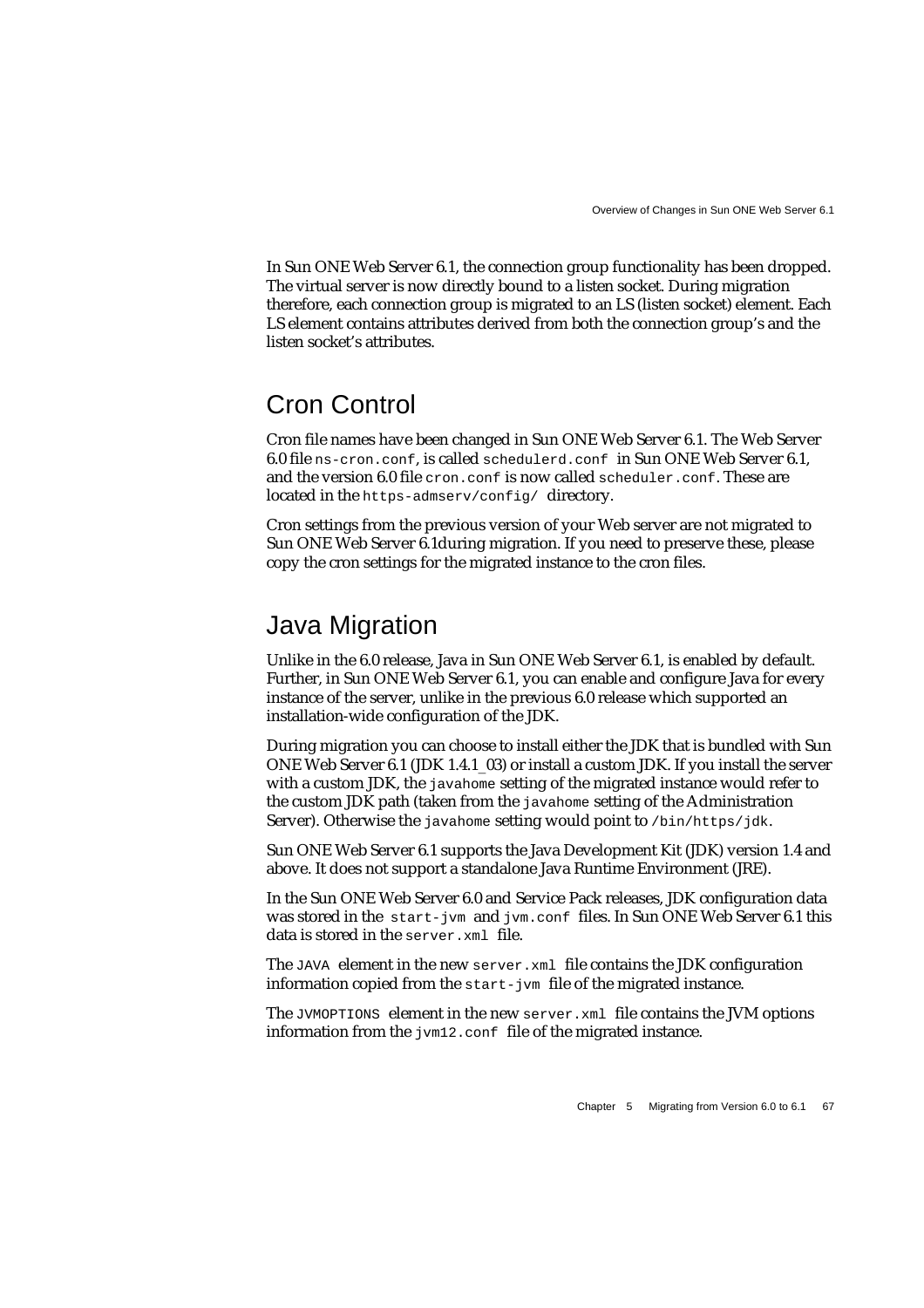In Sun ONE Web Server 6.1, the connection group functionality has been dropped. The virtual server is now directly bound to a listen socket. During migration therefore, each connection group is migrated to an LS (listen socket) element. Each LS element contains attributes derived from both the connection group's and the listen socket's attributes.

## Cron Control

Cron file names have been changed in Sun ONE Web Server 6.1. The Web Server 6.0 file `ns-cron.conf`, is called `schedulerd.conf` in Sun ONE Web Server 6.1, and the version 6.0 file `cron.conf` is now called `scheduler.conf`. These are located in the `https-admserv/config/` directory.

Cron settings from the previous version of your Web server are not migrated to Sun ONE Web Server 6.1during migration. If you need to preserve these, please copy the cron settings for the migrated instance to the cron files.

## Java Migration

Unlike in the 6.0 release, Java in Sun ONE Web Server 6.1, is enabled by default. Further, in Sun ONE Web Server 6.1, you can enable and configure Java for every instance of the server, unlike in the previous 6.0 release which supported an installation-wide configuration of the JDK.

During migration you can choose to install either the JDK that is bundled with Sun ONE Web Server 6.1 (JDK 1.4.1_03) or install a custom JDK. If you install the server with a custom JDK, the `javahome` setting of the migrated instance would refer to the custom JDK path (taken from the `javahome` setting of the Administration Server). Otherwise the `javahome` setting would point to `/bin/https/jdk`.

Sun ONE Web Server 6.1 supports the Java Development Kit (JDK) version 1.4 and above. It does not support a standalone Java Runtime Environment (JRE).

In the Sun ONE Web Server 6.0 and Service Pack releases, JDK configuration data was stored in the `start-jvm` and `jvm.conf` files. In Sun ONE Web Server 6.1 this data is stored in the `server.xml` file.

The `JAVA` element in the new `server.xml` file contains the JDK configuration information copied from the `start-jvm` file of the migrated instance.

The `JVMOPTIONS` element in the new `server.xml` file contains the JVM options information from the `jvm12.conf` file of the migrated instance.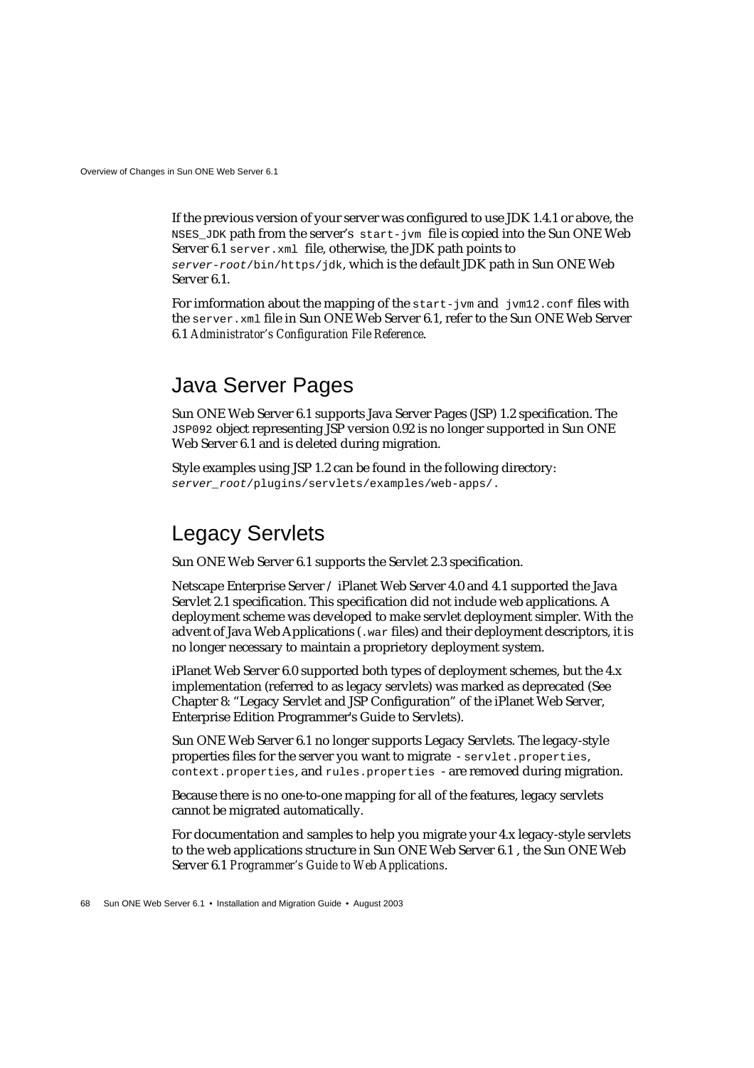If the previous version of your server was configured to use JDK 1.4.1 or above, the `NSES_JDK` path from the server's `start-jvm` file is copied into the Sun ONE Web Server 6.1 `server.xml` file, otherwise, the JDK path points to *server-root*`/bin/https/jdk`, which is the default JDK path in Sun ONE Web Server 6.1.

For imformation about the mapping of the `start-jvm` and `jvm12.conf` files with the `server.xml` file in Sun ONE Web Server 6.1, refer to the Sun ONE Web Server 6.1 *Administrator's Configuration File Reference*.

## Java Server Pages

Sun ONE Web Server 6.1 supports Java Server Pages (JSP) 1.2 specification. The `JSP092` object representing JSP version 0.92 is no longer supported in Sun ONE Web Server 6.1 and is deleted during migration.

Style examples using JSP 1.2 can be found in the following directory: *server_root*`/plugins/servlets/examples/web-apps/`.

## Legacy Servlets

Sun ONE Web Server 6.1 supports the Servlet 2.3 specification.

Netscape Enterprise Server / iPlanet Web Server 4.0 and 4.1 supported the Java Servlet 2.1 specification. This specification did not include web applications. A deployment scheme was developed to make servlet deployment simpler. With the advent of Java Web Applications (`.war` files) and their deployment descriptors, it is no longer necessary to maintain a proprietory deployment system.

iPlanet Web Server 6.0 supported both types of deployment schemes, but the 4.x implementation (referred to as legacy servlets) was marked as deprecated (See Chapter 8: "Legacy Servlet and JSP Configuration" of the iPlanet Web Server, Enterprise Edition Programmer's Guide to Servlets).

Sun ONE Web Server 6.1 no longer supports Legacy Servlets. The legacy-style properties files for the server you want to migrate - `servlet.properties`, `context.properties`, and `rules.properties` - are removed during migration.

Because there is no one-to-one mapping for all of the features, legacy servlets cannot be migrated automatically.

For documentation and samples to help you migrate your 4.x legacy-style servlets to the web applications structure in Sun ONE Web Server 6.1 , the Sun ONE Web Server 6.1 *Programmer's Guide to Web Applications*.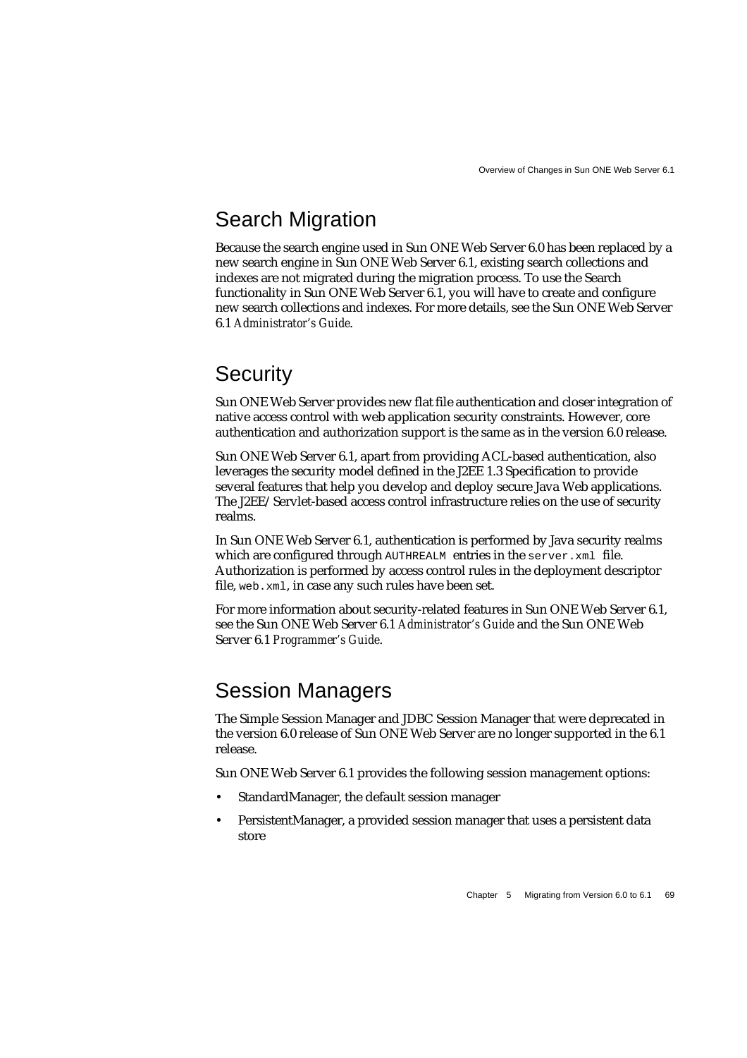## Search Migration

Because the search engine used in Sun ONE Web Server 6.0 has been replaced by a new search engine in Sun ONE Web Server 6.1, existing search collections and indexes are not migrated during the migration process. To use the Search functionality in Sun ONE Web Server 6.1, you will have to create and configure new search collections and indexes. For more details, see the Sun ONE Web Server 6.1 *Administrator's Guide*.

## Security

Sun ONE Web Server provides new flat file authentication and closer integration of native access control with web application security constraints. However, core authentication and authorization support is the same as in the version 6.0 release.

Sun ONE Web Server 6.1, apart from providing ACL-based authentication, also leverages the security model defined in the J2EE 1.3 Specification to provide several features that help you develop and deploy secure Java Web applications. The J2EE/Servlet-based access control infrastructure relies on the use of security realms.

In Sun ONE Web Server 6.1, authentication is performed by Java security realms which are configured through `AUTHREALM` entries in the `server.xml` file. Authorization is performed by access control rules in the deployment descriptor file, `web.xml`, in case any such rules have been set.

For more information about security-related features in Sun ONE Web Server 6.1, see the Sun ONE Web Server 6.1 *Administrator's Guide* and the Sun ONE Web Server 6.1 *Programmer's Guide*.

## Session Managers

The Simple Session Manager and JDBC Session Manager that were deprecated in the version 6.0 release of Sun ONE Web Server are no longer supported in the 6.1 release.

Sun ONE Web Server 6.1 provides the following session management options:

- StandardManager, the default session manager
- PersistentManager, a provided session manager that uses a persistent data store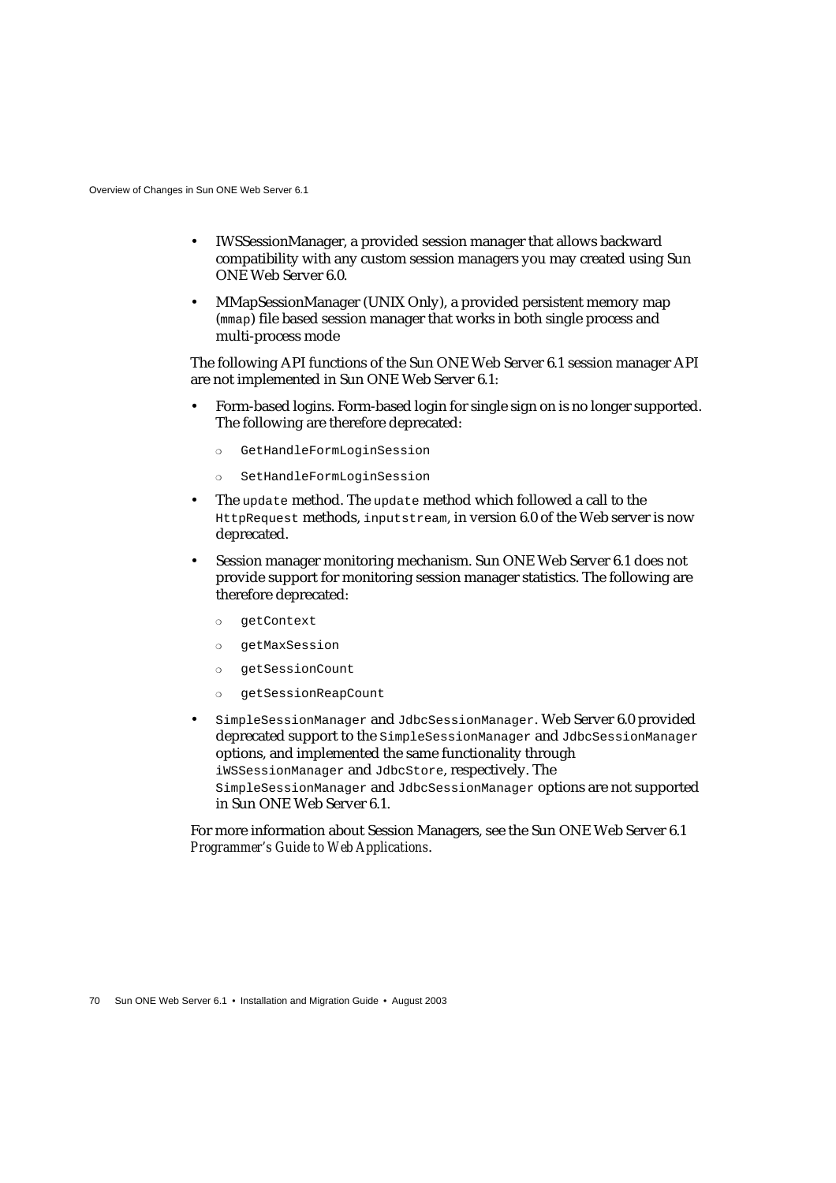- IWSSessionManager, a provided session manager that allows backward compatibility with any custom session managers you may created using Sun ONE Web Server 6.0.
- MMapSessionManager (UNIX Only), a provided persistent memory map (`mmap`) file based session manager that works in both single process and multi-process mode

The following API functions of the Sun ONE Web Server 6.1 session manager API are not implemented in Sun ONE Web Server 6.1:

- Form-based logins. Form-based login for single sign on is no longer supported. The following are therefore deprecated:
  - `GetHandleFormLoginSession`
  - `SetHandleFormLoginSession`
- The `update` method. The `update` method which followed a call to the `HttpRequest` methods, `inputstream`, in version 6.0 of the Web server is now deprecated.
- Session manager monitoring mechanism. Sun ONE Web Server 6.1 does not provide support for monitoring session manager statistics. The following are therefore deprecated:
  - `getContext`
  - `getMaxSession`
  - `getSessionCount`
  - `getSessionReapCount`
- `SimpleSessionManager` and `JdbcSessionManager`. Web Server 6.0 provided deprecated support to the `SimpleSessionManager` and `JdbcSessionManager` options, and implemented the same functionality through `iWSSessionManager` and `JdbcStore`, respectively. The `SimpleSessionManager` and `JdbcSessionManager` options are not supported in Sun ONE Web Server 6.1.

For more information about Session Managers, see the Sun ONE Web Server 6.1 *Programmer's Guide to Web Applications*.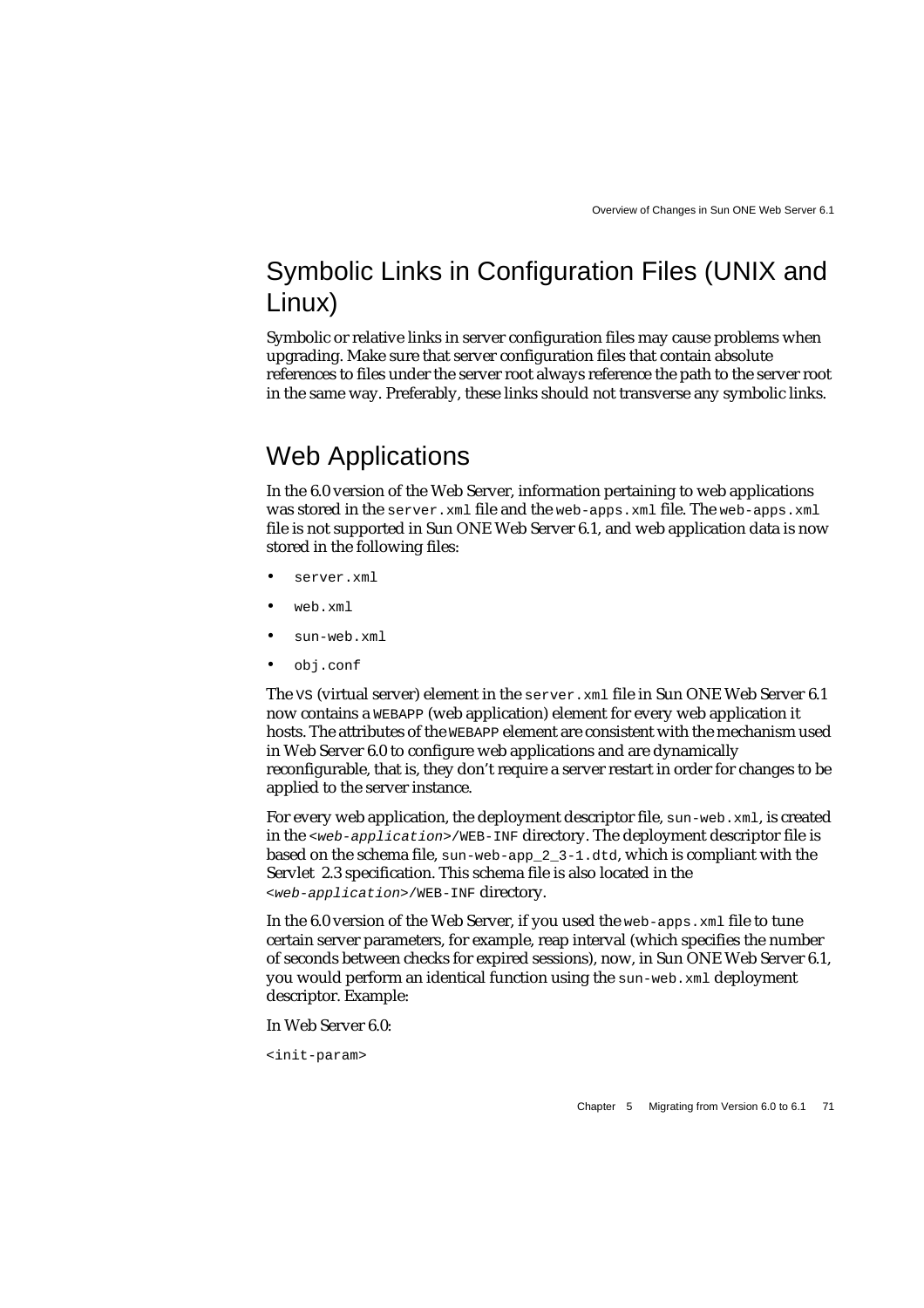## Symbolic Links in Configuration Files (UNIX and Linux)

Symbolic or relative links in server configuration files may cause problems when upgrading. Make sure that server configuration files that contain absolute references to files under the server root always reference the path to the server root in the same way. Preferably, these links should not transverse any symbolic links.

## Web Applications

In the 6.0 version of the Web Server, information pertaining to web applications was stored in the `server.xml` file and the `web-apps.xml` file. The `web-apps.xml` file is not supported in Sun ONE Web Server 6.1, and web application data is now stored in the following files:

- `server.xml`
- `web.xml`
- `sun-web.xml`
- `obj.conf`

The `VS` (virtual server) element in the `server.xml` file in Sun ONE Web Server 6.1 now contains a `WEBAPP` (web application) element for every web application it hosts. The attributes of the `WEBAPP` element are consistent with the mechanism used in Web Server 6.0 to configure web applications and are dynamically reconfigurable, that is, they don't require a server restart in order for changes to be applied to the server instance.

For every web application, the deployment descriptor file, `sun-web.xml`, is created in the `<web-application>/WEB-INF` directory. The deployment descriptor file is based on the schema file, `sun-web-app_2_3-1.dtd`, which is compliant with the Servlet 2.3 specification. This schema file is also located in the `<web-application>/WEB-INF` directory.

In the 6.0 version of the Web Server, if you used the `web-apps.xml` file to tune certain server parameters, for example, reap interval (which specifies the number of seconds between checks for expired sessions), now, in Sun ONE Web Server 6.1, you would perform an identical function using the `sun-web.xml` deployment descriptor. Example:

In Web Server 6.0:

```
<init-param>
```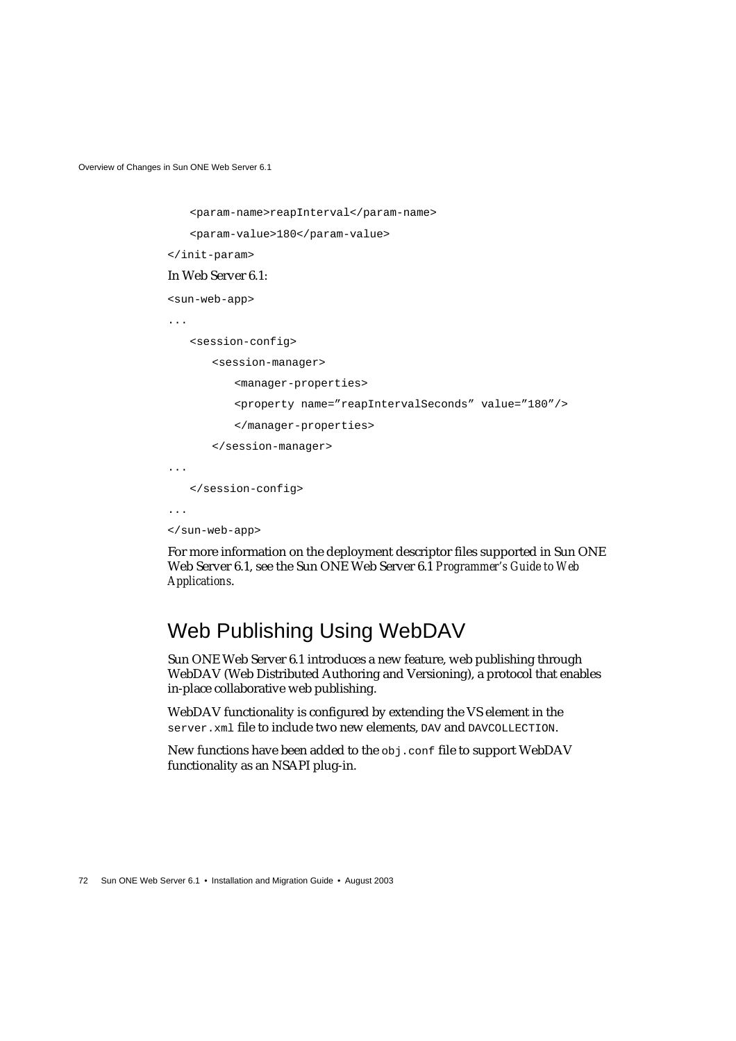```
        <param-name>reapInterval</param-name>
        <param-value>180</param-value>
</init-param>
```

In Web Server 6.1:

```
<sun-web-app>
...
    <session-config>
        <session-manager>
            <manager-properties>
            <property name="reapIntervalSeconds" value="180"/>
            </manager-properties>
        </session-manager>
...
    </session-config>
...
</sun-web-app>
```

For more information on the deployment descriptor files supported in Sun ONE Web Server 6.1, see the Sun ONE Web Server 6.1 *Programmer's Guide to Web Applications*.

## Web Publishing Using WebDAV

Sun ONE Web Server 6.1 introduces a new feature, web publishing through WebDAV (Web Distributed Authoring and Versioning), a protocol that enables in-place collaborative web publishing.

WebDAV functionality is configured by extending the VS element in the `server.xml` file to include two new elements, `DAV` and `DAVCOLLECTION`.

New functions have been added to the `obj.conf` file to support WebDAV functionality as an NSAPI plug-in.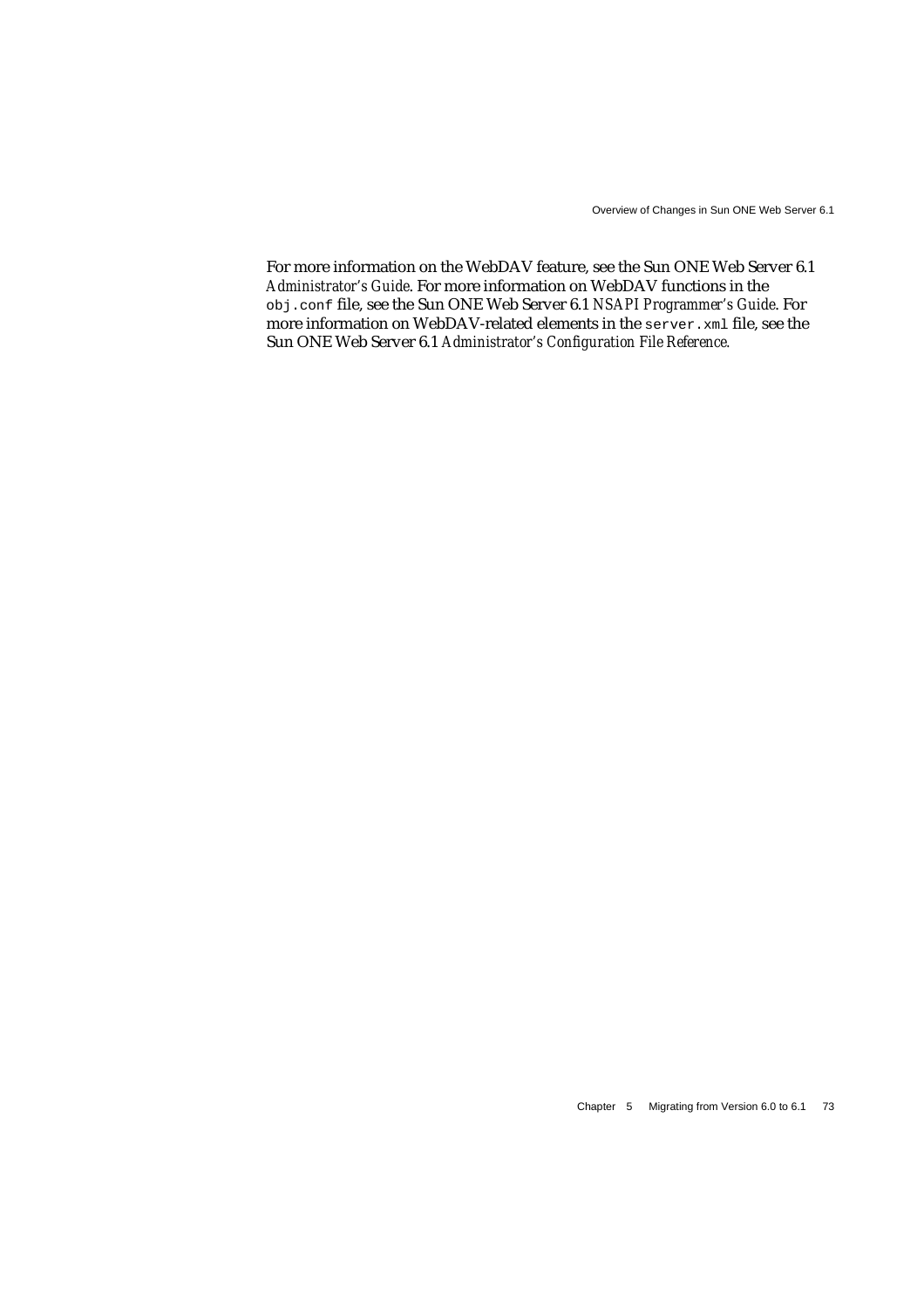For more information on the WebDAV feature, see the Sun ONE Web Server 6.1 *Administrator's Guide*. For more information on WebDAV functions in the `obj.conf` file, see the Sun ONE Web Server 6.1 *NSAPI Programmer's Guide*. For more information on WebDAV-related elements in the `server.xml` file, see the Sun ONE Web Server 6.1 *Administrator's Configuration File Reference*.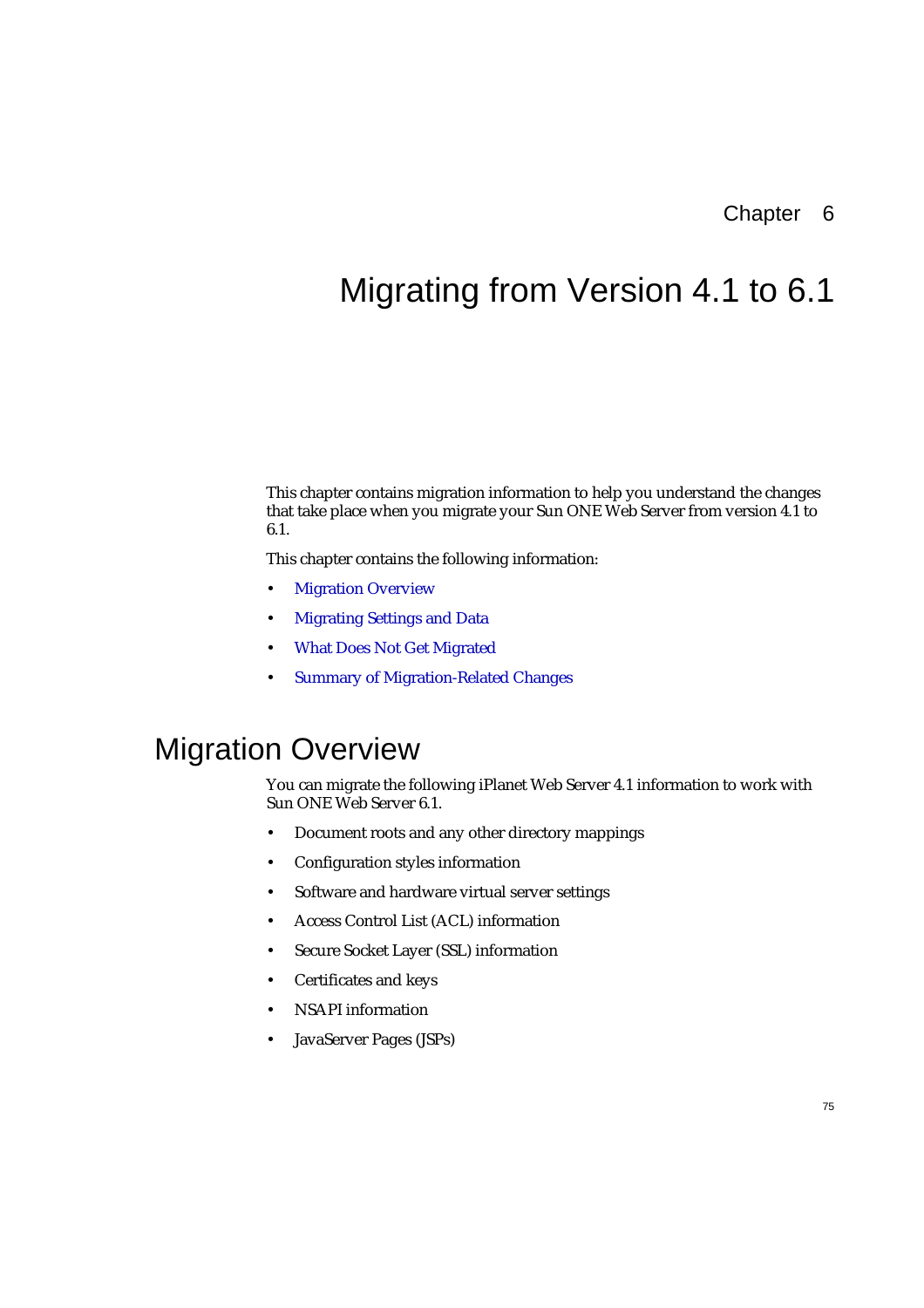Chapter 6

# Migrating from Version 4.1 to 6.1

This chapter contains migration information to help you understand the changes that take place when you migrate your Sun ONE Web Server from version 4.1 to 6.1.

This chapter contains the following information:

- Migration Overview
- Migrating Settings and Data
- What Does Not Get Migrated
- Summary of Migration-Related Changes

## Migration Overview

You can migrate the following iPlanet Web Server 4.1 information to work with Sun ONE Web Server 6.1.

- Document roots and any other directory mappings
- Configuration styles information
- Software and hardware virtual server settings
- Access Control List (ACL) information
- Secure Socket Layer (SSL) information
- Certificates and keys
- NSAPI information
- JavaServer Pages (JSPs)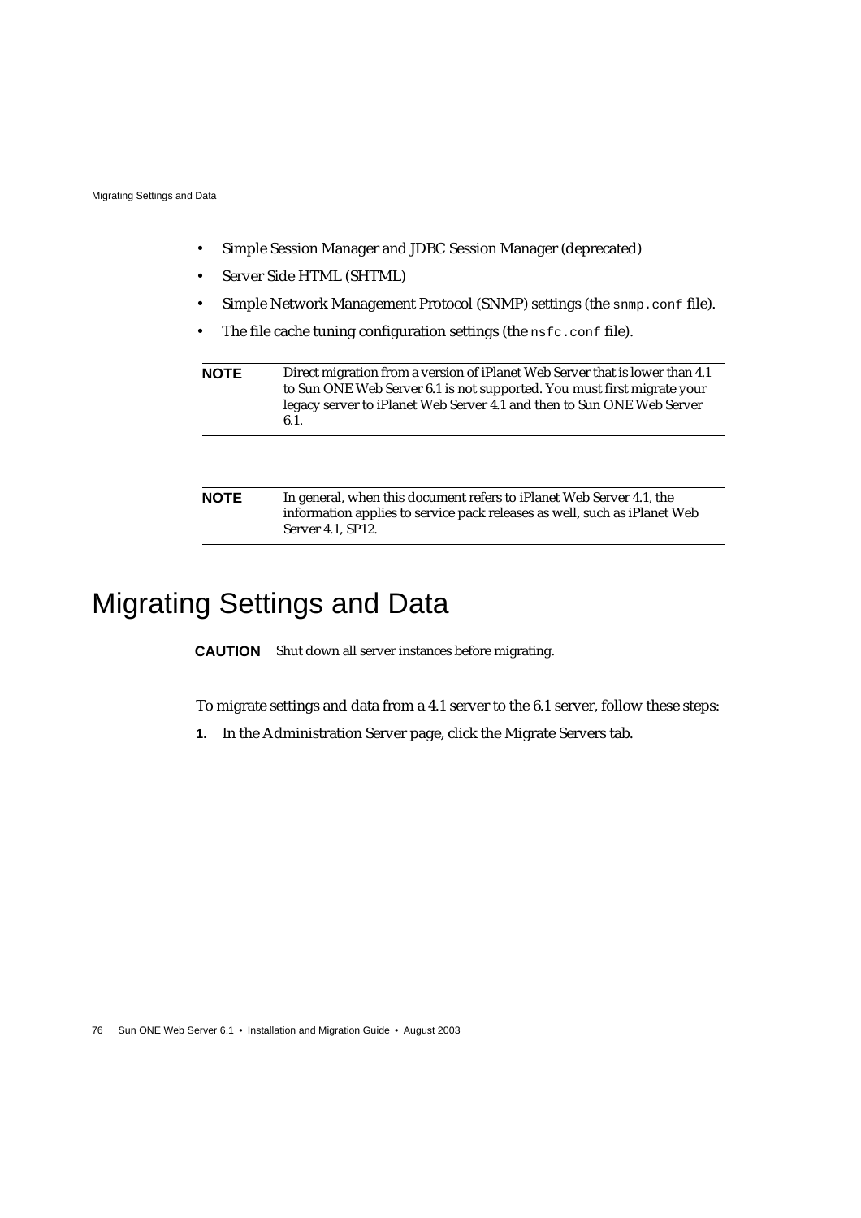- Simple Session Manager and JDBC Session Manager (deprecated)
- Server Side HTML (SHTML)
- Simple Network Management Protocol (SNMP) settings (the `snmp.conf` file).
- The file cache tuning configuration settings (the `nsfc.conf` file).

| **NOTE** | Direct migration from a version of iPlanet Web Server that is lower than 4.1 to Sun ONE Web Server 6.1 is not supported. You must first migrate your legacy server to iPlanet Web Server 4.1 and then to Sun ONE Web Server 6.1. |
|---|---|

| **NOTE** | In general, when this document refers to iPlanet Web Server 4.1, the information applies to service pack releases as well, such as iPlanet Web Server 4.1, SP12. |
|---|---|

# Migrating Settings and Data

| **CAUTION** | Shut down all server instances before migrating. |
|---|---|

To migrate settings and data from a 4.1 server to the 6.1 server, follow these steps:

1. In the Administration Server page, click the Migrate Servers tab.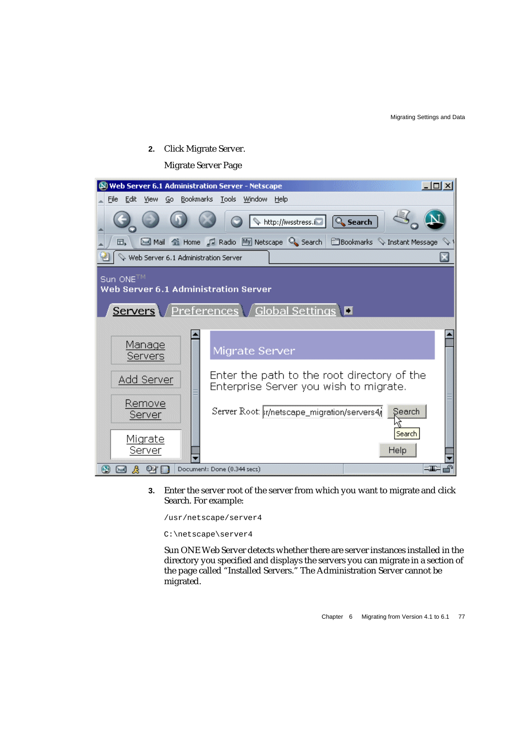2. Click Migrate Server.

   Migrate Server Page

3. Enter the server root of the server from which you want to migrate and click Search. For example:

   /usr/netscape/server4

   C:\netscape\server4

   Sun ONE Web Server detects whether there are server instances installed in the directory you specified and displays the servers you can migrate in a section of the page called "Installed Servers." The Administration Server cannot be migrated.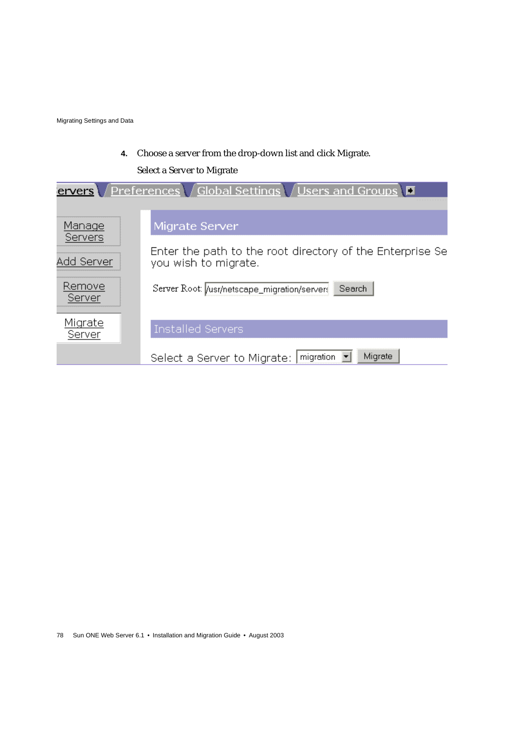4. Choose a server from the drop-down list and click Migrate.

   Select a Server to Migrate

ervers | Preferences | Global Settings | Users and Groups

Manage Servers

Add Server

Remove Server

Migrate Server

Migrate Server

Enter the path to the root directory of the Enterprise Se you wish to migrate.

Server Root: /usr/netscape_migration/servers Search

Installed Servers

Select a Server to Migrate: migration Migrate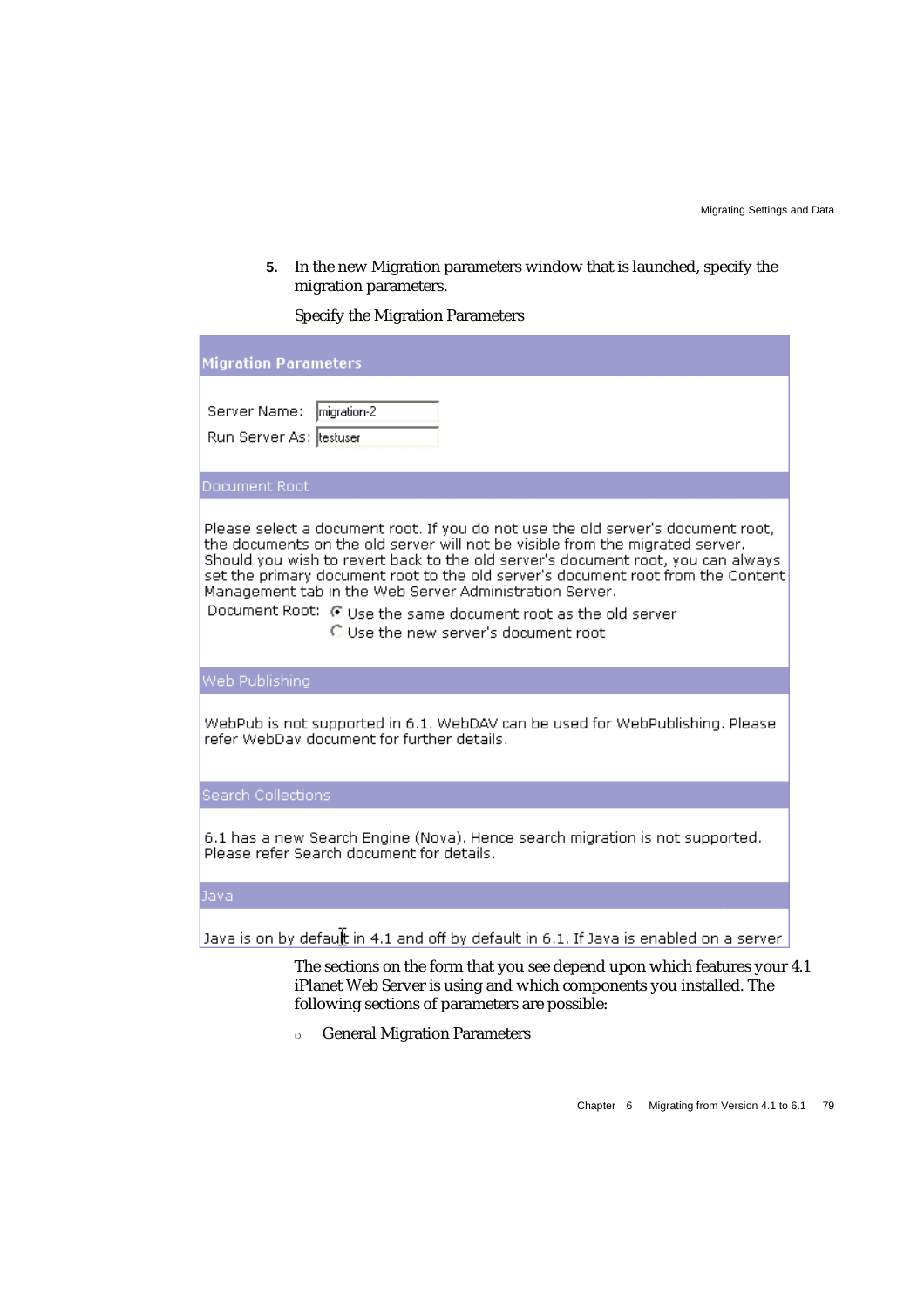5. In the new Migration parameters window that is launched, specify the migration parameters.

   Specify the Migration Parameters

   **Migration Parameters**

   Server Name: migration-2
   Run Server As: testuser

   Document Root

   Please select a document root. If you do not use the old server's document root, the documents on the old server will not be visible from the migrated server. Should you wish to revert back to the old server's document root, you can always set the primary document root to the old server's document root from the Content Management tab in the Web Server Administration Server.

   Document Root: (•) Use the same document root as the old server
   ( ) Use the new server's document root

   Web Publishing

   WebPub is not supported in 6.1. WebDAV can be used for WebPublishing. Please refer WebDav document for further details.

   Search Collections

   6.1 has a new Search Engine (Nova). Hence search migration is not supported. Please refer Search document for details.

   Java

   Java is on by default in 4.1 and off by default in 6.1. If Java is enabled on a server

   The sections on the form that you see depend upon which features your 4.1 iPlanet Web Server is using and which components you installed. The following sections of parameters are possible:

   - General Migration Parameters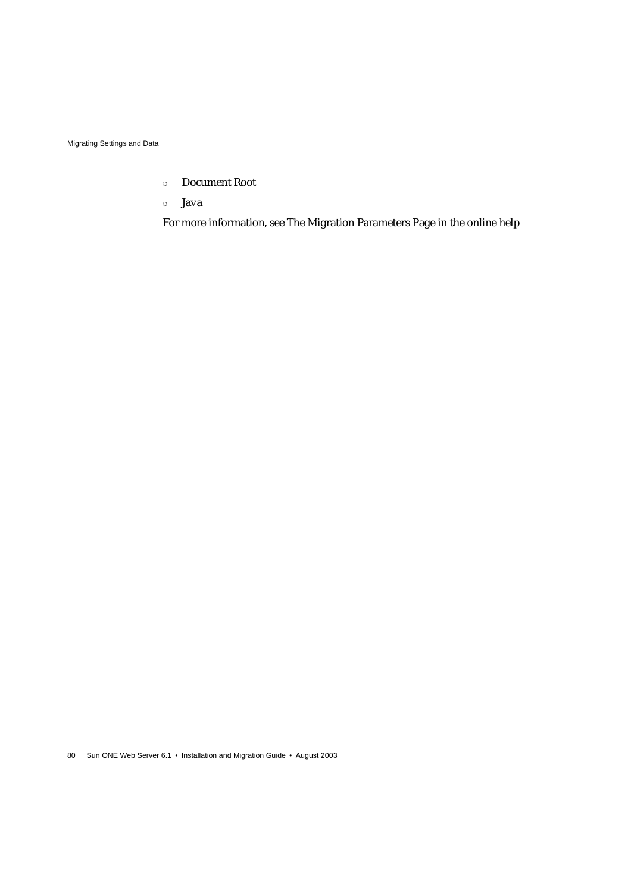- Document Root
- Java

For more information, see The Migration Parameters Page in the online help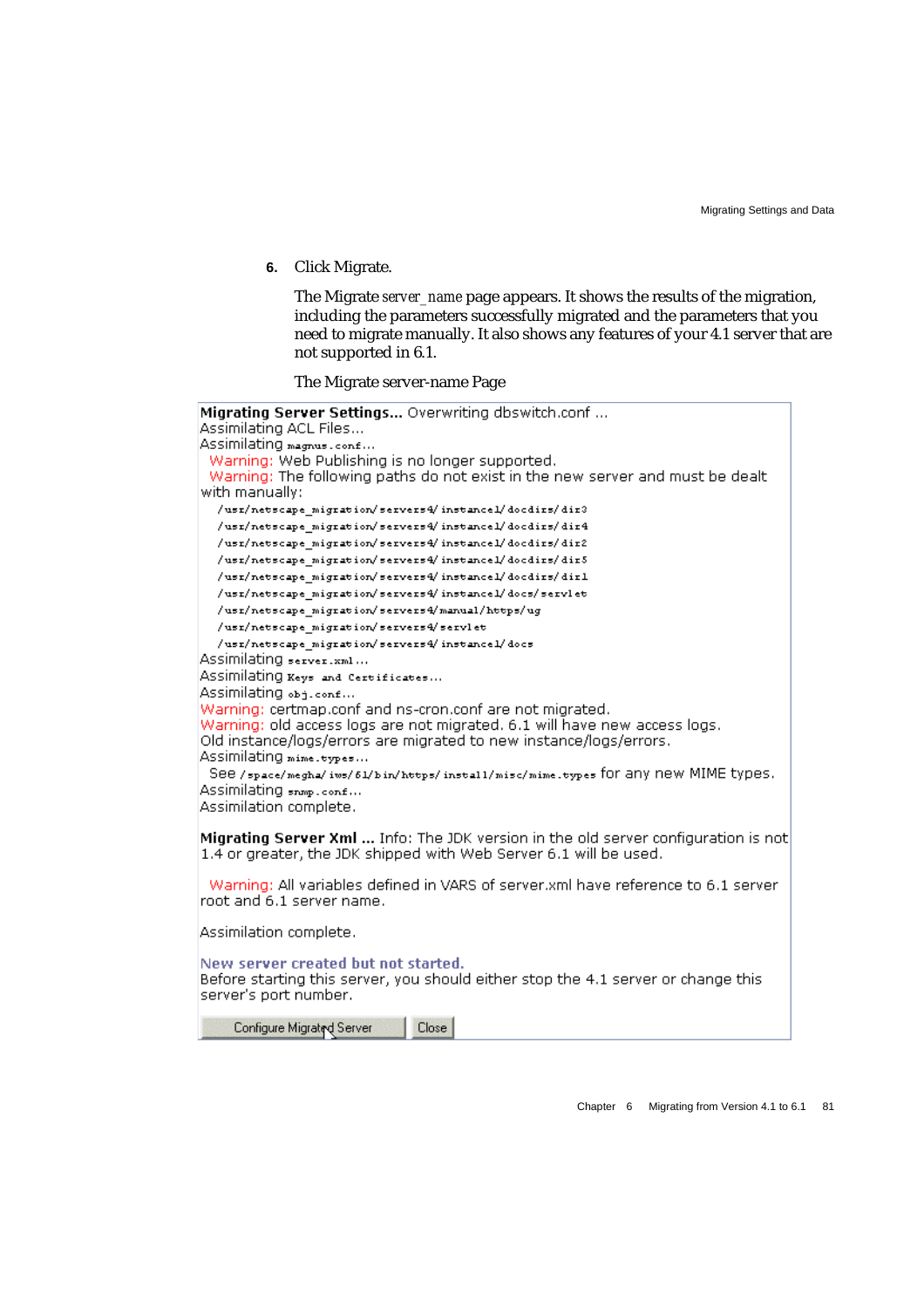6. Click Migrate.

   The Migrate *server_name* page appears. It shows the results of the migration, including the parameters successfully migrated and the parameters that you need to migrate manually. It also shows any features of your 4.1 server that are not supported in 6.1.

   The Migrate server-name Page

**Migrating Server Settings...** Overwriting dbswitch.conf ...
Assimilating ACL Files...
Assimilating `magnus.conf...`
Warning: Web Publishing is no longer supported.
Warning: The following paths do not exist in the new server and must be dealt with manually:

```
/usr/netscape_migration/servers4/instance1/docdirs/dir3
/usr/netscape_migration/servers4/instance1/docdirs/dir4
/usr/netscape_migration/servers4/instance1/docdirs/dir2
/usr/netscape_migration/servers4/instance1/docdirs/dir5
/usr/netscape_migration/servers4/instance1/docdirs/dir1
/usr/netscape_migration/servers4/instance1/docs/servlet
/usr/netscape_migration/servers4/manual/https/ug
/usr/netscape_migration/servers4/servlet
/usr/netscape_migration/servers4/instance1/docs
```

Assimilating `server.xml...`
Assimilating `Keys and Certificates...`
Assimilating `obj.conf...`
Warning: certmap.conf and ns-cron.conf are not migrated.
Warning: old access logs are not migrated. 6.1 will have new access logs.
Old instance/logs/errors are migrated to new instance/logs/errors.
Assimilating `mime.types...`
See `/space/megha/iws/61/bin/https/install/misc/mime.types` for any new MIME types.
Assimilating `snmp.conf...`
Assimilation complete.

**Migrating Server Xml ...** Info: The JDK version in the old server configuration is not 1.4 or greater, the JDK shipped with Web Server 6.1 will be used.

Warning: All variables defined in VARS of server.xml have reference to 6.1 server root and 6.1 server name.

Assimilation complete.

**New server created but not started.**
Before starting this server, you should either stop the 4.1 server or change this server's port number.

[Configure Migrated Server] [Close]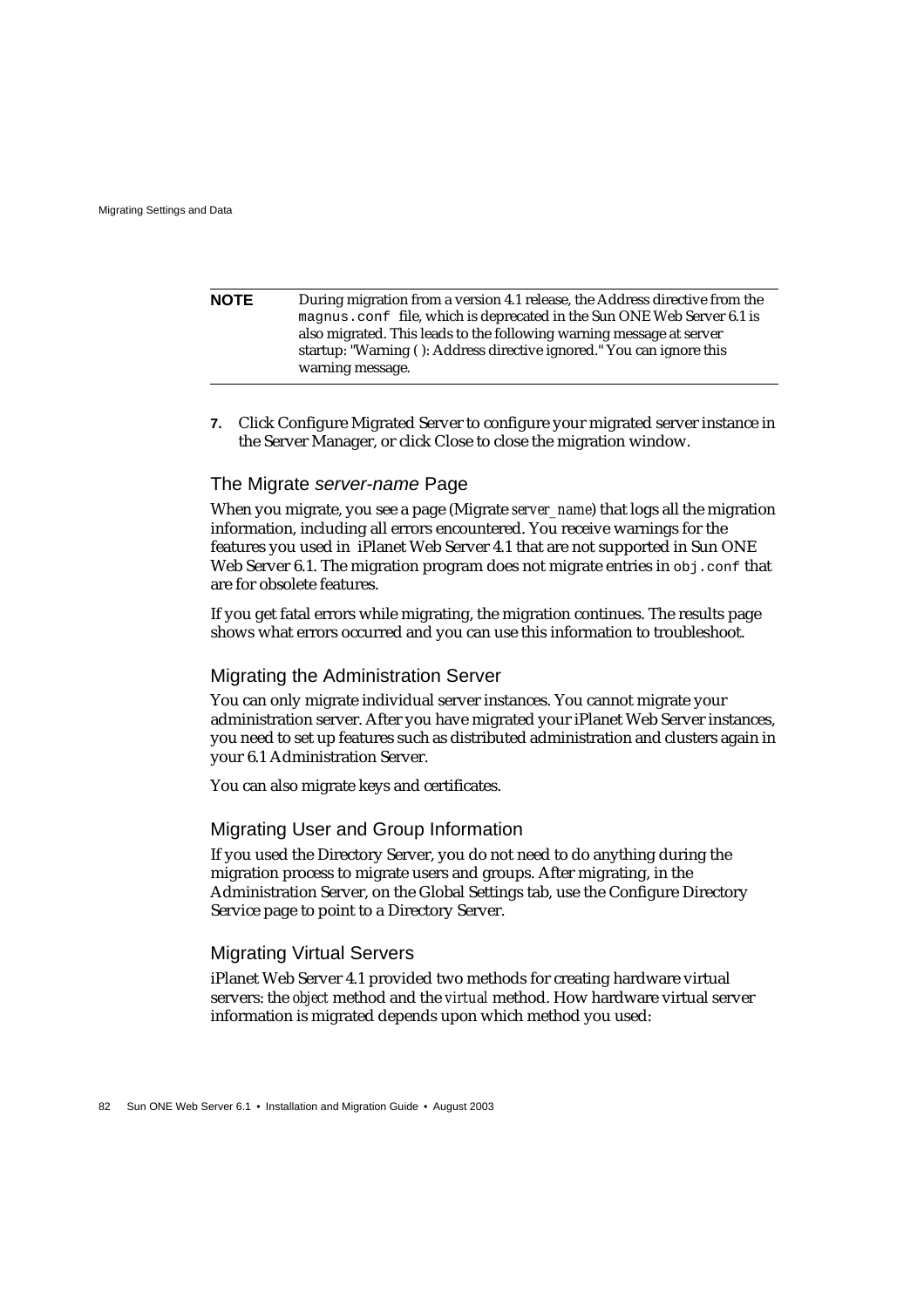| NOTE | During migration from a version 4.1 release, the Address directive from the `magnus.conf` file, which is deprecated in the Sun ONE Web Server 6.1 is also migrated. This leads to the following warning message at server startup: "Warning ( ): Address directive ignored." You can ignore this warning message. |
|---|---|

7. Click Configure Migrated Server to configure your migrated server instance in the Server Manager, or click Close to close the migration window.

### The Migrate *server-name* Page

When you migrate, you see a page (Migrate *server_name*) that logs all the migration information, including all errors encountered. You receive warnings for the features you used in iPlanet Web Server 4.1 that are not supported in Sun ONE Web Server 6.1. The migration program does not migrate entries in `obj.conf` that are for obsolete features.

If you get fatal errors while migrating, the migration continues. The results page shows what errors occurred and you can use this information to troubleshoot.

### Migrating the Administration Server

You can only migrate individual server instances. You cannot migrate your administration server. After you have migrated your iPlanet Web Server instances, you need to set up features such as distributed administration and clusters again in your 6.1 Administration Server.

You can also migrate keys and certificates.

### Migrating User and Group Information

If you used the Directory Server, you do not need to do anything during the migration process to migrate users and groups. After migrating, in the Administration Server, on the Global Settings tab, use the Configure Directory Service page to point to a Directory Server.

### Migrating Virtual Servers

iPlanet Web Server 4.1 provided two methods for creating hardware virtual servers: the *object* method and the *virtual* method. How hardware virtual server information is migrated depends upon which method you used: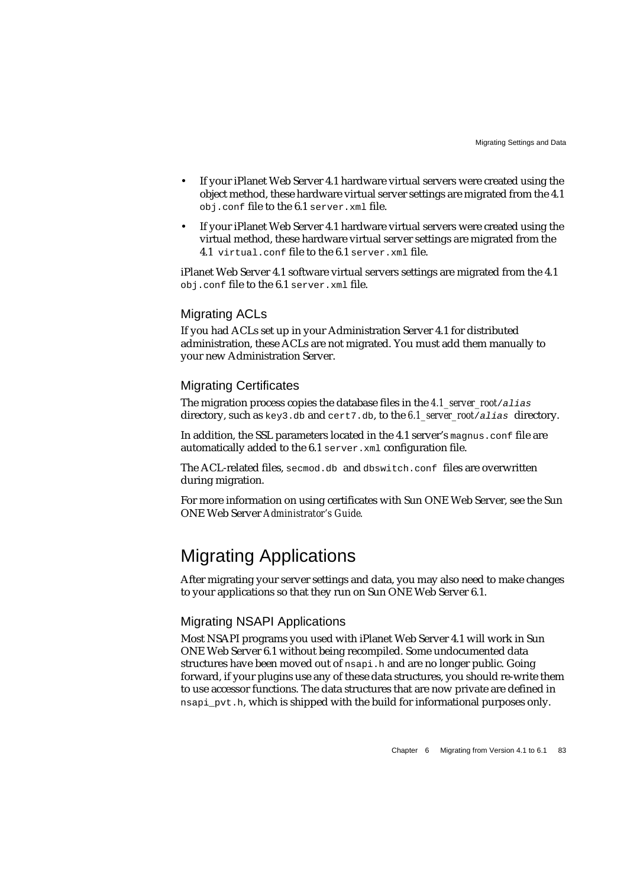- If your iPlanet Web Server 4.1 hardware virtual servers were created using the object method, these hardware virtual server settings are migrated from the 4.1 `obj.conf` file to the 6.1 `server.xml` file.
- If your iPlanet Web Server 4.1 hardware virtual servers were created using the virtual method, these hardware virtual server settings are migrated from the 4.1 `virtual.conf` file to the 6.1 `server.xml` file.

iPlanet Web Server 4.1 software virtual servers settings are migrated from the 4.1 `obj.conf` file to the 6.1 `server.xml` file.

### Migrating ACLs

If you had ACLs set up in your Administration Server 4.1 for distributed administration, these ACLs are not migrated. You must add them manually to your new Administration Server.

### Migrating Certificates

The migration process copies the database files in the *4.1_server_root*/`alias` directory, such as `key3.db` and `cert7.db`, to the *6.1_server_root*/`alias` directory.

In addition, the SSL parameters located in the 4.1 server's `magnus.conf` file are automatically added to the 6.1 `server.xml` configuration file.

The ACL-related files, `secmod.db` and `dbswitch.conf` files are overwritten during migration.

For more information on using certificates with Sun ONE Web Server, see the Sun ONE Web Server *Administrator's Guide*.

## Migrating Applications

After migrating your server settings and data, you may also need to make changes to your applications so that they run on Sun ONE Web Server 6.1.

### Migrating NSAPI Applications

Most NSAPI programs you used with iPlanet Web Server 4.1 will work in Sun ONE Web Server 6.1 without being recompiled. Some undocumented data structures have been moved out of `nsapi.h` and are no longer public. Going forward, if your plugins use any of these data structures, you should re-write them to use accessor functions. The data structures that are now private are defined in `nsapi_pvt.h`, which is shipped with the build for informational purposes only.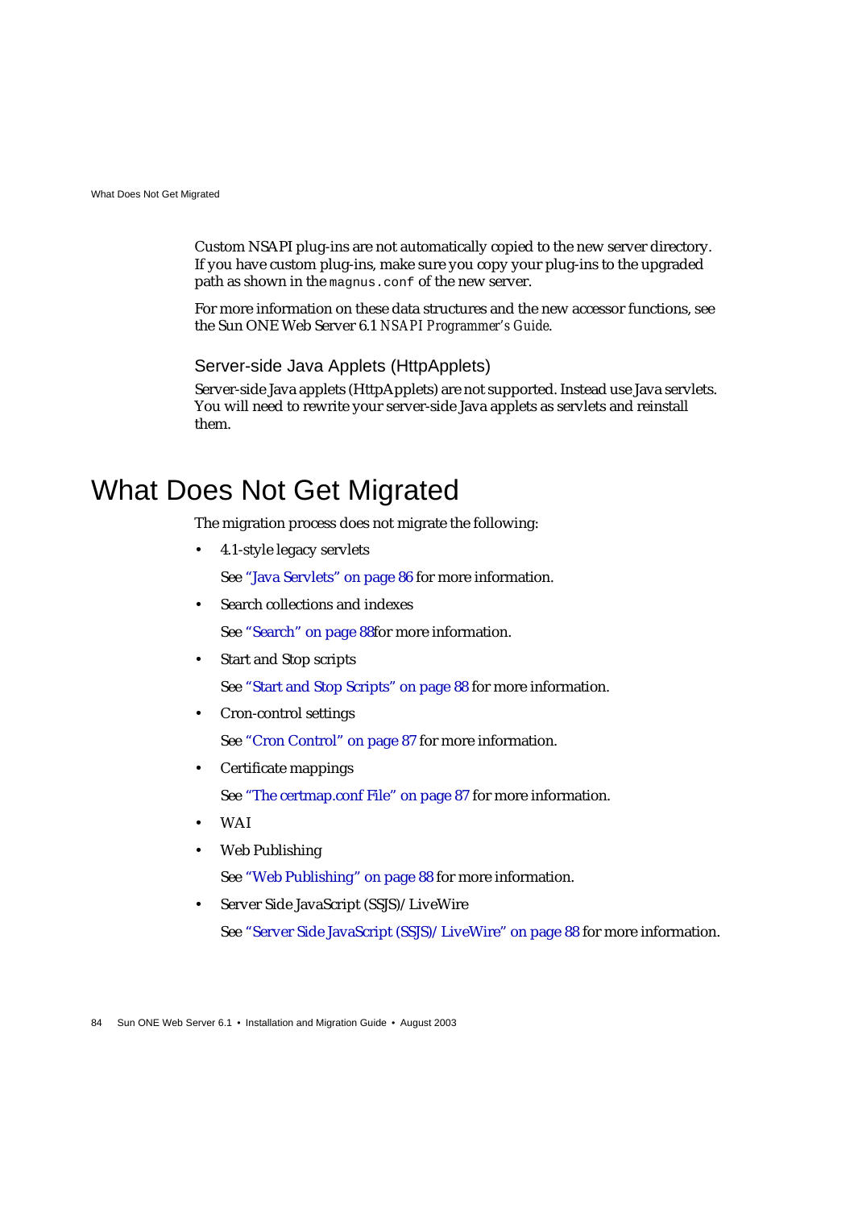Custom NSAPI plug-ins are not automatically copied to the new server directory. If you have custom plug-ins, make sure you copy your plug-ins to the upgraded path as shown in the `magnus.conf` of the new server.

For more information on these data structures and the new accessor functions, see the Sun ONE Web Server 6.1 *NSAPI Programmer's Guide*.

### Server-side Java Applets (HttpApplets)

Server-side Java applets (HttpApplets) are not supported. Instead use Java servlets. You will need to rewrite your server-side Java applets as servlets and reinstall them.

## What Does Not Get Migrated

The migration process does not migrate the following:

- 4.1-style legacy servlets

  See "Java Servlets" on page 86 for more information.

- Search collections and indexes

  See "Search" on page 88for more information.

- Start and Stop scripts

  See "Start and Stop Scripts" on page 88 for more information.

- Cron-control settings

  See "Cron Control" on page 87 for more information.

- Certificate mappings

  See "The certmap.conf File" on page 87 for more information.

- WAI
- Web Publishing

  See "Web Publishing" on page 88 for more information.

- Server Side JavaScript (SSJS)/ LiveWire

  See "Server Side JavaScript (SSJS)/ LiveWire" on page 88 for more information.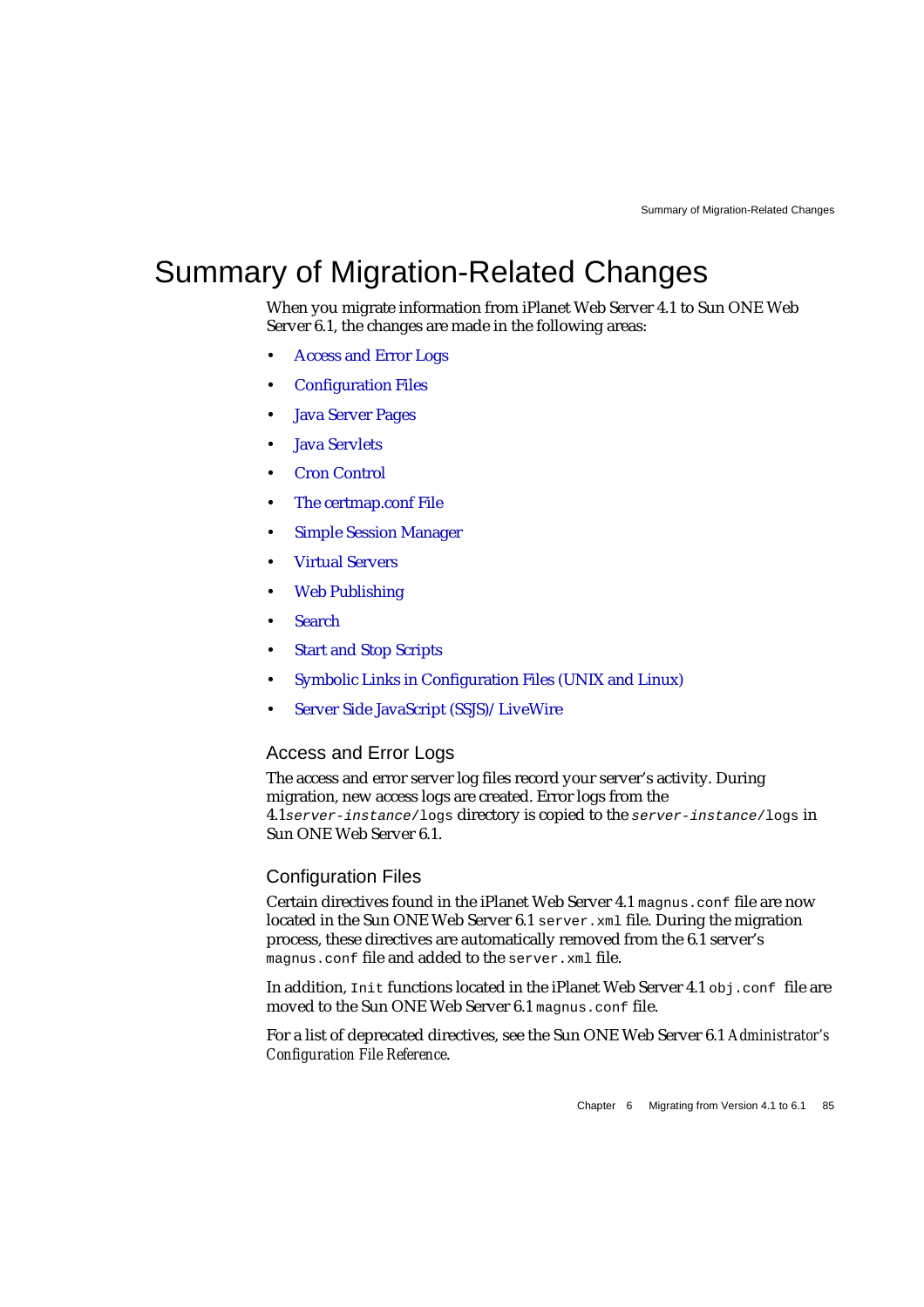# Summary of Migration-Related Changes

When you migrate information from iPlanet Web Server 4.1 to Sun ONE Web Server 6.1, the changes are made in the following areas:

- Access and Error Logs
- Configuration Files
- Java Server Pages
- Java Servlets
- Cron Control
- The certmap.conf File
- Simple Session Manager
- Virtual Servers
- Web Publishing
- Search
- Start and Stop Scripts
- Symbolic Links in Configuration Files (UNIX and Linux)
- Server Side JavaScript (SSJS)/ LiveWire

## Access and Error Logs

The access and error server log files record your server's activity. During migration, new access logs are created. Error logs from the 4.1`server-instance/logs` directory is copied to the `server-instance/logs` in Sun ONE Web Server 6.1.

## Configuration Files

Certain directives found in the iPlanet Web Server 4.1 `magnus.conf` file are now located in the Sun ONE Web Server 6.1 `server.xml` file. During the migration process, these directives are automatically removed from the 6.1 server's `magnus.conf` file and added to the `server.xml` file.

In addition, `Init` functions located in the iPlanet Web Server 4.1 `obj.conf` file are moved to the Sun ONE Web Server 6.1 `magnus.conf` file.

For a list of deprecated directives, see the Sun ONE Web Server 6.1 *Administrator's Configuration File Reference*.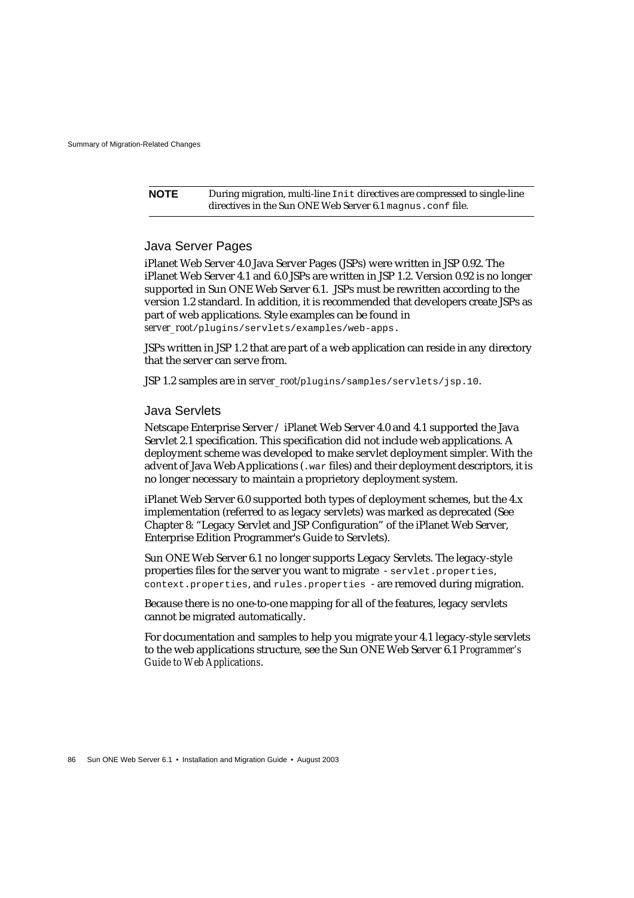**NOTE** During migration, multi-line `Init` directives are compressed to single-line directives in the Sun ONE Web Server 6.1 `magnus.conf` file.

### Java Server Pages

iPlanet Web Server 4.0 Java Server Pages (JSPs) were written in JSP 0.92. The iPlanet Web Server 4.1 and 6.0 JSPs are written in JSP 1.2. Version 0.92 is no longer supported in Sun ONE Web Server 6.1. JSPs must be rewritten according to the version 1.2 standard. In addition, it is recommended that developers create JSPs as part of web applications. Style examples can be found in *server_root*`/plugins/servlets/examples/web-apps`.

JSPs written in JSP 1.2 that are part of a web application can reside in any directory that the server can serve from.

JSP 1.2 samples are in *server_root*`/plugins/samples/servlets/jsp.10`.

### Java Servlets

Netscape Enterprise Server / iPlanet Web Server 4.0 and 4.1 supported the Java Servlet 2.1 specification. This specification did not include web applications. A deployment scheme was developed to make servlet deployment simpler. With the advent of Java Web Applications (`.war` files) and their deployment descriptors, it is no longer necessary to maintain a proprietary deployment system.

iPlanet Web Server 6.0 supported both types of deployment schemes, but the 4.x implementation (referred to as legacy servlets) was marked as deprecated (See Chapter 8: "Legacy Servlet and JSP Configuration" of the iPlanet Web Server, Enterprise Edition Programmer's Guide to Servlets).

Sun ONE Web Server 6.1 no longer supports Legacy Servlets. The legacy-style properties files for the server you want to migrate - `servlet.properties`, `context.properties`, and `rules.properties` - are removed during migration.

Because there is no one-to-one mapping for all of the features, legacy servlets cannot be migrated automatically.

For documentation and samples to help you migrate your 4.1 legacy-style servlets to the web applications structure, see the Sun ONE Web Server 6.1 *Programmer's Guide to Web Applications*.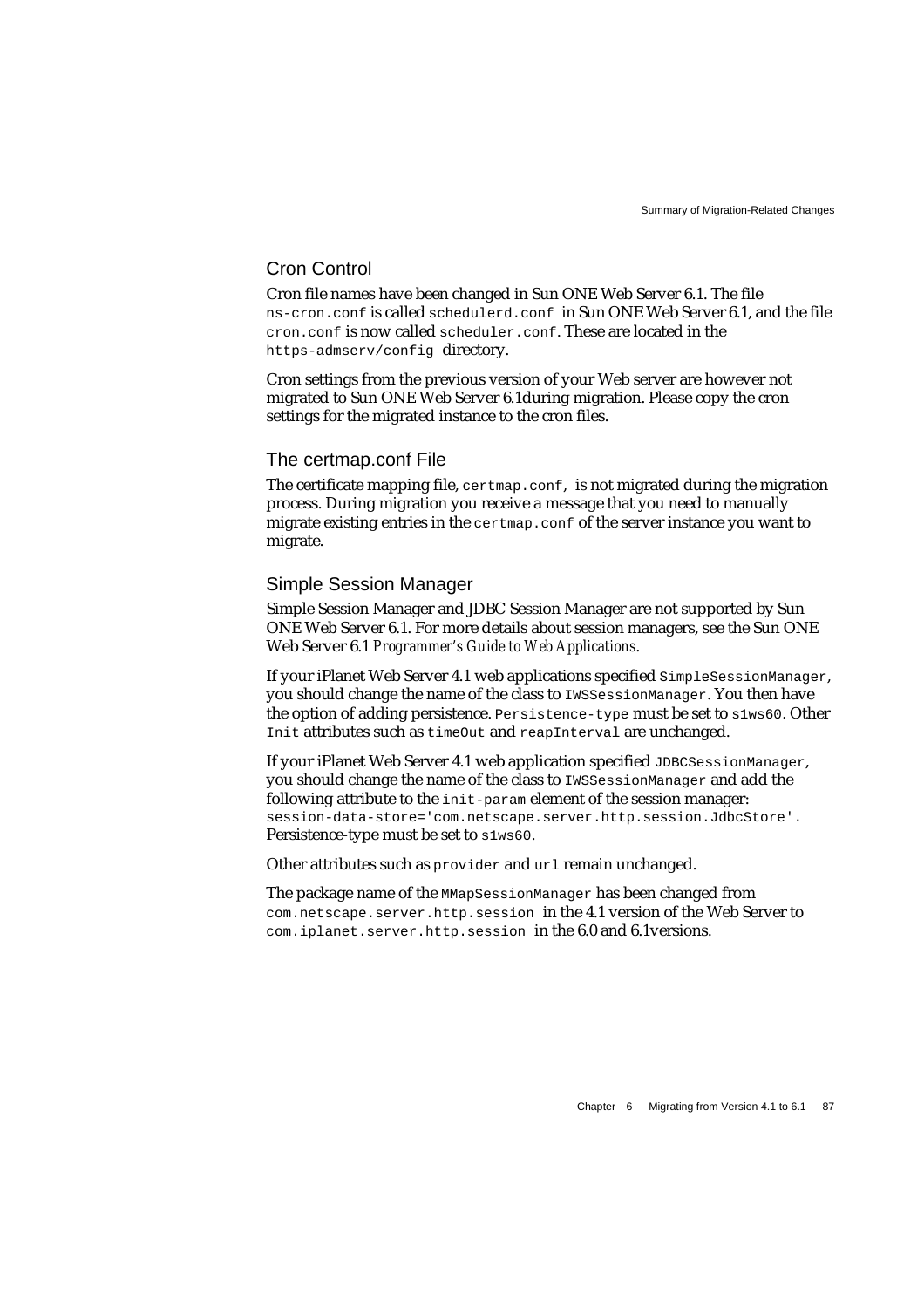## Cron Control

Cron file names have been changed in Sun ONE Web Server 6.1. The file `ns-cron.conf` is called `schedulerd.conf` in Sun ONE Web Server 6.1, and the file `cron.conf` is now called `scheduler.conf`. These are located in the `https-admserv/config` directory.

Cron settings from the previous version of your Web server are however not migrated to Sun ONE Web Server 6.1during migration. Please copy the cron settings for the migrated instance to the cron files.

## The certmap.conf File

The certificate mapping file, `certmap.conf`, is not migrated during the migration process. During migration you receive a message that you need to manually migrate existing entries in the `certmap.conf` of the server instance you want to migrate.

## Simple Session Manager

Simple Session Manager and JDBC Session Manager are not supported by Sun ONE Web Server 6.1. For more details about session managers, see the Sun ONE Web Server 6.1 *Programmer's Guide to Web Applications*.

If your iPlanet Web Server 4.1 web applications specified `SimpleSessionManager`, you should change the name of the class to `IWSSessionManager`. You then have the option of adding persistence. `Persistence-type` must be set to `s1ws60`. Other `Init` attributes such as `timeOut` and `reapInterval` are unchanged.

If your iPlanet Web Server 4.1 web application specified `JDBCSessionManager`, you should change the name of the class to `IWSSessionManager` and add the following attribute to the `init-param` element of the session manager: `session-data-store='com.netscape.server.http.session.JdbcStore'`. Persistence-type must be set to `s1ws60`.

Other attributes such as `provider` and `url` remain unchanged.

The package name of the `MMapSessionManager` has been changed from `com.netscape.server.http.session` in the 4.1 version of the Web Server to `com.iplanet.server.http.session` in the 6.0 and 6.1versions.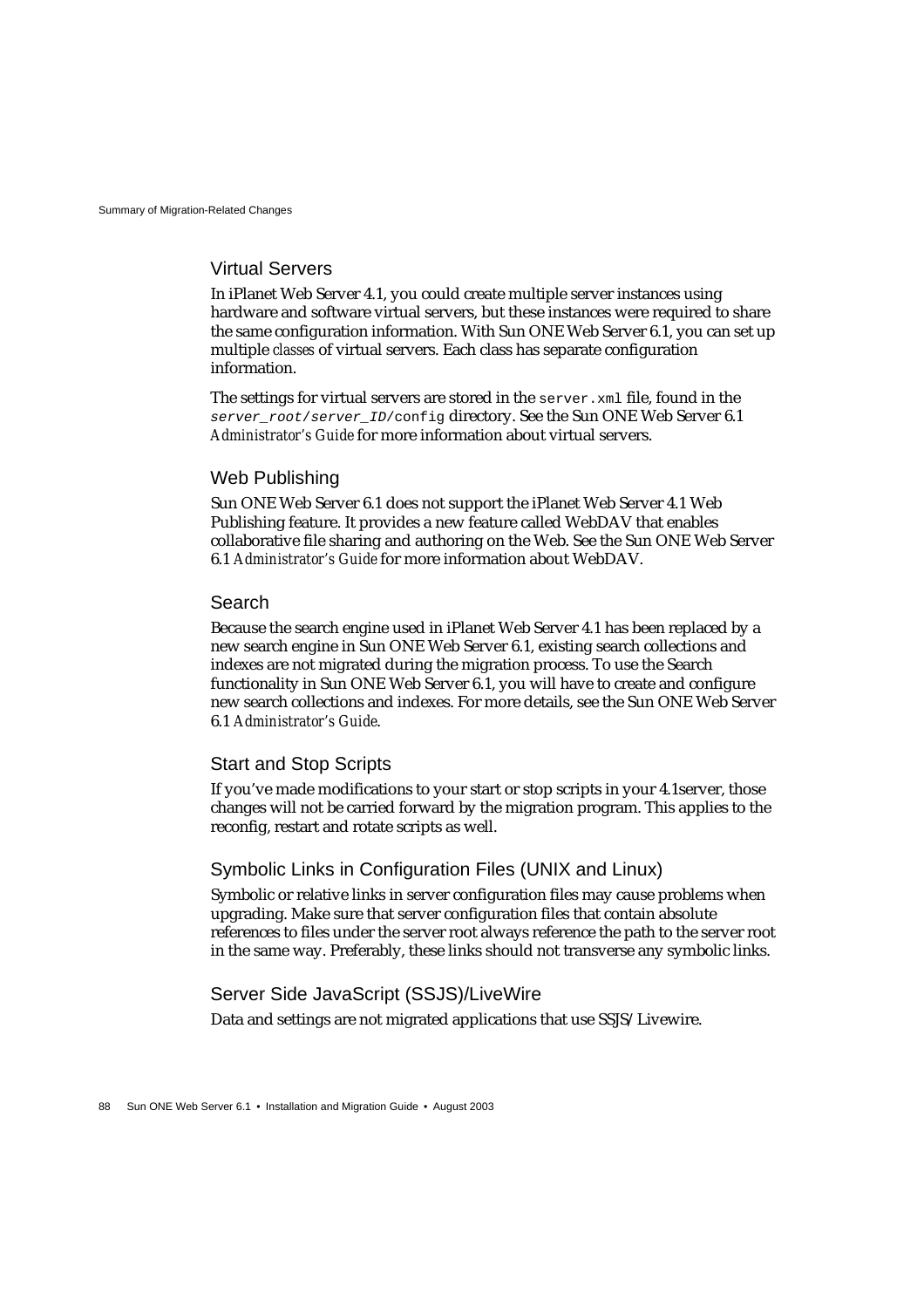### Virtual Servers

In iPlanet Web Server 4.1, you could create multiple server instances using hardware and software virtual servers, but these instances were required to share the same configuration information. With Sun ONE Web Server 6.1, you can set up multiple *classes* of virtual servers. Each class has separate configuration information.

The settings for virtual servers are stored in the `server.xml` file, found in the `server_root/server_ID/config` directory. See the Sun ONE Web Server 6.1 *Administrator's Guide* for more information about virtual servers.

### Web Publishing

Sun ONE Web Server 6.1 does not support the iPlanet Web Server 4.1 Web Publishing feature. It provides a new feature called WebDAV that enables collaborative file sharing and authoring on the Web. See the Sun ONE Web Server 6.1 *Administrator's Guide* for more information about WebDAV.

### Search

Because the search engine used in iPlanet Web Server 4.1 has been replaced by a new search engine in Sun ONE Web Server 6.1, existing search collections and indexes are not migrated during the migration process. To use the Search functionality in Sun ONE Web Server 6.1, you will have to create and configure new search collections and indexes. For more details, see the Sun ONE Web Server 6.1 *Administrator's Guide*.

### Start and Stop Scripts

If you've made modifications to your start or stop scripts in your 4.1server, those changes will not be carried forward by the migration program. This applies to the reconfig, restart and rotate scripts as well.

### Symbolic Links in Configuration Files (UNIX and Linux)

Symbolic or relative links in server configuration files may cause problems when upgrading. Make sure that server configuration files that contain absolute references to files under the server root always reference the path to the server root in the same way. Preferably, these links should not transverse any symbolic links.

### Server Side JavaScript (SSJS)/LiveWire

Data and settings are not migrated applications that use SSJS/Livewire.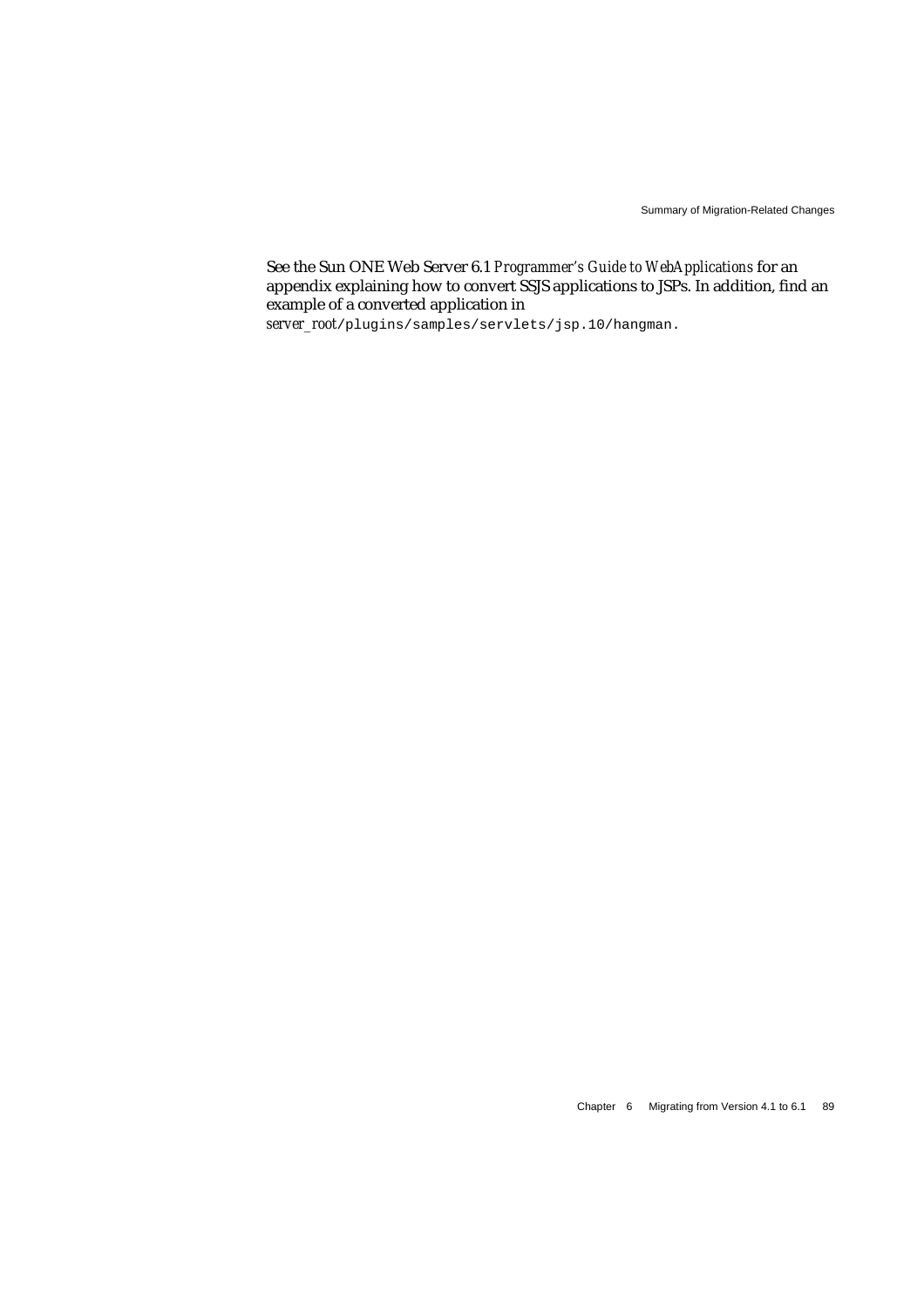See the Sun ONE Web Server 6.1 *Programmer's Guide to WebApplications* for an appendix explaining how to convert SSJS applications to JSPs. In addition, find an example of a converted application in *server_root*`/plugins/samples/servlets/jsp.10/hangman`.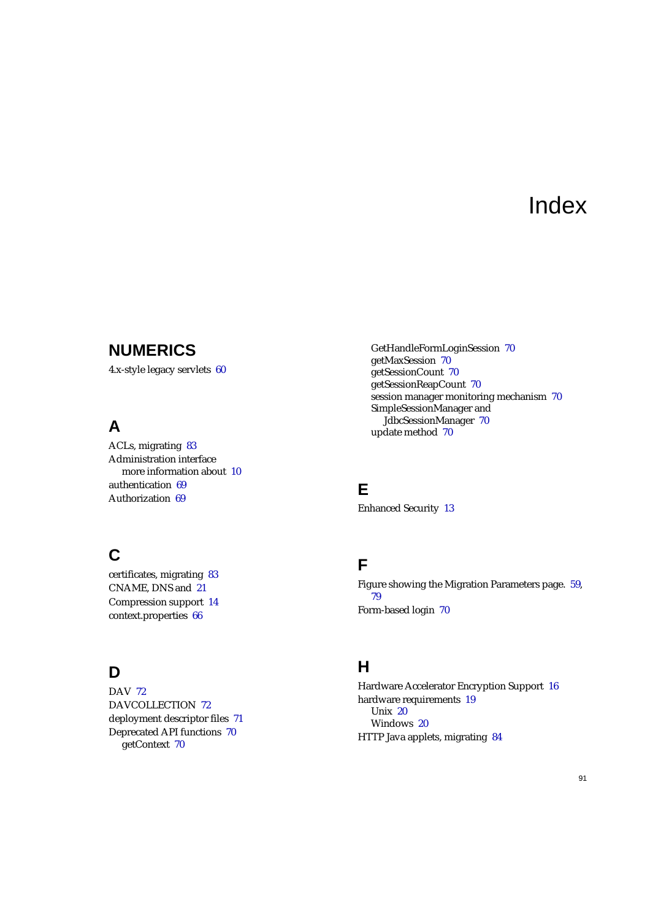# Index

## NUMERICS

4.x-style legacy servlets 60

## A

ACLs, migrating 83
Administration interface
  more information about 10
authentication 69
Authorization 69

## C

certificates, migrating 83
CNAME, DNS and 21
Compression support 14
context.properties 66

## D

DAV 72
DAVCOLLECTION 72
deployment descriptor files 71
Deprecated API functions 70
  getContext 70
  GetHandleFormLoginSession 70
  getMaxSession 70
  getSessionCount 70
  getSessionReapCount 70
  session manager monitoring mechanism 70
  SimpleSessionManager and
    JdbcSessionManager 70
  update method 70

## E

Enhanced Security 13

## F

Figure showing the Migration Parameters page. 59, 79
Form-based login 70

## H

Hardware Accelerator Encryption Support 16
hardware requirements 19
  Unix 20
  Windows 20
HTTP Java applets, migrating 84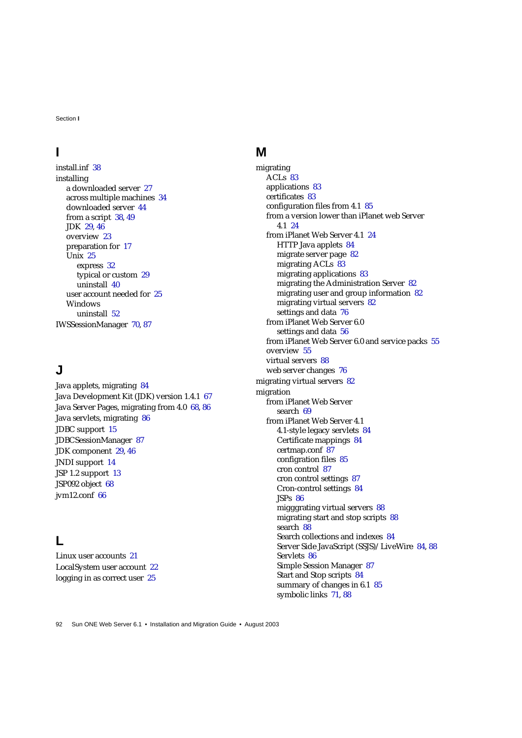## I

install.inf 38

installing
- a downloaded server 27
- across multiple machines 34
- downloaded server 44
- from a script 38, 49
- JDK 29, 46
- overview 23
- preparation for 17
- Unix 25
  - express 32
  - typical or custom 29
  - uninstall 40
- user account needed for 25
- Windows
  - uninstall 52

IWSSessionManager 70, 87

## J

Java applets, migrating 84

Java Development Kit (JDK) version 1.4.1 67

Java Server Pages, migrating from 4.0 68, 86

Java servlets, migrating 86

JDBC support 15

JDBCSessionManager 87

JDK component 29, 46

JNDI support 14

JSP 1.2 support 13

JSP092 object 68

jvm12.conf 66

## L

Linux user accounts 21

LocalSystem user account 22

logging in as correct user 25

## M

migrating
- ACLs 83
- applications 83
- certificates 83
- configuration files from 4.1 85
- from a version lower than iPlanet web Server 4.1 24
- from iPlanet Web Server 4.1 24
  - HTTP Java applets 84
  - migrate server page 82
  - migrating ACLs 83
  - migrating applications 83
  - migrating the Administration Server 82
  - migrating user and group information 82
  - migrating virtual servers 82
  - settings and data 76
- from iPlanet Web Server 6.0
  - settings and data 56
- from iPlanet Web Server 6.0 and service packs 55
- overview 55
- virtual servers 88
- web server changes 76

migrating virtual servers 82

migration
- from iPlanet Web Server
  - search 69
- from iPlanet Web Server 4.1
  - 4.1-style legacy servlets 84
  - Certificate mappings 84
  - certmap.conf 87
  - configration files 85
  - cron control 87
  - cron control settings 87
  - Cron-control settings 84
  - JSPs 86
  - migggrating virtual servers 88
  - migrating start and stop scripts 88
  - search 88
  - Search collections and indexes 84
  - Server Side JavaScript (SSJS)/ LiveWire 84, 88
  - Servlets 86
  - Simple Session Manager 87
  - Start and Stop scripts 84
  - summary of changes in 6.1 85
  - symbolic links 71, 88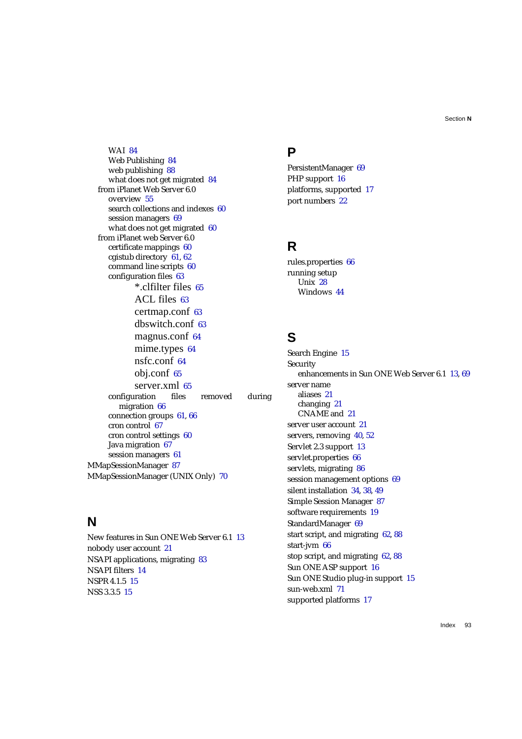WAI 84
Web Publishing 84
web publishing 88
what does not get migrated 84
from iPlanet Web Server 6.0
overview 55
search collections and indexes 60
session managers 69
what does not get migrated 60
from iPlanet web Server 6.0
certificate mappings 60
cgistub directory 61, 62
command line scripts 60
configuration files 63
*.clfilter files 65
ACL files 63
certmap.conf 63
dbswitch.conf 63
magnus.conf 64
mime.types 64
nsfc.conf 64
obj.conf 65
server.xml 65
configuration files removed during migration 66
connection groups 61, 66
cron control 67
cron control settings 60
Java migration 67
session managers 61
MMapSessionManager 87
MMapSessionManager (UNIX Only) 70

## N

New features in Sun ONE Web Server 6.1 13
nobody user account 21
NSAPI applications, migrating 83
NSAPI filters 14
NSPR 4.1.5 15
NSS 3.3.5 15

## P

PersistentManager 69
PHP support 16
platforms, supported 17
port numbers 22

## R

rules.properties 66
running setup
Unix 28
Windows 44

## S

Search Engine 15
Security
enhancements in Sun ONE Web Server 6.1 13, 69
server name
aliases 21
changing 21
CNAME and 21
server user account 21
servers, removing 40, 52
Servlet 2.3 support 13
servlet.properties 66
servlets, migrating 86
session management options 69
silent installation 34, 38, 49
Simple Session Manager 87
software requirements 19
StandardManager 69
start script, and migrating 62, 88
start-jvm 66
stop script, and migrating 62, 88
Sun ONE ASP support 16
Sun ONE Studio plug-in support 15
sun-web.xml 71
supported platforms 17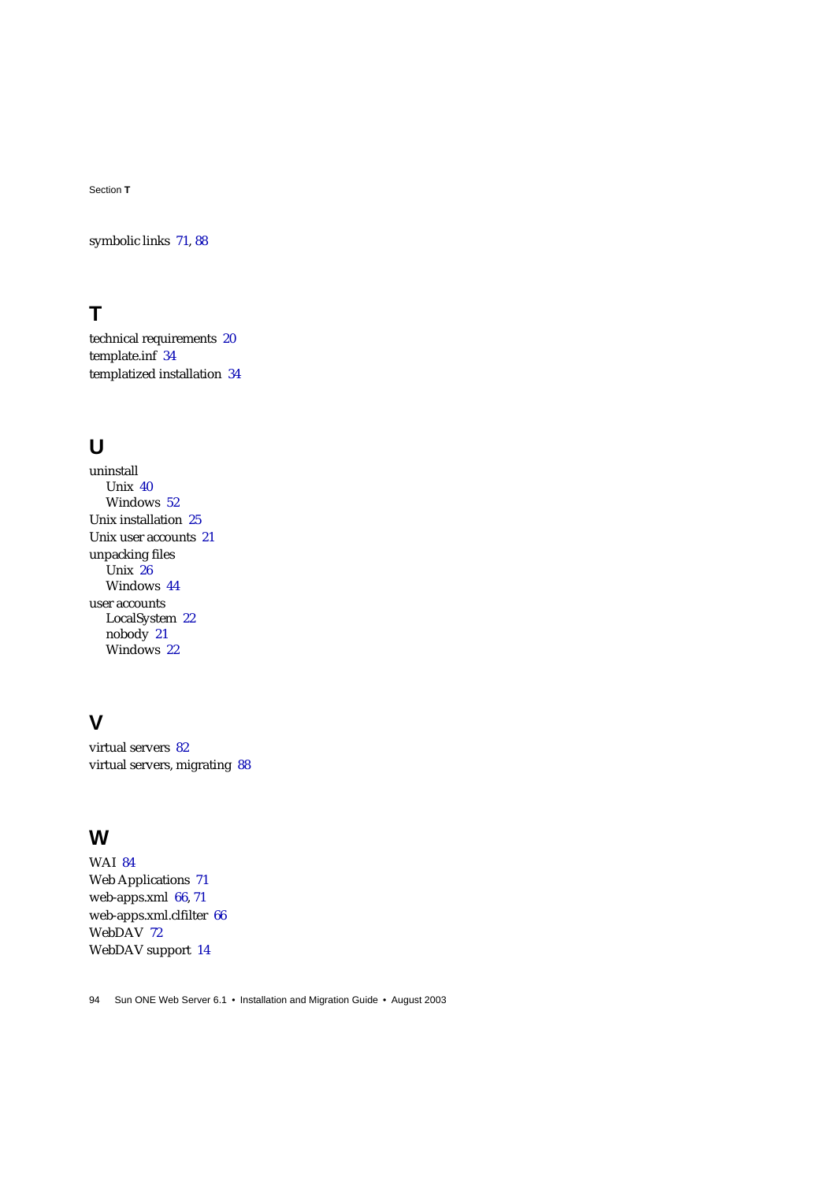symbolic links 71, 88

## T

technical requirements 20
template.inf 34
templatized installation 34

## U

uninstall
  Unix 40
  Windows 52
Unix installation 25
Unix user accounts 21
unpacking files
  Unix 26
  Windows 44
user accounts
  LocalSystem 22
  nobody 21
  Windows 22

## V

virtual servers 82
virtual servers, migrating 88

## W

WAI 84
Web Applications 71
web-apps.xml 66, 71
web-apps.xml.clfilter 66
WebDAV 72
WebDAV support 14